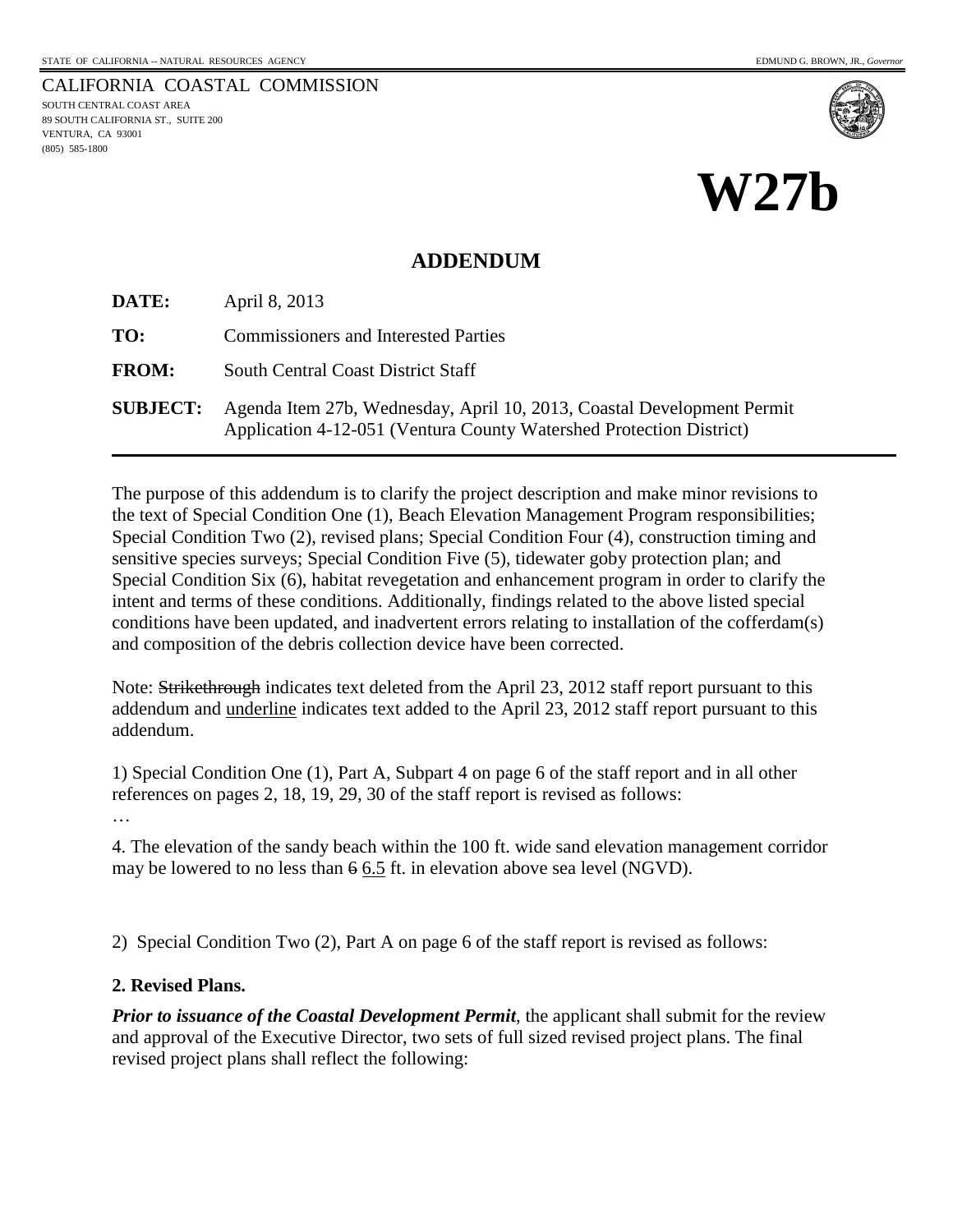STATE OF CALIFORNIA -- NATURAL RESOURCES AGENCY

EDMUND G. BROWN, JR., *Governor*

CALIFORNIA COASTAL COMMISSION
SOUTH CENTRAL COAST AREA
89 SOUTH CALIFORNIA ST., SUITE 200
VENTURA, CA 93001
(805) 585-1800

# W27b

## ADDENDUM

**DATE:** April 8, 2013

**TO:** Commissioners and Interested Parties

**FROM:** South Central Coast District Staff

**SUBJECT:** Agenda Item 27b, Wednesday, April 10, 2013, Coastal Development Permit Application 4-12-051 (Ventura County Watershed Protection District)

---

The purpose of this addendum is to clarify the project description and make minor revisions to the text of Special Condition One (1), Beach Elevation Management Program responsibilities; Special Condition Two (2), revised plans; Special Condition Four (4), construction timing and sensitive species surveys; Special Condition Five (5), tidewater goby protection plan; and Special Condition Six (6), habitat revegetation and enhancement program in order to clarify the intent and terms of these conditions. Additionally, findings related to the above listed special conditions have been updated, and inadvertent errors relating to installation of the cofferdam(s) and composition of the debris collection device have been corrected.

Note: ~~Strikethrough~~ indicates text deleted from the April 23, 2012 staff report pursuant to this addendum and <u>underline</u> indicates text added to the April 23, 2012 staff report pursuant to this addendum.

1) Special Condition One (1), Part A, Subpart 4 on page 6 of the staff report and in all other references on pages 2, 18, 19, 29, 30 of the staff report is revised as follows:

…

4. The elevation of the sandy beach within the 100 ft. wide sand elevation management corridor may be lowered to no less than ~~6~~ <u>6.5</u> ft. in elevation above sea level (NGVD).

2) Special Condition Two (2), Part A on page 6 of the staff report is revised as follows:

**2. Revised Plans.**

***Prior to issuance of the Coastal Development Permit***, the applicant shall submit for the review and approval of the Executive Director, two sets of full sized revised project plans. The final revised project plans shall reflect the following: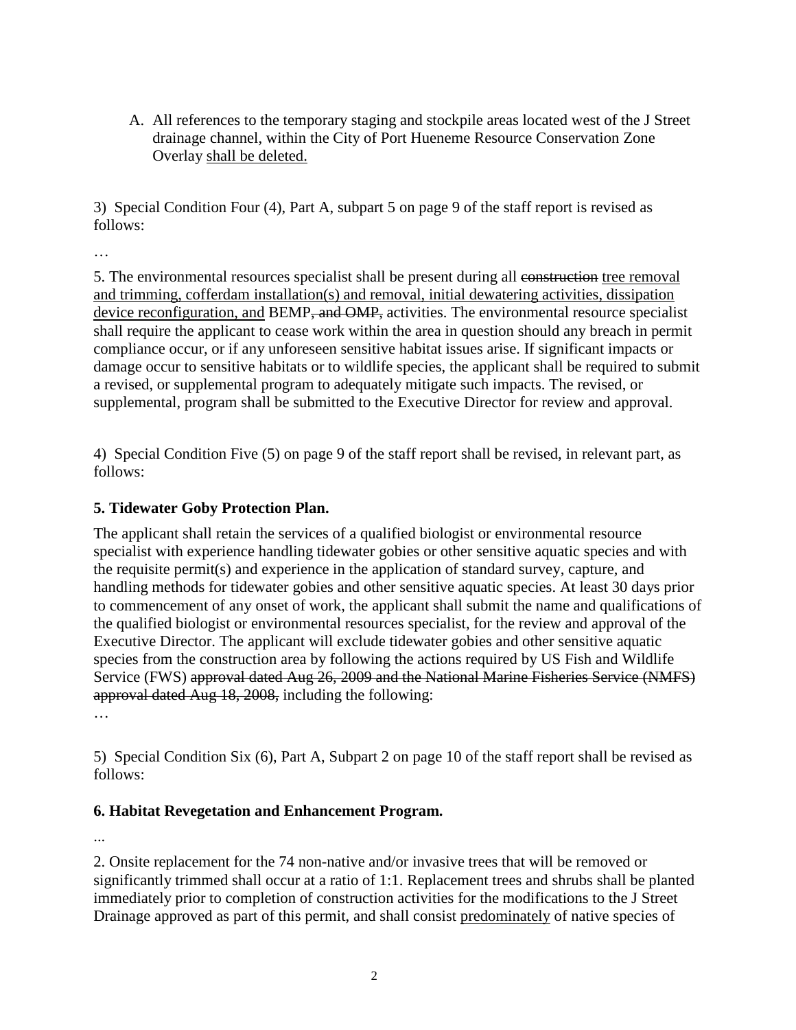A. All references to the temporary staging and stockpile areas located west of the J Street drainage channel, within the City of Port Hueneme Resource Conservation Zone Overlay <u>shall be deleted.</u>

3) Special Condition Four (4), Part A, subpart 5 on page 9 of the staff report is revised as follows:

…

5. The environmental resources specialist shall be present during all ~~construction~~ <u>tree removal and trimming, cofferdam installation(s) and removal, initial dewatering activities, dissipation device reconfiguration, and</u> BEMP~~, and OMP,~~ activities. The environmental resource specialist shall require the applicant to cease work within the area in question should any breach in permit compliance occur, or if any unforeseen sensitive habitat issues arise. If significant impacts or damage occur to sensitive habitats or to wildlife species, the applicant shall be required to submit a revised, or supplemental program to adequately mitigate such impacts. The revised, or supplemental, program shall be submitted to the Executive Director for review and approval.

4) Special Condition Five (5) on page 9 of the staff report shall be revised, in relevant part, as follows:

**5. Tidewater Goby Protection Plan.**

The applicant shall retain the services of a qualified biologist or environmental resource specialist with experience handling tidewater gobies or other sensitive aquatic species and with the requisite permit(s) and experience in the application of standard survey, capture, and handling methods for tidewater gobies and other sensitive aquatic species. At least 30 days prior to commencement of any onset of work, the applicant shall submit the name and qualifications of the qualified biologist or environmental resources specialist, for the review and approval of the Executive Director. The applicant will exclude tidewater gobies and other sensitive aquatic species from the construction area by following the actions required by US Fish and Wildlife Service (FWS) ~~approval dated Aug 26, 2009 and the National Marine Fisheries Service (NMFS) approval dated Aug 18, 2008,~~ including the following:

…

5) Special Condition Six (6), Part A, Subpart 2 on page 10 of the staff report shall be revised as follows:

**6. Habitat Revegetation and Enhancement Program.**

...

2. Onsite replacement for the 74 non-native and/or invasive trees that will be removed or significantly trimmed shall occur at a ratio of 1:1. Replacement trees and shrubs shall be planted immediately prior to completion of construction activities for the modifications to the J Street Drainage approved as part of this permit, and shall consist <u>predominately</u> of native species of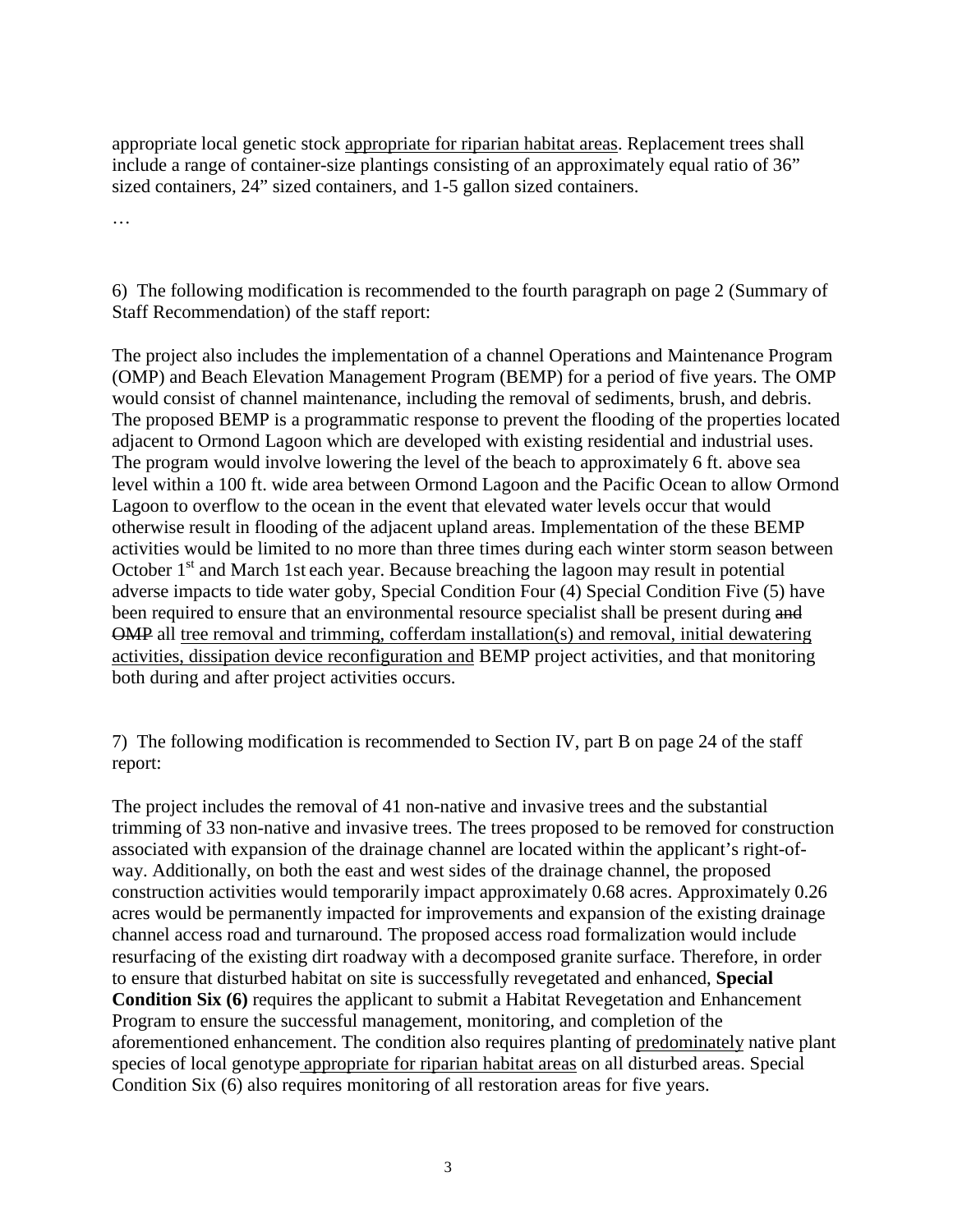appropriate local genetic stock <u>appropriate for riparian habitat areas</u>. Replacement trees shall include a range of container-size plantings consisting of an approximately equal ratio of 36" sized containers, 24" sized containers, and 1-5 gallon sized containers.

…

6) The following modification is recommended to the fourth paragraph on page 2 (Summary of Staff Recommendation) of the staff report:

The project also includes the implementation of a channel Operations and Maintenance Program (OMP) and Beach Elevation Management Program (BEMP) for a period of five years. The OMP would consist of channel maintenance, including the removal of sediments, brush, and debris. The proposed BEMP is a programmatic response to prevent the flooding of the properties located adjacent to Ormond Lagoon which are developed with existing residential and industrial uses. The program would involve lowering the level of the beach to approximately 6 ft. above sea level within a 100 ft. wide area between Ormond Lagoon and the Pacific Ocean to allow Ormond Lagoon to overflow to the ocean in the event that elevated water levels occur that would otherwise result in flooding of the adjacent upland areas. Implementation of the these BEMP activities would be limited to no more than three times during each winter storm season between October 1st and March 1st each year. Because breaching the lagoon may result in potential adverse impacts to tide water goby, Special Condition Four (4) Special Condition Five (5) have been required to ensure that an environmental resource specialist shall be present during ~~and OMP~~ all <u>tree removal and trimming, cofferdam installation(s) and removal, initial dewatering activities, dissipation device reconfiguration and</u> BEMP project activities, and that monitoring both during and after project activities occurs.

7) The following modification is recommended to Section IV, part B on page 24 of the staff report:

The project includes the removal of 41 non-native and invasive trees and the substantial trimming of 33 non-native and invasive trees. The trees proposed to be removed for construction associated with expansion of the drainage channel are located within the applicant's right-of-way. Additionally, on both the east and west sides of the drainage channel, the proposed construction activities would temporarily impact approximately 0.68 acres. Approximately 0.26 acres would be permanently impacted for improvements and expansion of the existing drainage channel access road and turnaround. The proposed access road formalization would include resurfacing of the existing dirt roadway with a decomposed granite surface. Therefore, in order to ensure that disturbed habitat on site is successfully revegetated and enhanced, **Special Condition Six (6)** requires the applicant to submit a Habitat Revegetation and Enhancement Program to ensure the successful management, monitoring, and completion of the aforementioned enhancement. The condition also requires planting of <u>predominately</u> native plant species of local genotype <u>appropriate for riparian habitat areas</u> on all disturbed areas. Special Condition Six (6) also requires monitoring of all restoration areas for five years.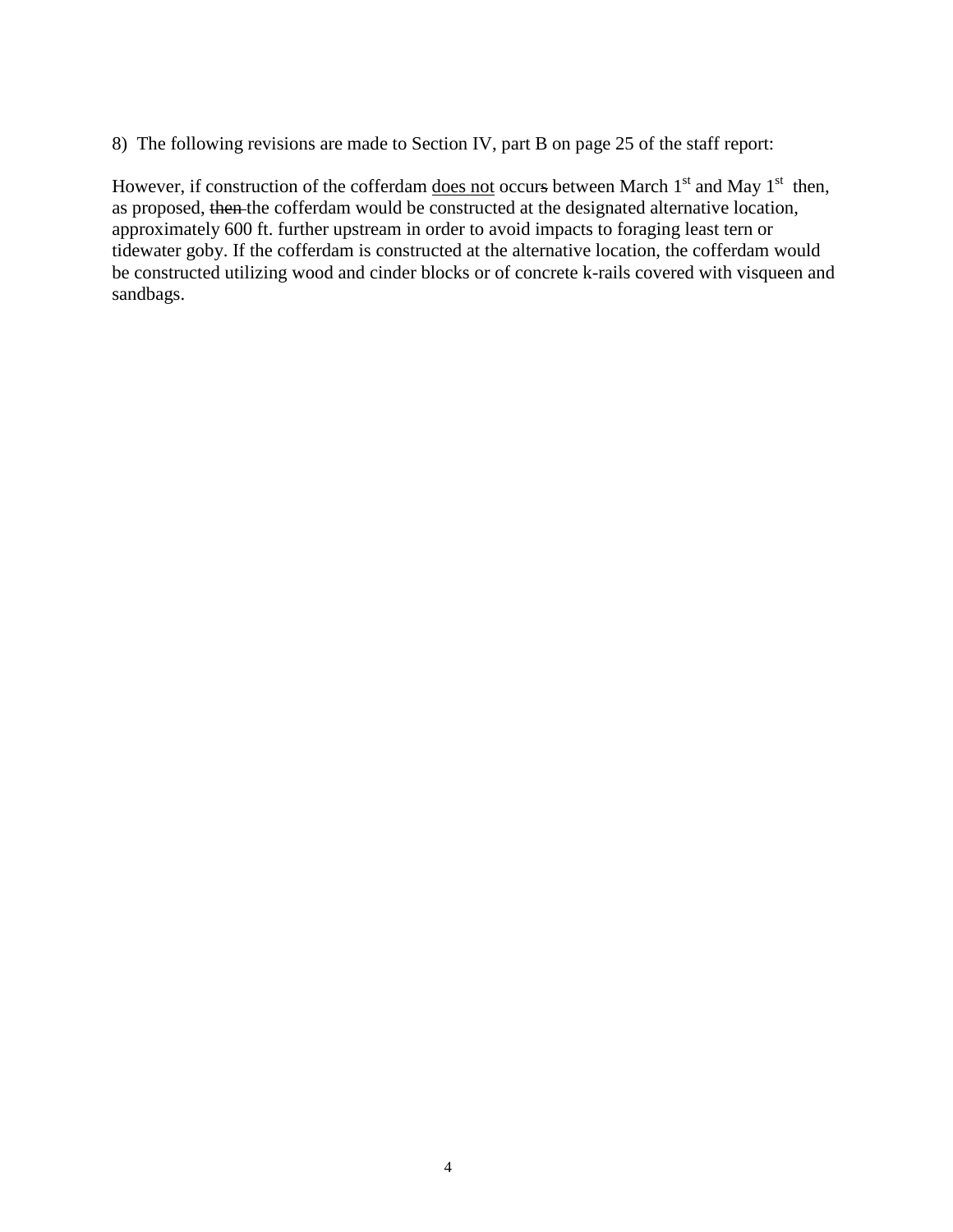8) The following revisions are made to Section IV, part B on page 25 of the staff report:

However, if construction of the cofferdam <u>does not</u> occur~~s~~ between March 1st and May 1st then, as proposed, ~~then~~ the cofferdam would be constructed at the designated alternative location, approximately 600 ft. further upstream in order to avoid impacts to foraging least tern or tidewater goby. If the cofferdam is constructed at the alternative location, the cofferdam would be constructed utilizing wood and cinder blocks or of concrete k-rails covered with visqueen and sandbags.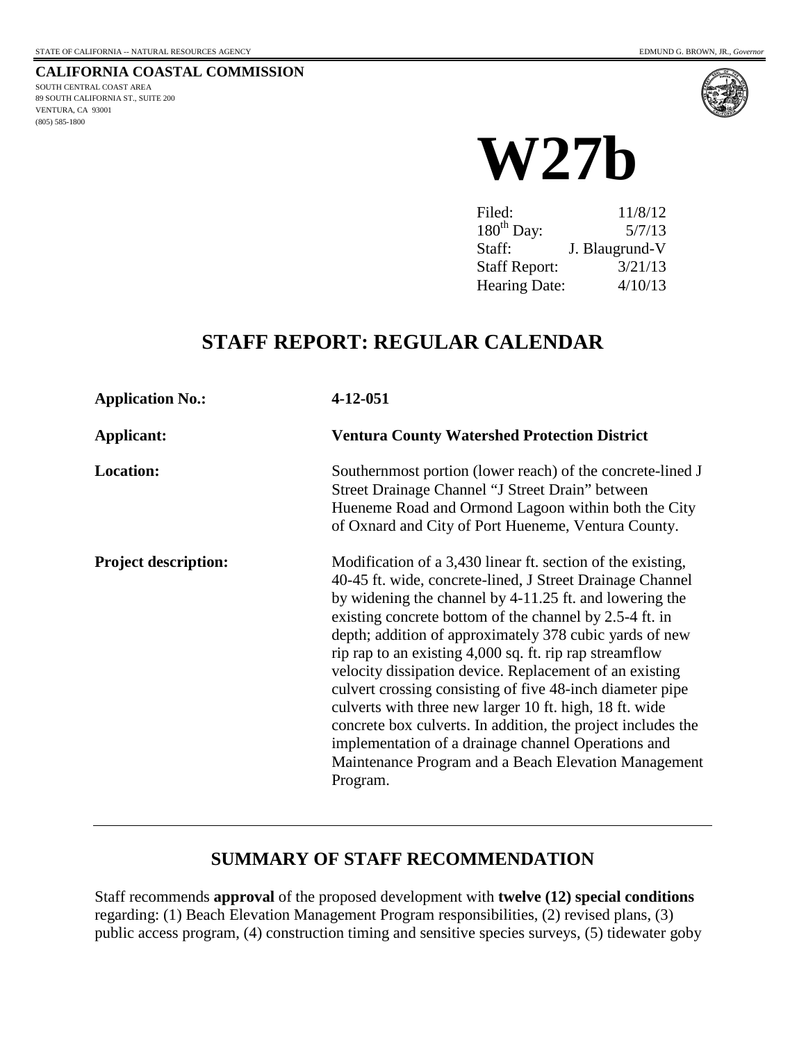**CALIFORNIA COASTAL COMMISSION**
SOUTH CENTRAL COAST AREA
89 SOUTH CALIFORNIA ST., SUITE 200
VENTURA, CA 93001
(805) 585-1800

# W27b

| | |
|---|---|
| Filed: | 11/8/12 |
| 180th Day: | 5/7/13 |
| Staff: | J. Blaugrund-V |
| Staff Report: | 3/21/13 |
| Hearing Date: | 4/10/13 |

## STAFF REPORT: REGULAR CALENDAR

**Application No.:** **4-12-051**

**Applicant:** **Ventura County Watershed Protection District**

**Location:** Southernmost portion (lower reach) of the concrete-lined J Street Drainage Channel "J Street Drain" between Hueneme Road and Ormond Lagoon within both the City of Oxnard and City of Port Hueneme, Ventura County.

**Project description:** Modification of a 3,430 linear ft. section of the existing, 40-45 ft. wide, concrete-lined, J Street Drainage Channel by widening the channel by 4-11.25 ft. and lowering the existing concrete bottom of the channel by 2.5-4 ft. in depth; addition of approximately 378 cubic yards of new rip rap to an existing 4,000 sq. ft. rip rap streamflow velocity dissipation device. Replacement of an existing culvert crossing consisting of five 48-inch diameter pipe culverts with three new larger 10 ft. high, 18 ft. wide concrete box culverts. In addition, the project includes the implementation of a drainage channel Operations and Maintenance Program and a Beach Elevation Management Program.

## SUMMARY OF STAFF RECOMMENDATION

Staff recommends **approval** of the proposed development with **twelve (12) special conditions** regarding: (1) Beach Elevation Management Program responsibilities, (2) revised plans, (3) public access program, (4) construction timing and sensitive species surveys, (5) tidewater goby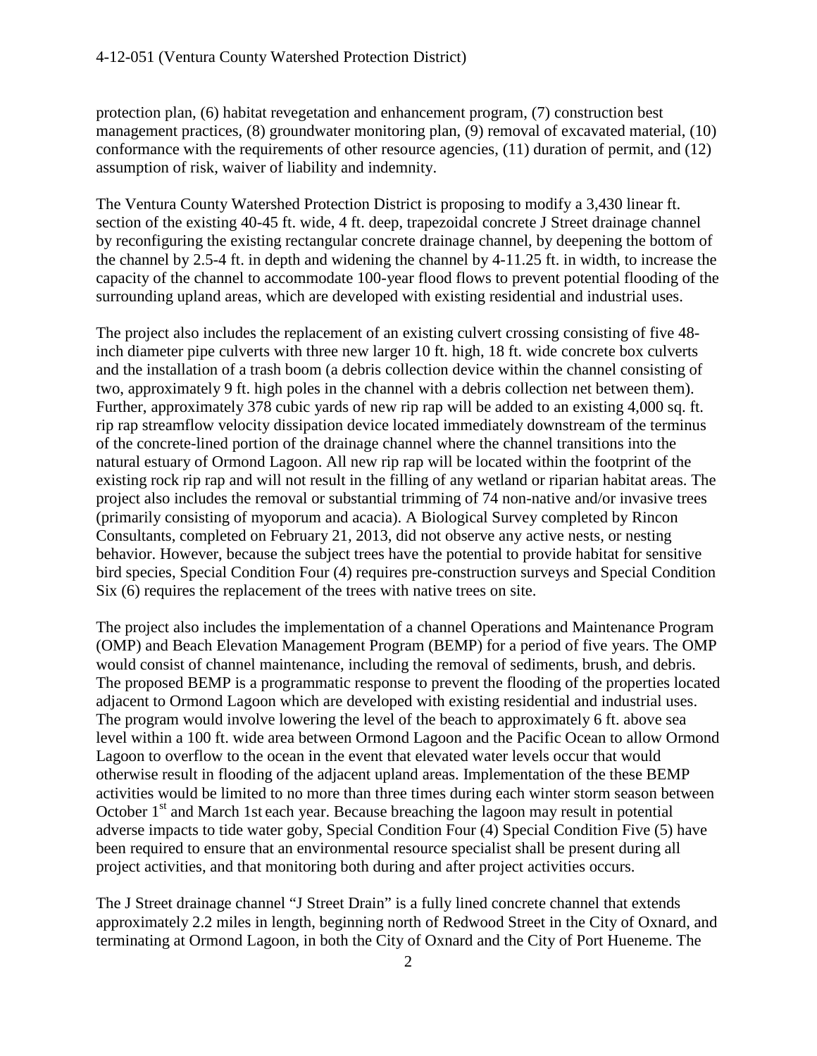protection plan, (6) habitat revegetation and enhancement program, (7) construction best management practices, (8) groundwater monitoring plan, (9) removal of excavated material, (10) conformance with the requirements of other resource agencies, (11) duration of permit, and (12) assumption of risk, waiver of liability and indemnity.

The Ventura County Watershed Protection District is proposing to modify a 3,430 linear ft. section of the existing 40-45 ft. wide, 4 ft. deep, trapezoidal concrete J Street drainage channel by reconfiguring the existing rectangular concrete drainage channel, by deepening the bottom of the channel by 2.5-4 ft. in depth and widening the channel by 4-11.25 ft. in width, to increase the capacity of the channel to accommodate 100-year flood flows to prevent potential flooding of the surrounding upland areas, which are developed with existing residential and industrial uses.

The project also includes the replacement of an existing culvert crossing consisting of five 48-inch diameter pipe culverts with three new larger 10 ft. high, 18 ft. wide concrete box culverts and the installation of a trash boom (a debris collection device within the channel consisting of two, approximately 9 ft. high poles in the channel with a debris collection net between them). Further, approximately 378 cubic yards of new rip rap will be added to an existing 4,000 sq. ft. rip rap streamflow velocity dissipation device located immediately downstream of the terminus of the concrete-lined portion of the drainage channel where the channel transitions into the natural estuary of Ormond Lagoon. All new rip rap will be located within the footprint of the existing rock rip rap and will not result in the filling of any wetland or riparian habitat areas. The project also includes the removal or substantial trimming of 74 non-native and/or invasive trees (primarily consisting of myoporum and acacia). A Biological Survey completed by Rincon Consultants, completed on February 21, 2013, did not observe any active nests, or nesting behavior. However, because the subject trees have the potential to provide habitat for sensitive bird species, Special Condition Four (4) requires pre-construction surveys and Special Condition Six (6) requires the replacement of the trees with native trees on site.

The project also includes the implementation of a channel Operations and Maintenance Program (OMP) and Beach Elevation Management Program (BEMP) for a period of five years. The OMP would consist of channel maintenance, including the removal of sediments, brush, and debris. The proposed BEMP is a programmatic response to prevent the flooding of the properties located adjacent to Ormond Lagoon which are developed with existing residential and industrial uses. The program would involve lowering the level of the beach to approximately 6 ft. above sea level within a 100 ft. wide area between Ormond Lagoon and the Pacific Ocean to allow Ormond Lagoon to overflow to the ocean in the event that elevated water levels occur that would otherwise result in flooding of the adjacent upland areas. Implementation of the these BEMP activities would be limited to no more than three times during each winter storm season between October 1st and March 1st each year. Because breaching the lagoon may result in potential adverse impacts to tide water goby, Special Condition Four (4) Special Condition Five (5) have been required to ensure that an environmental resource specialist shall be present during all project activities, and that monitoring both during and after project activities occurs.

The J Street drainage channel "J Street Drain" is a fully lined concrete channel that extends approximately 2.2 miles in length, beginning north of Redwood Street in the City of Oxnard, and terminating at Ormond Lagoon, in both the City of Oxnard and the City of Port Hueneme. The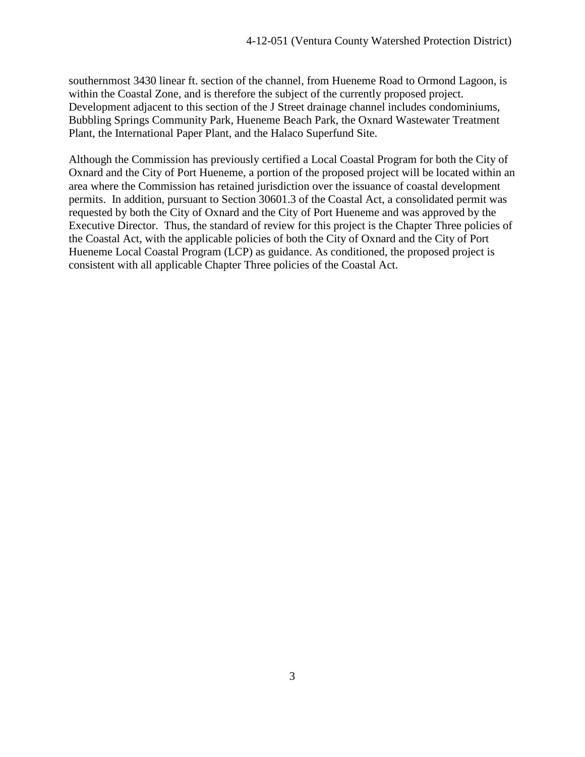southernmost 3430 linear ft. section of the channel, from Hueneme Road to Ormond Lagoon, is within the Coastal Zone, and is therefore the subject of the currently proposed project. Development adjacent to this section of the J Street drainage channel includes condominiums, Bubbling Springs Community Park, Hueneme Beach Park, the Oxnard Wastewater Treatment Plant, the International Paper Plant, and the Halaco Superfund Site.

Although the Commission has previously certified a Local Coastal Program for both the City of Oxnard and the City of Port Hueneme, a portion of the proposed project will be located within an area where the Commission has retained jurisdiction over the issuance of coastal development permits. In addition, pursuant to Section 30601.3 of the Coastal Act, a consolidated permit was requested by both the City of Oxnard and the City of Port Hueneme and was approved by the Executive Director. Thus, the standard of review for this project is the Chapter Three policies of the Coastal Act, with the applicable policies of both the City of Oxnard and the City of Port Hueneme Local Coastal Program (LCP) as guidance. As conditioned, the proposed project is consistent with all applicable Chapter Three policies of the Coastal Act.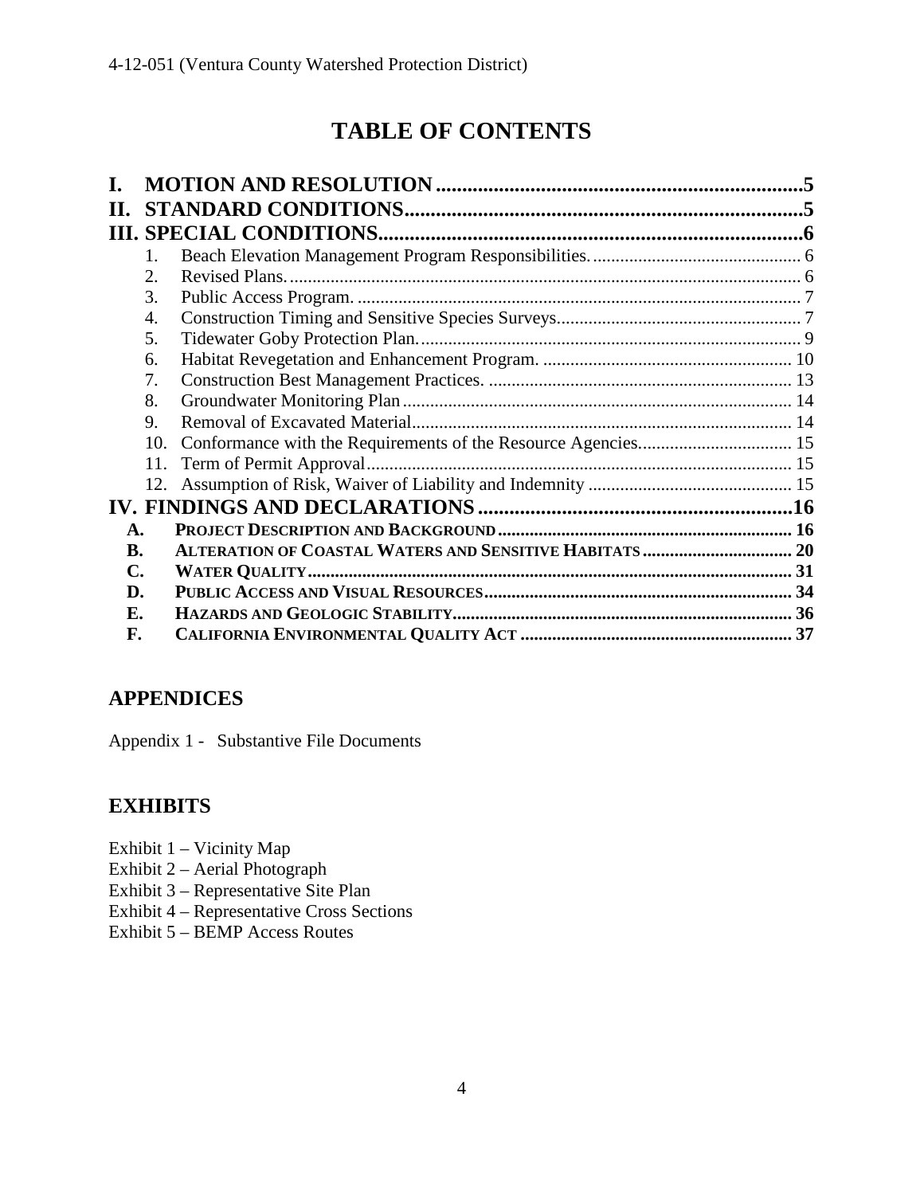# TABLE OF CONTENTS

**I. MOTION AND RESOLUTION** ....................................................................... **5**

**II. STANDARD CONDITIONS** ............................................................................ **5**

**III. SPECIAL CONDITIONS** ................................................................................ **6**

1. Beach Elevation Management Program Responsibilities. ............................................ 6
2. Revised Plans. ................................................................................................................ 6
3. Public Access Program. ................................................................................................. 7
4. Construction Timing and Sensitive Species Surveys. .................................................... 7
5. Tidewater Goby Protection Plan. ................................................................................... 9
6. Habitat Revegetation and Enhancement Program. ....................................................... 10
7. Construction Best Management Practices. .................................................................. 13
8. Groundwater Monitoring Plan ..................................................................................... 14
9. Removal of Excavated Material ................................................................................... 14
10. Conformance with the Requirements of the Resource Agencies. ................................ 15
11. Term of Permit Approval ............................................................................................. 15
12. Assumption of Risk, Waiver of Liability and Indemnity ............................................ 15

**IV. FINDINGS AND DECLARATIONS** ............................................................ **16**

- **A. PROJECT DESCRIPTION AND BACKGROUND** ................................................................ **16**
- **B. ALTERATION OF COASTAL WATERS AND SENSITIVE HABITATS** ................................. **20**
- **C. WATER QUALITY** ......................................................................................................... **31**
- **D. PUBLIC ACCESS AND VISUAL RESOURCES** .................................................................. **34**
- **E. HAZARDS AND GEOLOGIC STABILITY** ......................................................................... **36**
- **F. CALIFORNIA ENVIRONMENTAL QUALITY ACT** ........................................................... **37**

## APPENDICES

Appendix 1 - Substantive File Documents

## EXHIBITS

Exhibit 1 – Vicinity Map
Exhibit 2 – Aerial Photograph
Exhibit 3 – Representative Site Plan
Exhibit 4 – Representative Cross Sections
Exhibit 5 – BEMP Access Routes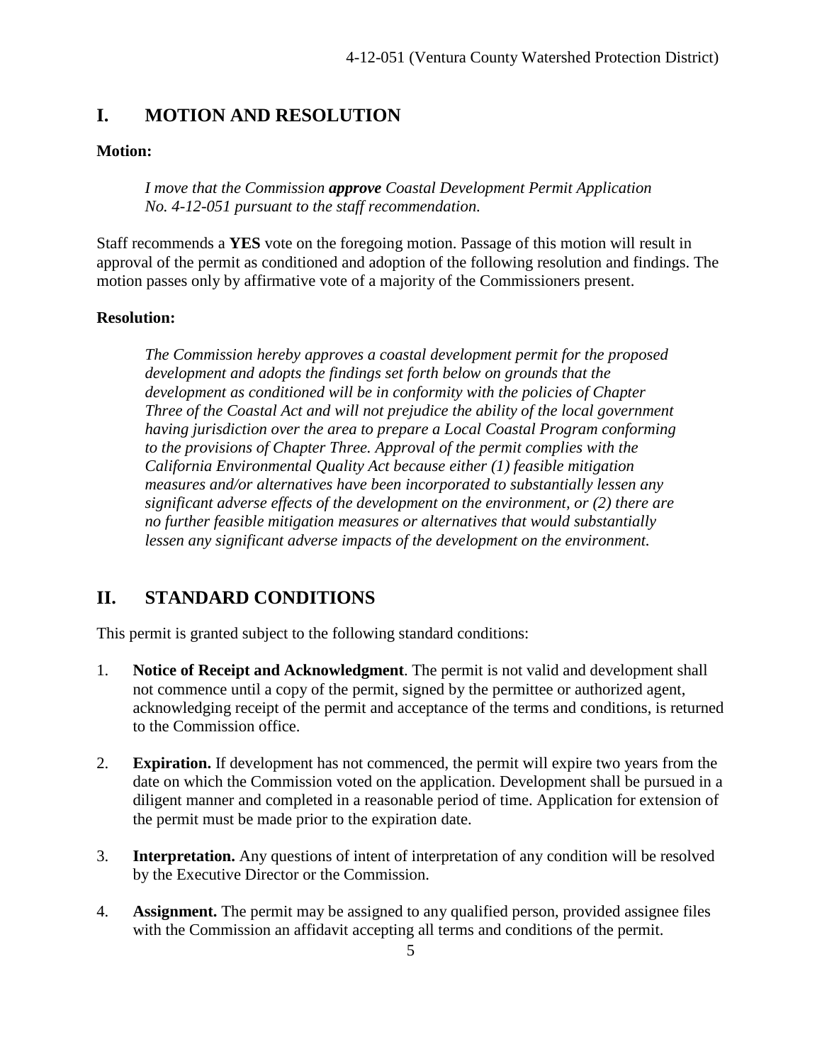## I. MOTION AND RESOLUTION

**Motion:**

> *I move that the Commission **approve** Coastal Development Permit Application No. 4-12-051 pursuant to the staff recommendation.*

Staff recommends a **YES** vote on the foregoing motion. Passage of this motion will result in approval of the permit as conditioned and adoption of the following resolution and findings. The motion passes only by affirmative vote of a majority of the Commissioners present.

**Resolution:**

> *The Commission hereby approves a coastal development permit for the proposed development and adopts the findings set forth below on grounds that the development as conditioned will be in conformity with the policies of Chapter Three of the Coastal Act and will not prejudice the ability of the local government having jurisdiction over the area to prepare a Local Coastal Program conforming to the provisions of Chapter Three. Approval of the permit complies with the California Environmental Quality Act because either (1) feasible mitigation measures and/or alternatives have been incorporated to substantially lessen any significant adverse effects of the development on the environment, or (2) there are no further feasible mitigation measures or alternatives that would substantially lessen any significant adverse impacts of the development on the environment.*

## II. STANDARD CONDITIONS

This permit is granted subject to the following standard conditions:

1. **Notice of Receipt and Acknowledgment**. The permit is not valid and development shall not commence until a copy of the permit, signed by the permittee or authorized agent, acknowledging receipt of the permit and acceptance of the terms and conditions, is returned to the Commission office.

2. **Expiration.** If development has not commenced, the permit will expire two years from the date on which the Commission voted on the application. Development shall be pursued in a diligent manner and completed in a reasonable period of time. Application for extension of the permit must be made prior to the expiration date.

3. **Interpretation.** Any questions of intent of interpretation of any condition will be resolved by the Executive Director or the Commission.

4. **Assignment.** The permit may be assigned to any qualified person, provided assignee files with the Commission an affidavit accepting all terms and conditions of the permit.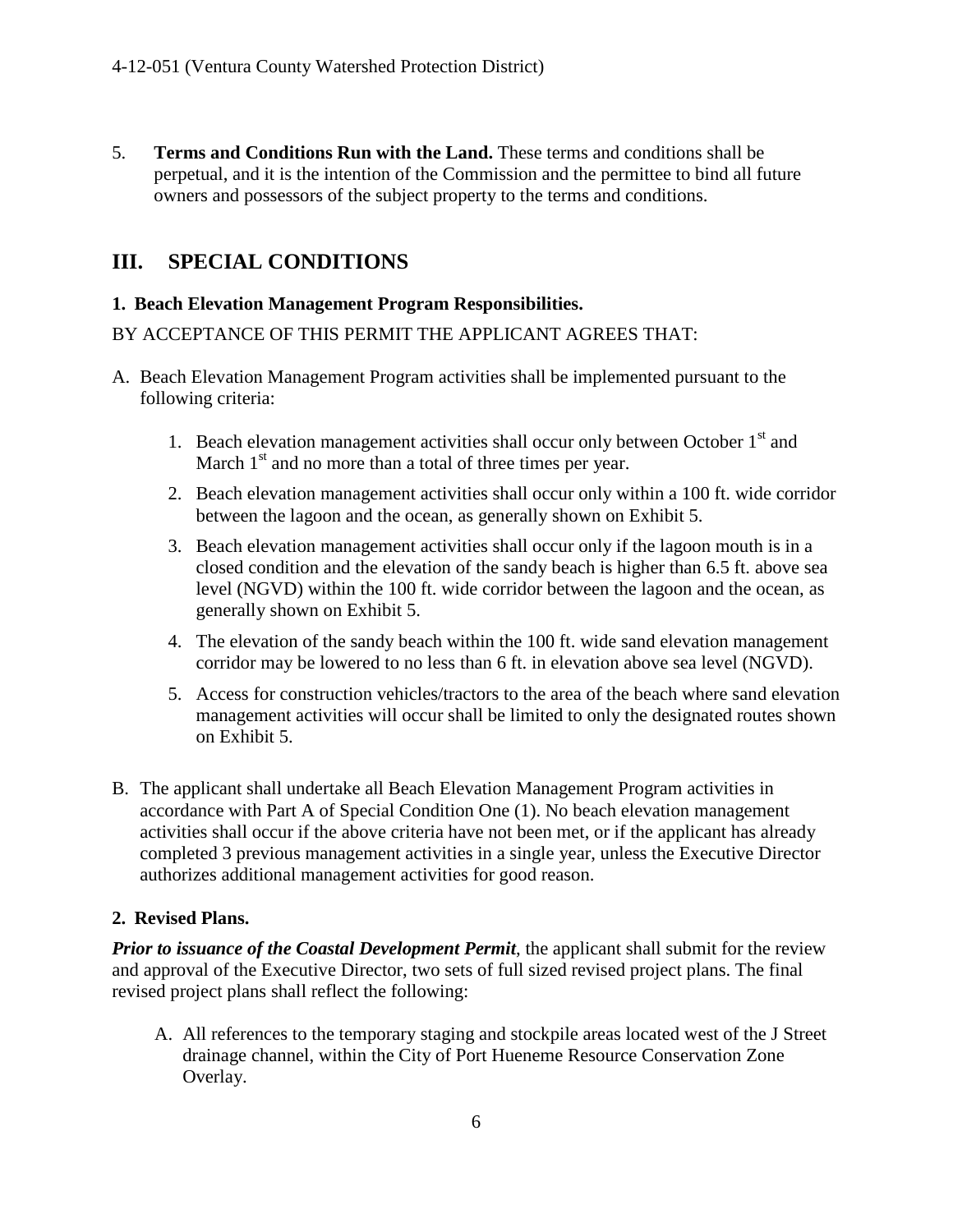5. **Terms and Conditions Run with the Land.** These terms and conditions shall be perpetual, and it is the intention of the Commission and the permittee to bind all future owners and possessors of the subject property to the terms and conditions.

## III. SPECIAL CONDITIONS

### 1. Beach Elevation Management Program Responsibilities.

BY ACCEPTANCE OF THIS PERMIT THE APPLICANT AGREES THAT:

A. Beach Elevation Management Program activities shall be implemented pursuant to the following criteria:

   1. Beach elevation management activities shall occur only between October 1st and March 1st and no more than a total of three times per year.
   2. Beach elevation management activities shall occur only within a 100 ft. wide corridor between the lagoon and the ocean, as generally shown on Exhibit 5.
   3. Beach elevation management activities shall occur only if the lagoon mouth is in a closed condition and the elevation of the sandy beach is higher than 6.5 ft. above sea level (NGVD) within the 100 ft. wide corridor between the lagoon and the ocean, as generally shown on Exhibit 5.
   4. The elevation of the sandy beach within the 100 ft. wide sand elevation management corridor may be lowered to no less than 6 ft. in elevation above sea level (NGVD).
   5. Access for construction vehicles/tractors to the area of the beach where sand elevation management activities will occur shall be limited to only the designated routes shown on Exhibit 5.

B. The applicant shall undertake all Beach Elevation Management Program activities in accordance with Part A of Special Condition One (1). No beach elevation management activities shall occur if the above criteria have not been met, or if the applicant has already completed 3 previous management activities in a single year, unless the Executive Director authorizes additional management activities for good reason.

### 2. Revised Plans.

***Prior to issuance of the Coastal Development Permit***, the applicant shall submit for the review and approval of the Executive Director, two sets of full sized revised project plans. The final revised project plans shall reflect the following:

A. All references to the temporary staging and stockpile areas located west of the J Street drainage channel, within the City of Port Hueneme Resource Conservation Zone Overlay.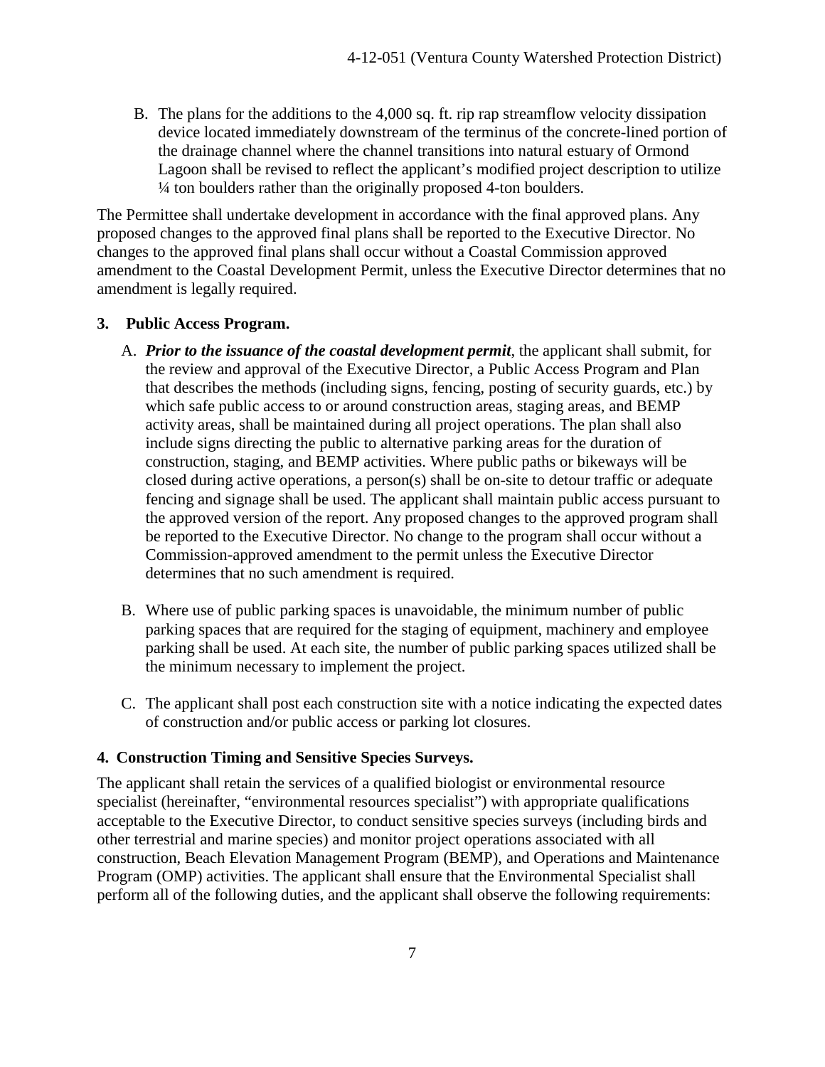B. The plans for the additions to the 4,000 sq. ft. rip rap streamflow velocity dissipation device located immediately downstream of the terminus of the concrete-lined portion of the drainage channel where the channel transitions into natural estuary of Ormond Lagoon shall be revised to reflect the applicant's modified project description to utilize ¼ ton boulders rather than the originally proposed 4-ton boulders.

The Permittee shall undertake development in accordance with the final approved plans. Any proposed changes to the approved final plans shall be reported to the Executive Director. No changes to the approved final plans shall occur without a Coastal Commission approved amendment to the Coastal Development Permit, unless the Executive Director determines that no amendment is legally required.

**3. Public Access Program.**

A. ***Prior to the issuance of the coastal development permit***, the applicant shall submit, for the review and approval of the Executive Director, a Public Access Program and Plan that describes the methods (including signs, fencing, posting of security guards, etc.) by which safe public access to or around construction areas, staging areas, and BEMP activity areas, shall be maintained during all project operations. The plan shall also include signs directing the public to alternative parking areas for the duration of construction, staging, and BEMP activities. Where public paths or bikeways will be closed during active operations, a person(s) shall be on-site to detour traffic or adequate fencing and signage shall be used. The applicant shall maintain public access pursuant to the approved version of the report. Any proposed changes to the approved program shall be reported to the Executive Director. No change to the program shall occur without a Commission-approved amendment to the permit unless the Executive Director determines that no such amendment is required.

B. Where use of public parking spaces is unavoidable, the minimum number of public parking spaces that are required for the staging of equipment, machinery and employee parking shall be used. At each site, the number of public parking spaces utilized shall be the minimum necessary to implement the project.

C. The applicant shall post each construction site with a notice indicating the expected dates of construction and/or public access or parking lot closures.

**4. Construction Timing and Sensitive Species Surveys.**

The applicant shall retain the services of a qualified biologist or environmental resource specialist (hereinafter, "environmental resources specialist") with appropriate qualifications acceptable to the Executive Director, to conduct sensitive species surveys (including birds and other terrestrial and marine species) and monitor project operations associated with all construction, Beach Elevation Management Program (BEMP), and Operations and Maintenance Program (OMP) activities. The applicant shall ensure that the Environmental Specialist shall perform all of the following duties, and the applicant shall observe the following requirements: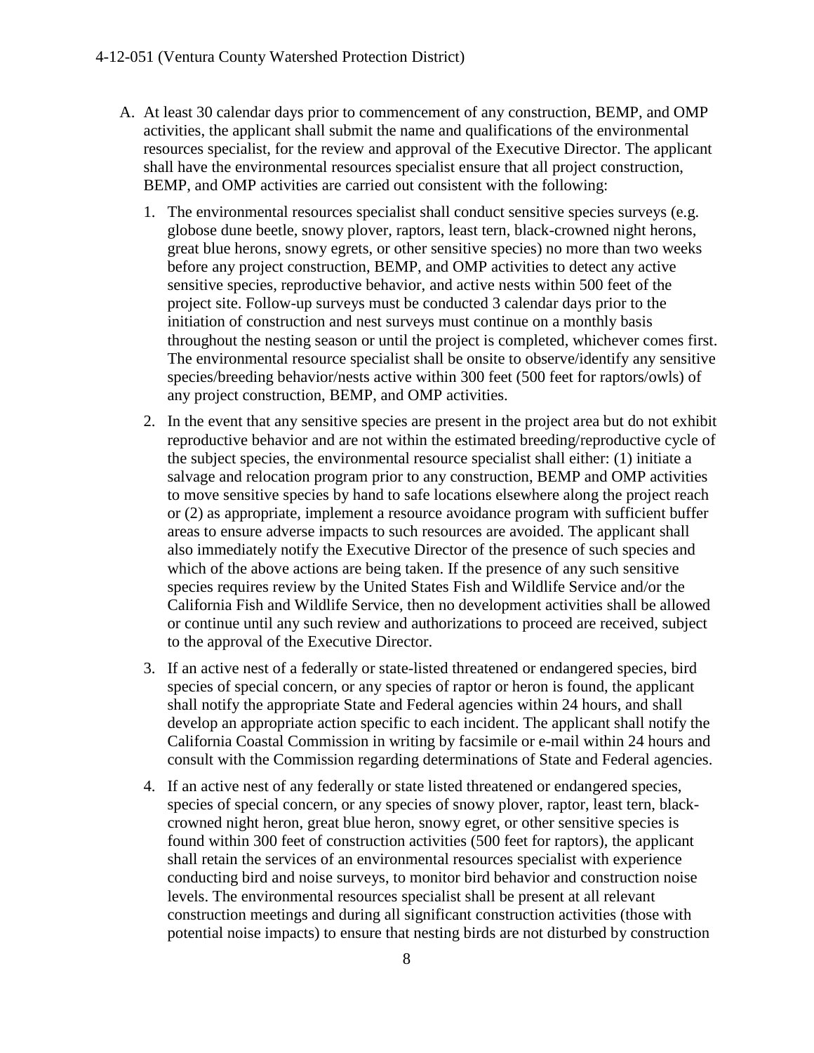A. At least 30 calendar days prior to commencement of any construction, BEMP, and OMP activities, the applicant shall submit the name and qualifications of the environmental resources specialist, for the review and approval of the Executive Director. The applicant shall have the environmental resources specialist ensure that all project construction, BEMP, and OMP activities are carried out consistent with the following:

   1. The environmental resources specialist shall conduct sensitive species surveys (e.g. globose dune beetle, snowy plover, raptors, least tern, black-crowned night herons, great blue herons, snowy egrets, or other sensitive species) no more than two weeks before any project construction, BEMP, and OMP activities to detect any active sensitive species, reproductive behavior, and active nests within 500 feet of the project site. Follow-up surveys must be conducted 3 calendar days prior to the initiation of construction and nest surveys must continue on a monthly basis throughout the nesting season or until the project is completed, whichever comes first. The environmental resource specialist shall be onsite to observe/identify any sensitive species/breeding behavior/nests active within 300 feet (500 feet for raptors/owls) of any project construction, BEMP, and OMP activities.

   2. In the event that any sensitive species are present in the project area but do not exhibit reproductive behavior and are not within the estimated breeding/reproductive cycle of the subject species, the environmental resource specialist shall either: (1) initiate a salvage and relocation program prior to any construction, BEMP and OMP activities to move sensitive species by hand to safe locations elsewhere along the project reach or (2) as appropriate, implement a resource avoidance program with sufficient buffer areas to ensure adverse impacts to such resources are avoided. The applicant shall also immediately notify the Executive Director of the presence of such species and which of the above actions are being taken. If the presence of any such sensitive species requires review by the United States Fish and Wildlife Service and/or the California Fish and Wildlife Service, then no development activities shall be allowed or continue until any such review and authorizations to proceed are received, subject to the approval of the Executive Director.

   3. If an active nest of a federally or state-listed threatened or endangered species, bird species of special concern, or any species of raptor or heron is found, the applicant shall notify the appropriate State and Federal agencies within 24 hours, and shall develop an appropriate action specific to each incident. The applicant shall notify the California Coastal Commission in writing by facsimile or e-mail within 24 hours and consult with the Commission regarding determinations of State and Federal agencies.

   4. If an active nest of any federally or state listed threatened or endangered species, species of special concern, or any species of snowy plover, raptor, least tern, black-crowned night heron, great blue heron, snowy egret, or other sensitive species is found within 300 feet of construction activities (500 feet for raptors), the applicant shall retain the services of an environmental resources specialist with experience conducting bird and noise surveys, to monitor bird behavior and construction noise levels. The environmental resources specialist shall be present at all relevant construction meetings and during all significant construction activities (those with potential noise impacts) to ensure that nesting birds are not disturbed by construction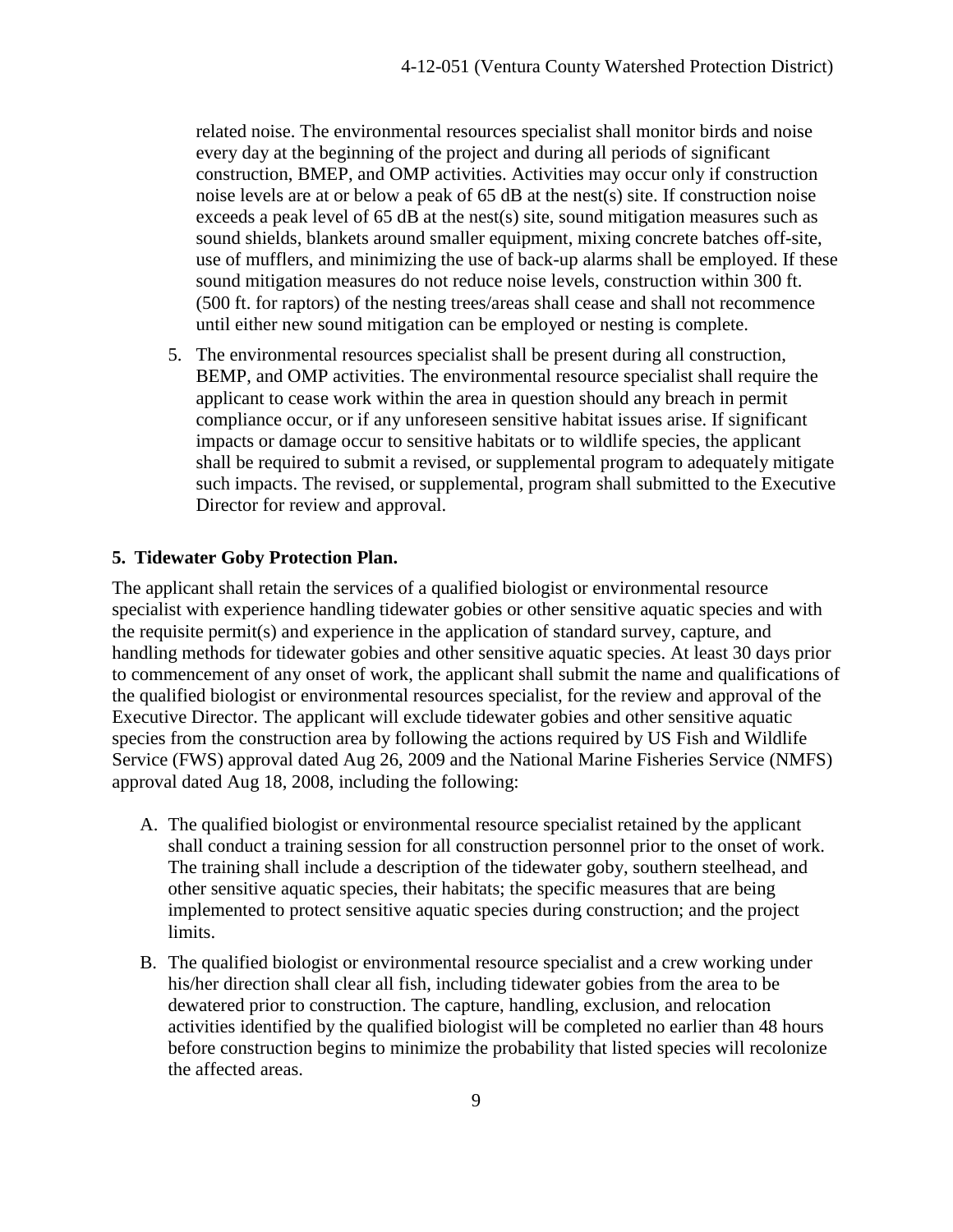related noise. The environmental resources specialist shall monitor birds and noise every day at the beginning of the project and during all periods of significant construction, BMEP, and OMP activities. Activities may occur only if construction noise levels are at or below a peak of 65 dB at the nest(s) site. If construction noise exceeds a peak level of 65 dB at the nest(s) site, sound mitigation measures such as sound shields, blankets around smaller equipment, mixing concrete batches off-site, use of mufflers, and minimizing the use of back-up alarms shall be employed. If these sound mitigation measures do not reduce noise levels, construction within 300 ft. (500 ft. for raptors) of the nesting trees/areas shall cease and shall not recommence until either new sound mitigation can be employed or nesting is complete.

5. The environmental resources specialist shall be present during all construction, BEMP, and OMP activities. The environmental resource specialist shall require the applicant to cease work within the area in question should any breach in permit compliance occur, or if any unforeseen sensitive habitat issues arise. If significant impacts or damage occur to sensitive habitats or to wildlife species, the applicant shall be required to submit a revised, or supplemental program to adequately mitigate such impacts. The revised, or supplemental, program shall submitted to the Executive Director for review and approval.

### 5. Tidewater Goby Protection Plan.

The applicant shall retain the services of a qualified biologist or environmental resource specialist with experience handling tidewater gobies or other sensitive aquatic species and with the requisite permit(s) and experience in the application of standard survey, capture, and handling methods for tidewater gobies and other sensitive aquatic species. At least 30 days prior to commencement of any onset of work, the applicant shall submit the name and qualifications of the qualified biologist or environmental resources specialist, for the review and approval of the Executive Director. The applicant will exclude tidewater gobies and other sensitive aquatic species from the construction area by following the actions required by US Fish and Wildlife Service (FWS) approval dated Aug 26, 2009 and the National Marine Fisheries Service (NMFS) approval dated Aug 18, 2008, including the following:

A. The qualified biologist or environmental resource specialist retained by the applicant shall conduct a training session for all construction personnel prior to the onset of work. The training shall include a description of the tidewater goby, southern steelhead, and other sensitive aquatic species, their habitats; the specific measures that are being implemented to protect sensitive aquatic species during construction; and the project limits.

B. The qualified biologist or environmental resource specialist and a crew working under his/her direction shall clear all fish, including tidewater gobies from the area to be dewatered prior to construction. The capture, handling, exclusion, and relocation activities identified by the qualified biologist will be completed no earlier than 48 hours before construction begins to minimize the probability that listed species will recolonize the affected areas.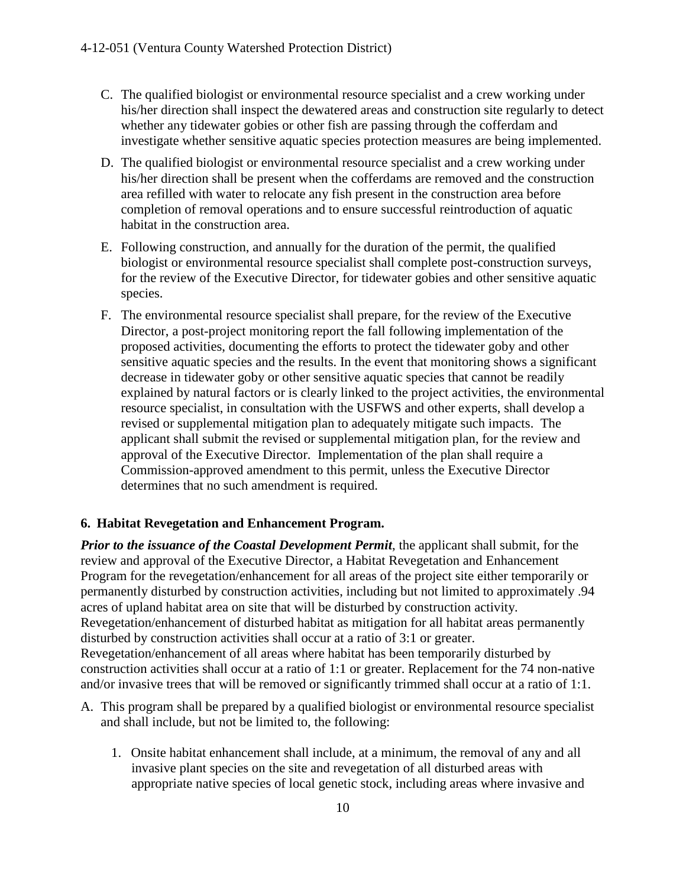C. The qualified biologist or environmental resource specialist and a crew working under his/her direction shall inspect the dewatered areas and construction site regularly to detect whether any tidewater gobies or other fish are passing through the cofferdam and investigate whether sensitive aquatic species protection measures are being implemented.

D. The qualified biologist or environmental resource specialist and a crew working under his/her direction shall be present when the cofferdams are removed and the construction area refilled with water to relocate any fish present in the construction area before completion of removal operations and to ensure successful reintroduction of aquatic habitat in the construction area.

E. Following construction, and annually for the duration of the permit, the qualified biologist or environmental resource specialist shall complete post-construction surveys, for the review of the Executive Director, for tidewater gobies and other sensitive aquatic species.

F. The environmental resource specialist shall prepare, for the review of the Executive Director, a post-project monitoring report the fall following implementation of the proposed activities, documenting the efforts to protect the tidewater goby and other sensitive aquatic species and the results. In the event that monitoring shows a significant decrease in tidewater goby or other sensitive aquatic species that cannot be readily explained by natural factors or is clearly linked to the project activities, the environmental resource specialist, in consultation with the USFWS and other experts, shall develop a revised or supplemental mitigation plan to adequately mitigate such impacts. The applicant shall submit the revised or supplemental mitigation plan, for the review and approval of the Executive Director. Implementation of the plan shall require a Commission-approved amendment to this permit, unless the Executive Director determines that no such amendment is required.

**6. Habitat Revegetation and Enhancement Program.**

***Prior to the issuance of the Coastal Development Permit***, the applicant shall submit, for the review and approval of the Executive Director, a Habitat Revegetation and Enhancement Program for the revegetation/enhancement for all areas of the project site either temporarily or permanently disturbed by construction activities, including but not limited to approximately .94 acres of upland habitat area on site that will be disturbed by construction activity. Revegetation/enhancement of disturbed habitat as mitigation for all habitat areas permanently disturbed by construction activities shall occur at a ratio of 3:1 or greater. Revegetation/enhancement of all areas where habitat has been temporarily disturbed by construction activities shall occur at a ratio of 1:1 or greater. Replacement for the 74 non-native and/or invasive trees that will be removed or significantly trimmed shall occur at a ratio of 1:1.

A. This program shall be prepared by a qualified biologist or environmental resource specialist and shall include, but not be limited to, the following:

   1. Onsite habitat enhancement shall include, at a minimum, the removal of any and all invasive plant species on the site and revegetation of all disturbed areas with appropriate native species of local genetic stock, including areas where invasive and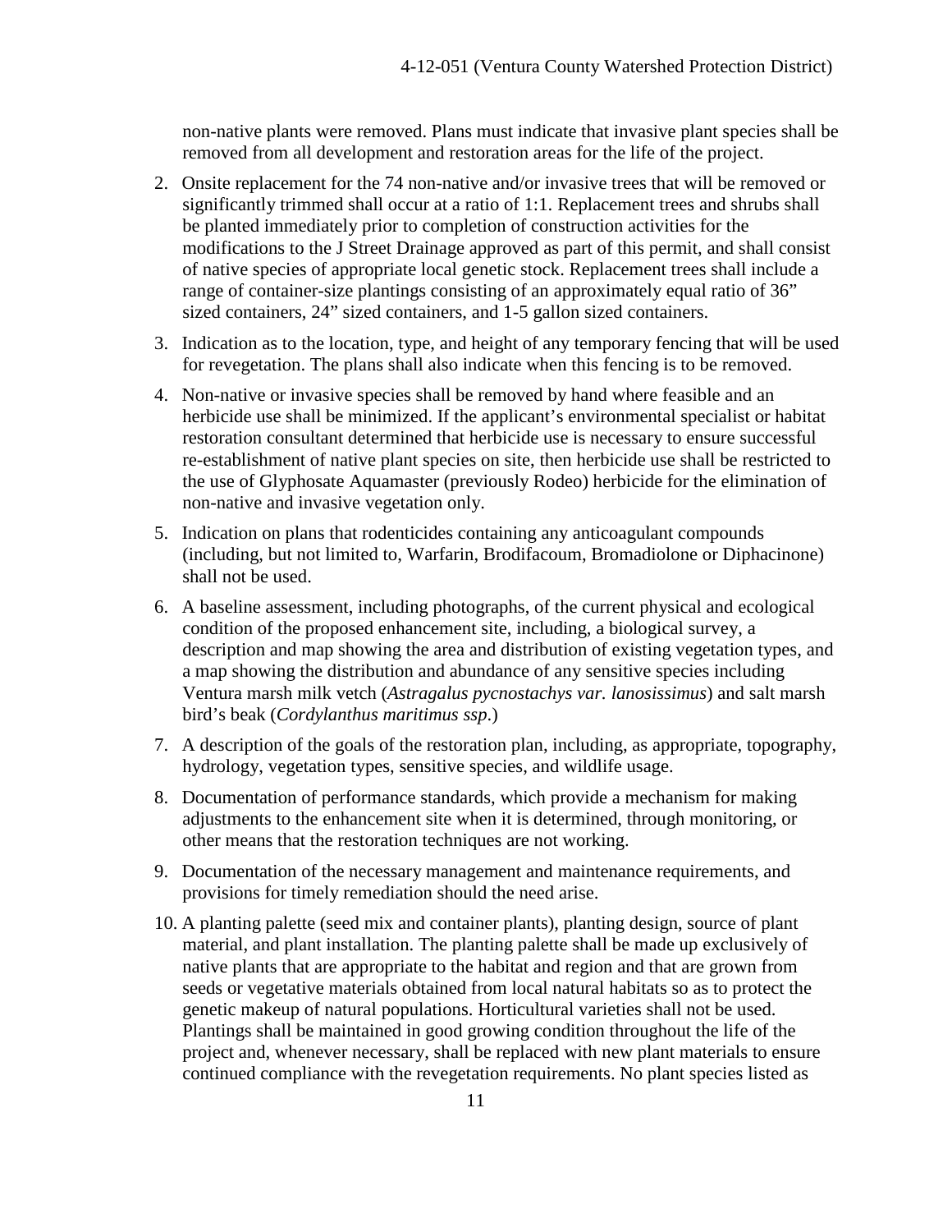non-native plants were removed. Plans must indicate that invasive plant species shall be removed from all development and restoration areas for the life of the project.

2. Onsite replacement for the 74 non-native and/or invasive trees that will be removed or significantly trimmed shall occur at a ratio of 1:1. Replacement trees and shrubs shall be planted immediately prior to completion of construction activities for the modifications to the J Street Drainage approved as part of this permit, and shall consist of native species of appropriate local genetic stock. Replacement trees shall include a range of container-size plantings consisting of an approximately equal ratio of 36" sized containers, 24" sized containers, and 1-5 gallon sized containers.

3. Indication as to the location, type, and height of any temporary fencing that will be used for revegetation. The plans shall also indicate when this fencing is to be removed.

4. Non-native or invasive species shall be removed by hand where feasible and an herbicide use shall be minimized. If the applicant's environmental specialist or habitat restoration consultant determined that herbicide use is necessary to ensure successful re-establishment of native plant species on site, then herbicide use shall be restricted to the use of Glyphosate Aquamaster (previously Rodeo) herbicide for the elimination of non-native and invasive vegetation only.

5. Indication on plans that rodenticides containing any anticoagulant compounds (including, but not limited to, Warfarin, Brodifacoum, Bromadiolone or Diphacinone) shall not be used.

6. A baseline assessment, including photographs, of the current physical and ecological condition of the proposed enhancement site, including, a biological survey, a description and map showing the area and distribution of existing vegetation types, and a map showing the distribution and abundance of any sensitive species including Ventura marsh milk vetch (*Astragalus pycnostachys var. lanosissimus*) and salt marsh bird's beak (*Cordylanthus maritimus ssp*.)

7. A description of the goals of the restoration plan, including, as appropriate, topography, hydrology, vegetation types, sensitive species, and wildlife usage.

8. Documentation of performance standards, which provide a mechanism for making adjustments to the enhancement site when it is determined, through monitoring, or other means that the restoration techniques are not working.

9. Documentation of the necessary management and maintenance requirements, and provisions for timely remediation should the need arise.

10. A planting palette (seed mix and container plants), planting design, source of plant material, and plant installation. The planting palette shall be made up exclusively of native plants that are appropriate to the habitat and region and that are grown from seeds or vegetative materials obtained from local natural habitats so as to protect the genetic makeup of natural populations. Horticultural varieties shall not be used. Plantings shall be maintained in good growing condition throughout the life of the project and, whenever necessary, shall be replaced with new plant materials to ensure continued compliance with the revegetation requirements. No plant species listed as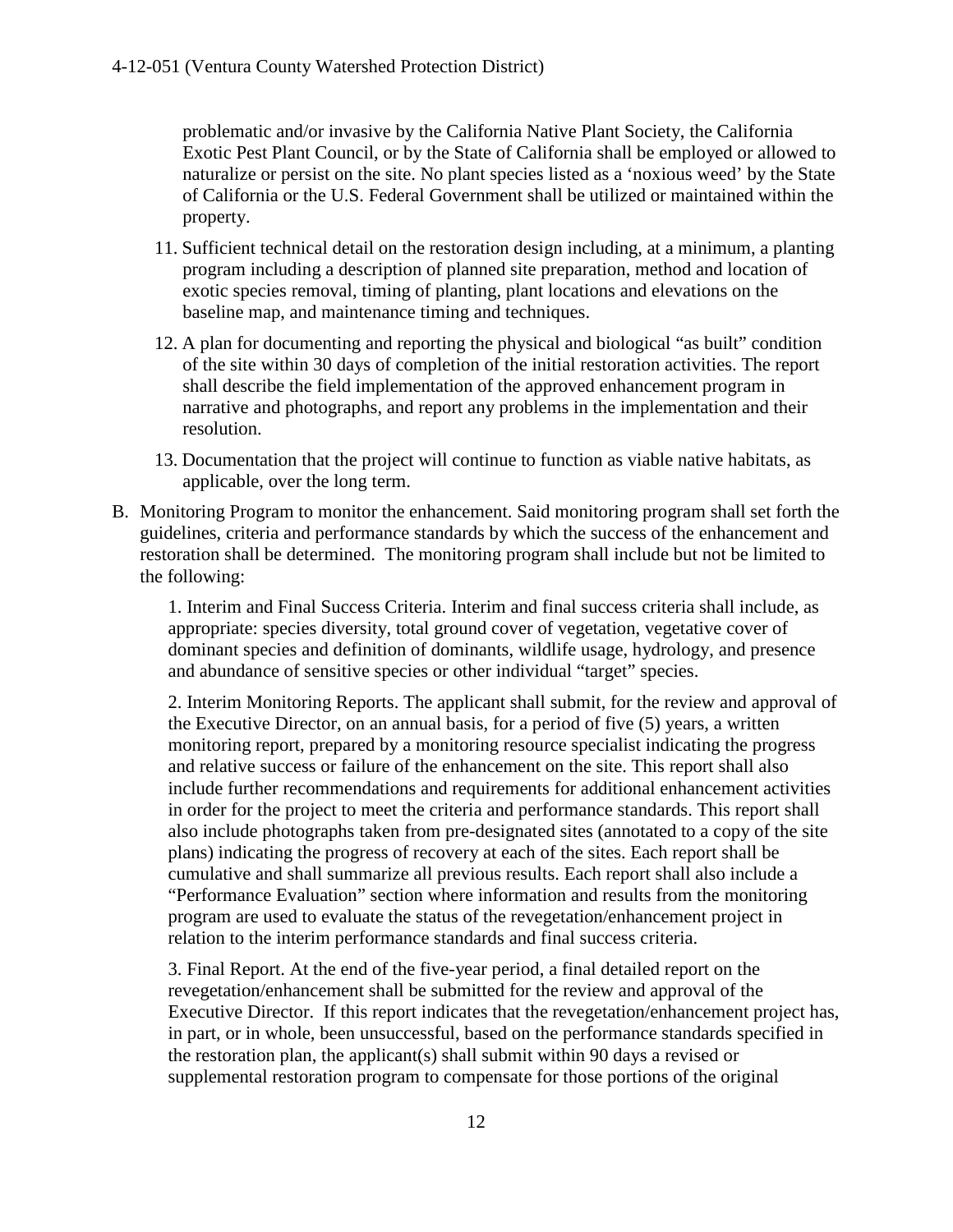problematic and/or invasive by the California Native Plant Society, the California Exotic Pest Plant Council, or by the State of California shall be employed or allowed to naturalize or persist on the site. No plant species listed as a 'noxious weed' by the State of California or the U.S. Federal Government shall be utilized or maintained within the property.

11. Sufficient technical detail on the restoration design including, at a minimum, a planting program including a description of planned site preparation, method and location of exotic species removal, timing of planting, plant locations and elevations on the baseline map, and maintenance timing and techniques.

12. A plan for documenting and reporting the physical and biological "as built" condition of the site within 30 days of completion of the initial restoration activities. The report shall describe the field implementation of the approved enhancement program in narrative and photographs, and report any problems in the implementation and their resolution.

13. Documentation that the project will continue to function as viable native habitats, as applicable, over the long term.

B. Monitoring Program to monitor the enhancement. Said monitoring program shall set forth the guidelines, criteria and performance standards by which the success of the enhancement and restoration shall be determined. The monitoring program shall include but not be limited to the following:

   1. Interim and Final Success Criteria. Interim and final success criteria shall include, as appropriate: species diversity, total ground cover of vegetation, vegetative cover of dominant species and definition of dominants, wildlife usage, hydrology, and presence and abundance of sensitive species or other individual "target" species.

   2. Interim Monitoring Reports. The applicant shall submit, for the review and approval of the Executive Director, on an annual basis, for a period of five (5) years, a written monitoring report, prepared by a monitoring resource specialist indicating the progress and relative success or failure of the enhancement on the site. This report shall also include further recommendations and requirements for additional enhancement activities in order for the project to meet the criteria and performance standards. This report shall also include photographs taken from pre-designated sites (annotated to a copy of the site plans) indicating the progress of recovery at each of the sites. Each report shall be cumulative and shall summarize all previous results. Each report shall also include a "Performance Evaluation" section where information and results from the monitoring program are used to evaluate the status of the revegetation/enhancement project in relation to the interim performance standards and final success criteria.

   3. Final Report. At the end of the five-year period, a final detailed report on the revegetation/enhancement shall be submitted for the review and approval of the Executive Director. If this report indicates that the revegetation/enhancement project has, in part, or in whole, been unsuccessful, based on the performance standards specified in the restoration plan, the applicant(s) shall submit within 90 days a revised or supplemental restoration program to compensate for those portions of the original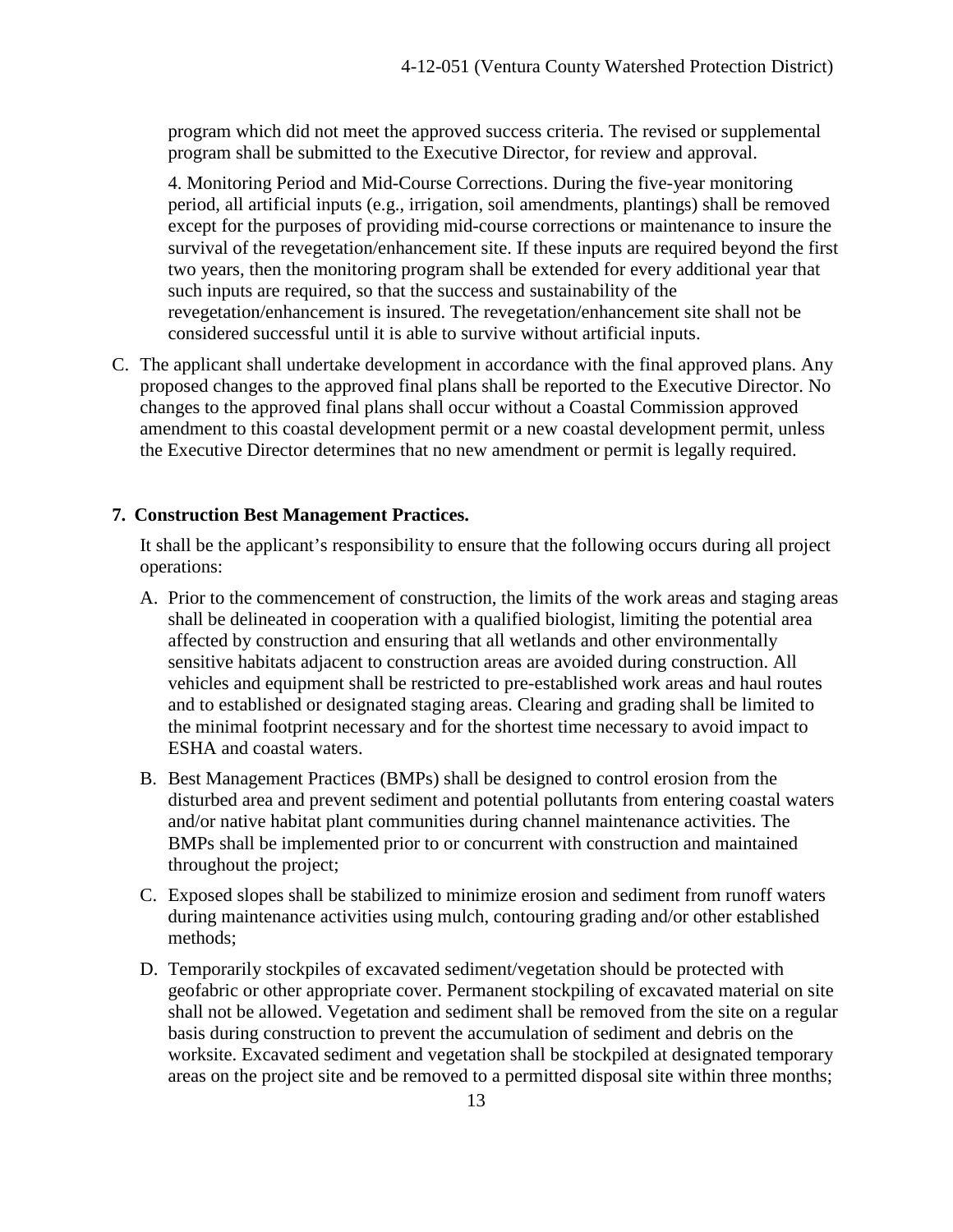program which did not meet the approved success criteria. The revised or supplemental program shall be submitted to the Executive Director, for review and approval.

4. Monitoring Period and Mid-Course Corrections. During the five-year monitoring period, all artificial inputs (e.g., irrigation, soil amendments, plantings) shall be removed except for the purposes of providing mid-course corrections or maintenance to insure the survival of the revegetation/enhancement site. If these inputs are required beyond the first two years, then the monitoring program shall be extended for every additional year that such inputs are required, so that the success and sustainability of the revegetation/enhancement is insured. The revegetation/enhancement site shall not be considered successful until it is able to survive without artificial inputs.

C. The applicant shall undertake development in accordance with the final approved plans. Any proposed changes to the approved final plans shall be reported to the Executive Director. No changes to the approved final plans shall occur without a Coastal Commission approved amendment to this coastal development permit or a new coastal development permit, unless the Executive Director determines that no new amendment or permit is legally required.

**7. Construction Best Management Practices.**

It shall be the applicant's responsibility to ensure that the following occurs during all project operations:

A. Prior to the commencement of construction, the limits of the work areas and staging areas shall be delineated in cooperation with a qualified biologist, limiting the potential area affected by construction and ensuring that all wetlands and other environmentally sensitive habitats adjacent to construction areas are avoided during construction. All vehicles and equipment shall be restricted to pre-established work areas and haul routes and to established or designated staging areas. Clearing and grading shall be limited to the minimal footprint necessary and for the shortest time necessary to avoid impact to ESHA and coastal waters.

B. Best Management Practices (BMPs) shall be designed to control erosion from the disturbed area and prevent sediment and potential pollutants from entering coastal waters and/or native habitat plant communities during channel maintenance activities. The BMPs shall be implemented prior to or concurrent with construction and maintained throughout the project;

C. Exposed slopes shall be stabilized to minimize erosion and sediment from runoff waters during maintenance activities using mulch, contouring grading and/or other established methods;

D. Temporarily stockpiles of excavated sediment/vegetation should be protected with geofabric or other appropriate cover. Permanent stockpiling of excavated material on site shall not be allowed. Vegetation and sediment shall be removed from the site on a regular basis during construction to prevent the accumulation of sediment and debris on the worksite. Excavated sediment and vegetation shall be stockpiled at designated temporary areas on the project site and be removed to a permitted disposal site within three months;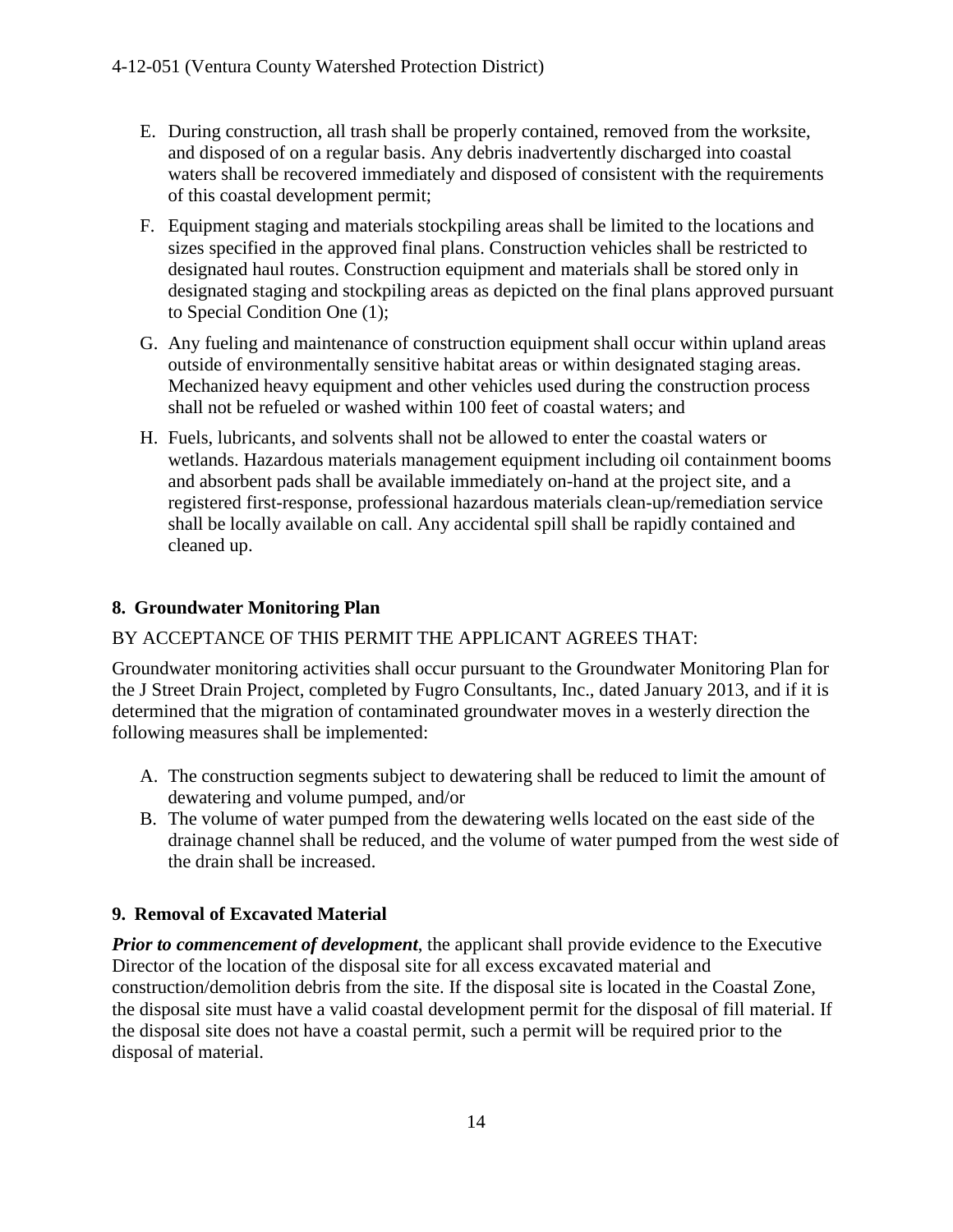E. During construction, all trash shall be properly contained, removed from the worksite, and disposed of on a regular basis. Any debris inadvertently discharged into coastal waters shall be recovered immediately and disposed of consistent with the requirements of this coastal development permit;

F. Equipment staging and materials stockpiling areas shall be limited to the locations and sizes specified in the approved final plans. Construction vehicles shall be restricted to designated haul routes. Construction equipment and materials shall be stored only in designated staging and stockpiling areas as depicted on the final plans approved pursuant to Special Condition One (1);

G. Any fueling and maintenance of construction equipment shall occur within upland areas outside of environmentally sensitive habitat areas or within designated staging areas. Mechanized heavy equipment and other vehicles used during the construction process shall not be refueled or washed within 100 feet of coastal waters; and

H. Fuels, lubricants, and solvents shall not be allowed to enter the coastal waters or wetlands. Hazardous materials management equipment including oil containment booms and absorbent pads shall be available immediately on-hand at the project site, and a registered first-response, professional hazardous materials clean-up/remediation service shall be locally available on call. Any accidental spill shall be rapidly contained and cleaned up.

### 8. Groundwater Monitoring Plan

BY ACCEPTANCE OF THIS PERMIT THE APPLICANT AGREES THAT:

Groundwater monitoring activities shall occur pursuant to the Groundwater Monitoring Plan for the J Street Drain Project, completed by Fugro Consultants, Inc., dated January 2013, and if it is determined that the migration of contaminated groundwater moves in a westerly direction the following measures shall be implemented:

A. The construction segments subject to dewatering shall be reduced to limit the amount of dewatering and volume pumped, and/or
B. The volume of water pumped from the dewatering wells located on the east side of the drainage channel shall be reduced, and the volume of water pumped from the west side of the drain shall be increased.

### 9. Removal of Excavated Material

***Prior to commencement of development***, the applicant shall provide evidence to the Executive Director of the location of the disposal site for all excess excavated material and construction/demolition debris from the site. If the disposal site is located in the Coastal Zone, the disposal site must have a valid coastal development permit for the disposal of fill material. If the disposal site does not have a coastal permit, such a permit will be required prior to the disposal of material.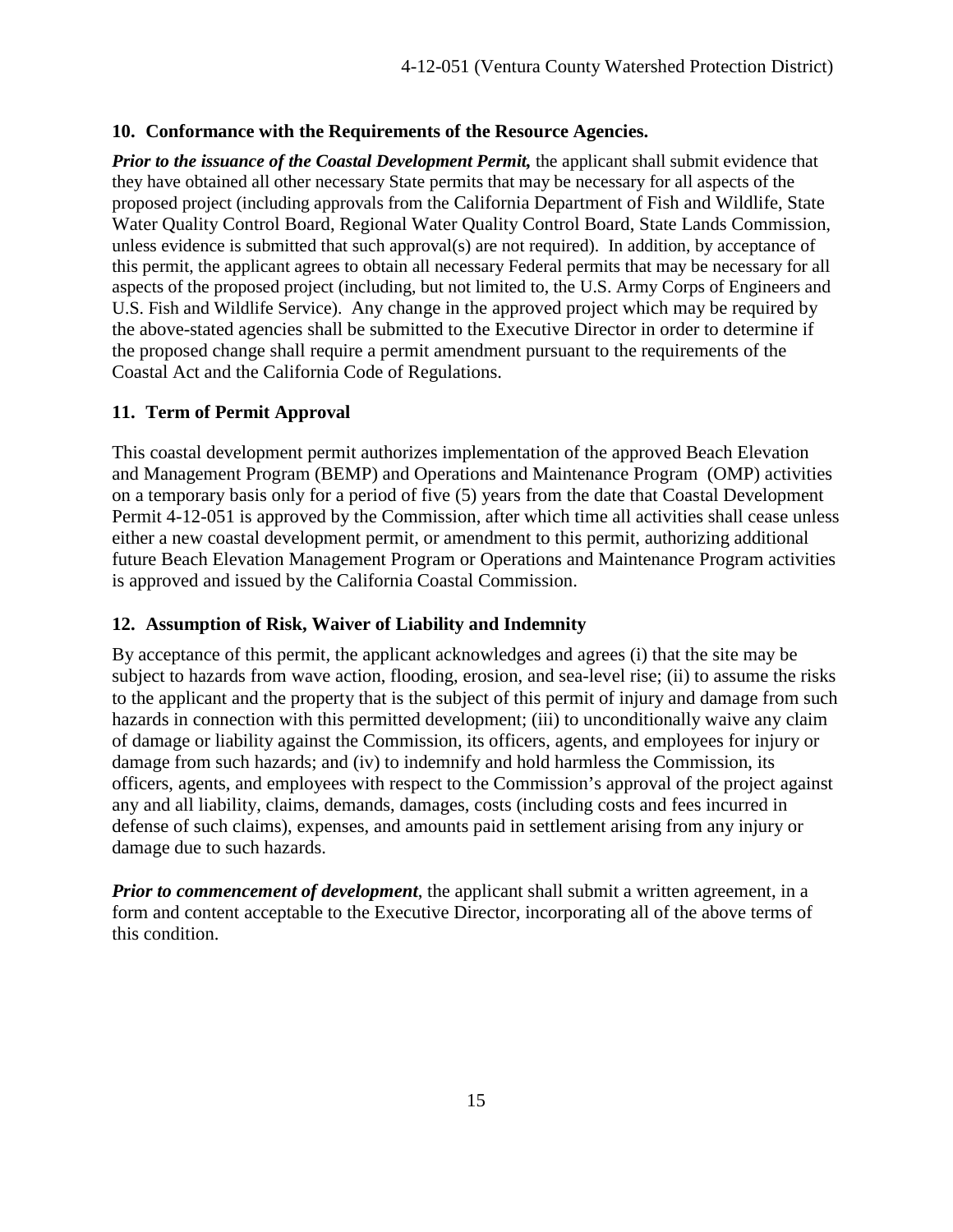**10. Conformance with the Requirements of the Resource Agencies.**

***Prior to the issuance of the Coastal Development Permit,*** the applicant shall submit evidence that they have obtained all other necessary State permits that may be necessary for all aspects of the proposed project (including approvals from the California Department of Fish and Wildlife, State Water Quality Control Board, Regional Water Quality Control Board, State Lands Commission, unless evidence is submitted that such approval(s) are not required). In addition, by acceptance of this permit, the applicant agrees to obtain all necessary Federal permits that may be necessary for all aspects of the proposed project (including, but not limited to, the U.S. Army Corps of Engineers and U.S. Fish and Wildlife Service). Any change in the approved project which may be required by the above-stated agencies shall be submitted to the Executive Director in order to determine if the proposed change shall require a permit amendment pursuant to the requirements of the Coastal Act and the California Code of Regulations.

**11. Term of Permit Approval**

This coastal development permit authorizes implementation of the approved Beach Elevation and Management Program (BEMP) and Operations and Maintenance Program (OMP) activities on a temporary basis only for a period of five (5) years from the date that Coastal Development Permit 4-12-051 is approved by the Commission, after which time all activities shall cease unless either a new coastal development permit, or amendment to this permit, authorizing additional future Beach Elevation Management Program or Operations and Maintenance Program activities is approved and issued by the California Coastal Commission.

**12. Assumption of Risk, Waiver of Liability and Indemnity**

By acceptance of this permit, the applicant acknowledges and agrees (i) that the site may be subject to hazards from wave action, flooding, erosion, and sea-level rise; (ii) to assume the risks to the applicant and the property that is the subject of this permit of injury and damage from such hazards in connection with this permitted development; (iii) to unconditionally waive any claim of damage or liability against the Commission, its officers, agents, and employees for injury or damage from such hazards; and (iv) to indemnify and hold harmless the Commission, its officers, agents, and employees with respect to the Commission's approval of the project against any and all liability, claims, demands, damages, costs (including costs and fees incurred in defense of such claims), expenses, and amounts paid in settlement arising from any injury or damage due to such hazards.

***Prior to commencement of development***, the applicant shall submit a written agreement, in a form and content acceptable to the Executive Director, incorporating all of the above terms of this condition.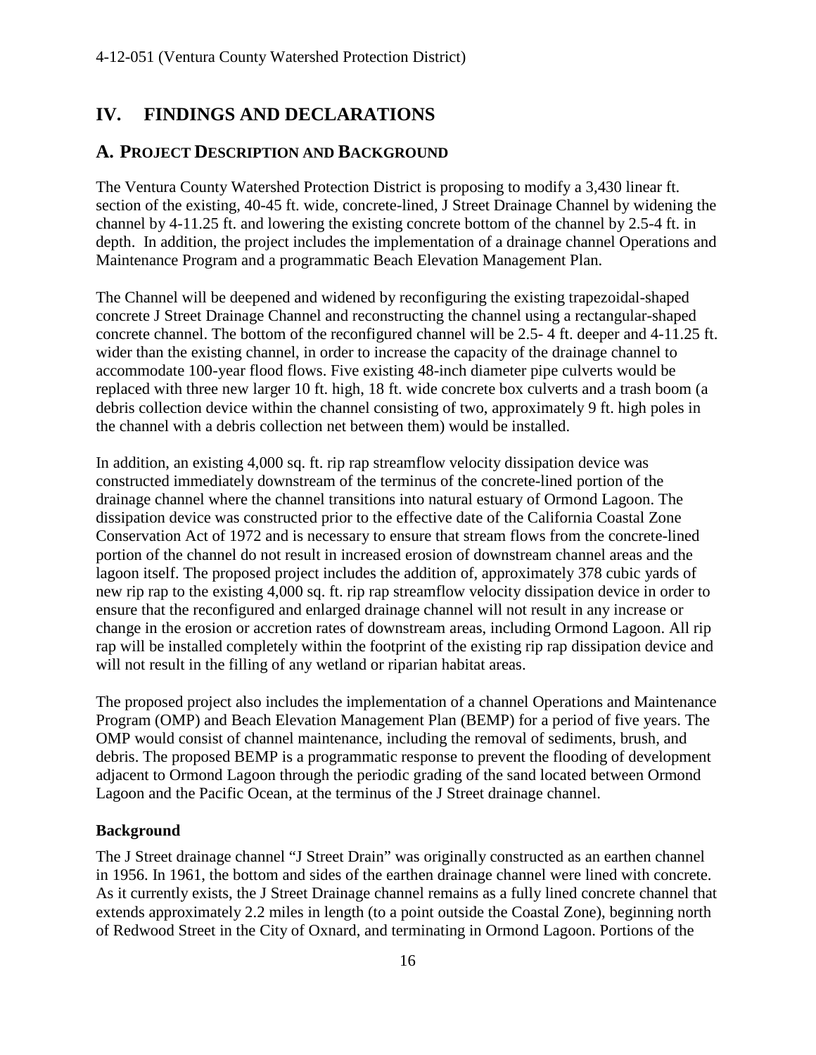## IV. FINDINGS AND DECLARATIONS

### A. PROJECT DESCRIPTION AND BACKGROUND

The Ventura County Watershed Protection District is proposing to modify a 3,430 linear ft. section of the existing, 40-45 ft. wide, concrete-lined, J Street Drainage Channel by widening the channel by 4-11.25 ft. and lowering the existing concrete bottom of the channel by 2.5-4 ft. in depth. In addition, the project includes the implementation of a drainage channel Operations and Maintenance Program and a programmatic Beach Elevation Management Plan.

The Channel will be deepened and widened by reconfiguring the existing trapezoidal-shaped concrete J Street Drainage Channel and reconstructing the channel using a rectangular-shaped concrete channel. The bottom of the reconfigured channel will be 2.5- 4 ft. deeper and 4-11.25 ft. wider than the existing channel, in order to increase the capacity of the drainage channel to accommodate 100-year flood flows. Five existing 48-inch diameter pipe culverts would be replaced with three new larger 10 ft. high, 18 ft. wide concrete box culverts and a trash boom (a debris collection device within the channel consisting of two, approximately 9 ft. high poles in the channel with a debris collection net between them) would be installed.

In addition, an existing 4,000 sq. ft. rip rap streamflow velocity dissipation device was constructed immediately downstream of the terminus of the concrete-lined portion of the drainage channel where the channel transitions into natural estuary of Ormond Lagoon. The dissipation device was constructed prior to the effective date of the California Coastal Zone Conservation Act of 1972 and is necessary to ensure that stream flows from the concrete-lined portion of the channel do not result in increased erosion of downstream channel areas and the lagoon itself. The proposed project includes the addition of, approximately 378 cubic yards of new rip rap to the existing 4,000 sq. ft. rip rap streamflow velocity dissipation device in order to ensure that the reconfigured and enlarged drainage channel will not result in any increase or change in the erosion or accretion rates of downstream areas, including Ormond Lagoon. All rip rap will be installed completely within the footprint of the existing rip rap dissipation device and will not result in the filling of any wetland or riparian habitat areas.

The proposed project also includes the implementation of a channel Operations and Maintenance Program (OMP) and Beach Elevation Management Plan (BEMP) for a period of five years. The OMP would consist of channel maintenance, including the removal of sediments, brush, and debris. The proposed BEMP is a programmatic response to prevent the flooding of development adjacent to Ormond Lagoon through the periodic grading of the sand located between Ormond Lagoon and the Pacific Ocean, at the terminus of the J Street drainage channel.

**Background**

The J Street drainage channel "J Street Drain" was originally constructed as an earthen channel in 1956. In 1961, the bottom and sides of the earthen drainage channel were lined with concrete. As it currently exists, the J Street Drainage channel remains as a fully lined concrete channel that extends approximately 2.2 miles in length (to a point outside the Coastal Zone), beginning north of Redwood Street in the City of Oxnard, and terminating in Ormond Lagoon. Portions of the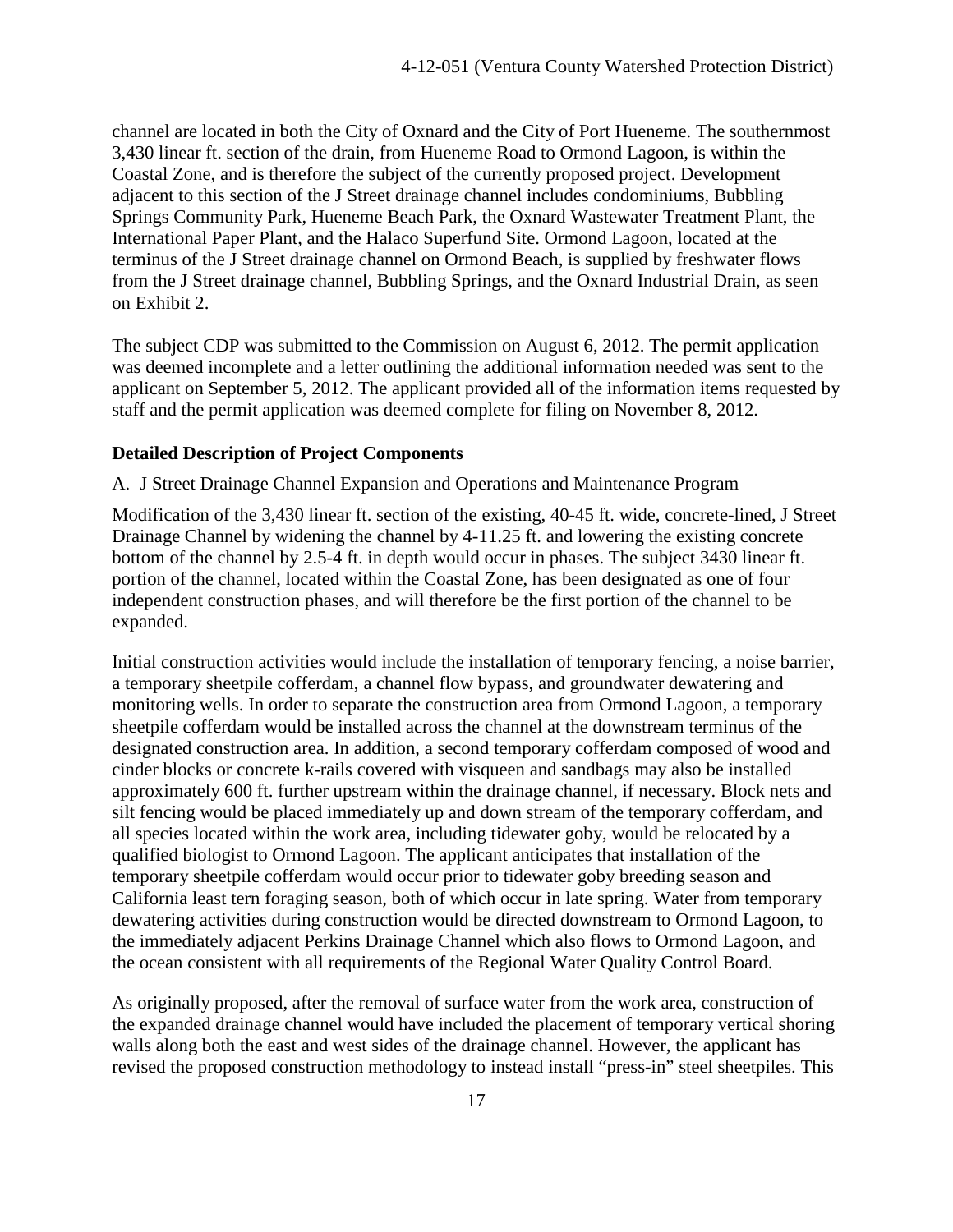channel are located in both the City of Oxnard and the City of Port Hueneme. The southernmost 3,430 linear ft. section of the drain, from Hueneme Road to Ormond Lagoon, is within the Coastal Zone, and is therefore the subject of the currently proposed project. Development adjacent to this section of the J Street drainage channel includes condominiums, Bubbling Springs Community Park, Hueneme Beach Park, the Oxnard Wastewater Treatment Plant, the International Paper Plant, and the Halaco Superfund Site. Ormond Lagoon, located at the terminus of the J Street drainage channel on Ormond Beach, is supplied by freshwater flows from the J Street drainage channel, Bubbling Springs, and the Oxnard Industrial Drain, as seen on Exhibit 2.

The subject CDP was submitted to the Commission on August 6, 2012. The permit application was deemed incomplete and a letter outlining the additional information needed was sent to the applicant on September 5, 2012. The applicant provided all of the information items requested by staff and the permit application was deemed complete for filing on November 8, 2012.

**Detailed Description of Project Components**

A. J Street Drainage Channel Expansion and Operations and Maintenance Program

Modification of the 3,430 linear ft. section of the existing, 40-45 ft. wide, concrete-lined, J Street Drainage Channel by widening the channel by 4-11.25 ft. and lowering the existing concrete bottom of the channel by 2.5-4 ft. in depth would occur in phases. The subject 3430 linear ft. portion of the channel, located within the Coastal Zone, has been designated as one of four independent construction phases, and will therefore be the first portion of the channel to be expanded.

Initial construction activities would include the installation of temporary fencing, a noise barrier, a temporary sheetpile cofferdam, a channel flow bypass, and groundwater dewatering and monitoring wells. In order to separate the construction area from Ormond Lagoon, a temporary sheetpile cofferdam would be installed across the channel at the downstream terminus of the designated construction area. In addition, a second temporary cofferdam composed of wood and cinder blocks or concrete k-rails covered with visqueen and sandbags may also be installed approximately 600 ft. further upstream within the drainage channel, if necessary. Block nets and silt fencing would be placed immediately up and down stream of the temporary cofferdam, and all species located within the work area, including tidewater goby, would be relocated by a qualified biologist to Ormond Lagoon. The applicant anticipates that installation of the temporary sheetpile cofferdam would occur prior to tidewater goby breeding season and California least tern foraging season, both of which occur in late spring. Water from temporary dewatering activities during construction would be directed downstream to Ormond Lagoon, to the immediately adjacent Perkins Drainage Channel which also flows to Ormond Lagoon, and the ocean consistent with all requirements of the Regional Water Quality Control Board.

As originally proposed, after the removal of surface water from the work area, construction of the expanded drainage channel would have included the placement of temporary vertical shoring walls along both the east and west sides of the drainage channel. However, the applicant has revised the proposed construction methodology to instead install "press-in" steel sheetpiles. This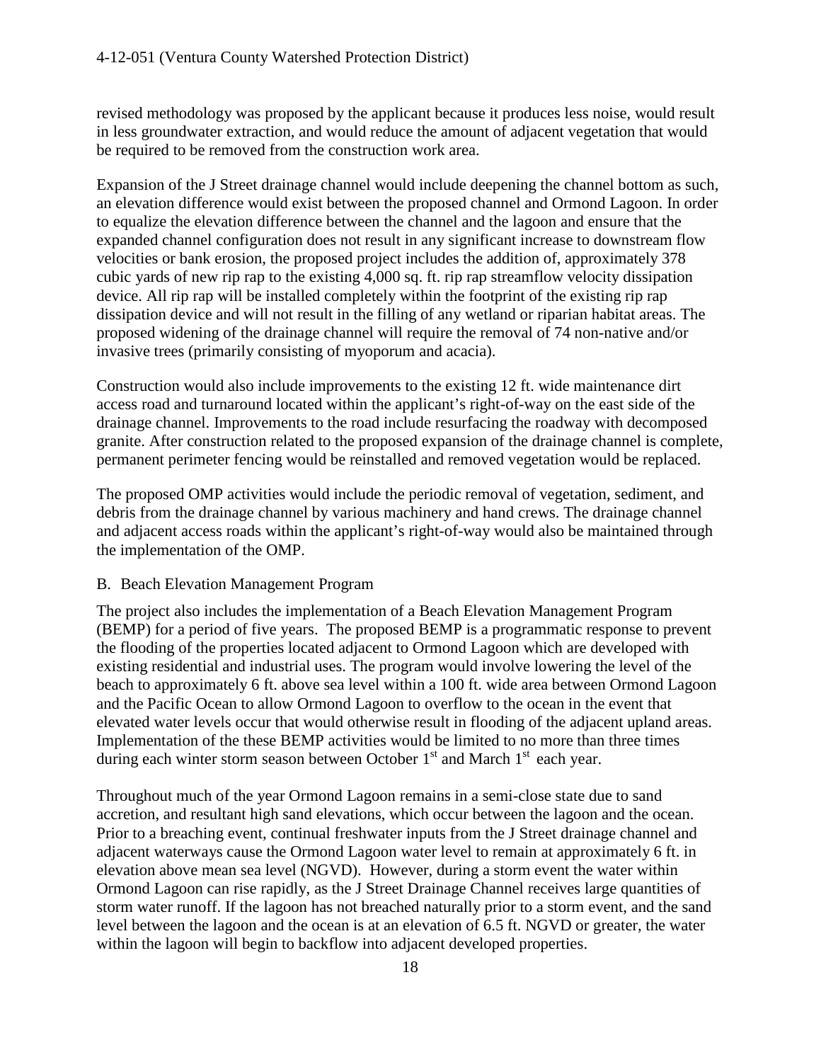revised methodology was proposed by the applicant because it produces less noise, would result in less groundwater extraction, and would reduce the amount of adjacent vegetation that would be required to be removed from the construction work area.

Expansion of the J Street drainage channel would include deepening the channel bottom as such, an elevation difference would exist between the proposed channel and Ormond Lagoon. In order to equalize the elevation difference between the channel and the lagoon and ensure that the expanded channel configuration does not result in any significant increase to downstream flow velocities or bank erosion, the proposed project includes the addition of, approximately 378 cubic yards of new rip rap to the existing 4,000 sq. ft. rip rap streamflow velocity dissipation device. All rip rap will be installed completely within the footprint of the existing rip rap dissipation device and will not result in the filling of any wetland or riparian habitat areas. The proposed widening of the drainage channel will require the removal of 74 non-native and/or invasive trees (primarily consisting of myoporum and acacia).

Construction would also include improvements to the existing 12 ft. wide maintenance dirt access road and turnaround located within the applicant's right-of-way on the east side of the drainage channel. Improvements to the road include resurfacing the roadway with decomposed granite. After construction related to the proposed expansion of the drainage channel is complete, permanent perimeter fencing would be reinstalled and removed vegetation would be replaced.

The proposed OMP activities would include the periodic removal of vegetation, sediment, and debris from the drainage channel by various machinery and hand crews. The drainage channel and adjacent access roads within the applicant's right-of-way would also be maintained through the implementation of the OMP.

### B. Beach Elevation Management Program

The project also includes the implementation of a Beach Elevation Management Program (BEMP) for a period of five years. The proposed BEMP is a programmatic response to prevent the flooding of the properties located adjacent to Ormond Lagoon which are developed with existing residential and industrial uses. The program would involve lowering the level of the beach to approximately 6 ft. above sea level within a 100 ft. wide area between Ormond Lagoon and the Pacific Ocean to allow Ormond Lagoon to overflow to the ocean in the event that elevated water levels occur that would otherwise result in flooding of the adjacent upland areas. Implementation of the these BEMP activities would be limited to no more than three times during each winter storm season between October 1st and March 1st each year.

Throughout much of the year Ormond Lagoon remains in a semi-close state due to sand accretion, and resultant high sand elevations, which occur between the lagoon and the ocean. Prior to a breaching event, continual freshwater inputs from the J Street drainage channel and adjacent waterways cause the Ormond Lagoon water level to remain at approximately 6 ft. in elevation above mean sea level (NGVD). However, during a storm event the water within Ormond Lagoon can rise rapidly, as the J Street Drainage Channel receives large quantities of storm water runoff. If the lagoon has not breached naturally prior to a storm event, and the sand level between the lagoon and the ocean is at an elevation of 6.5 ft. NGVD or greater, the water within the lagoon will begin to backflow into adjacent developed properties.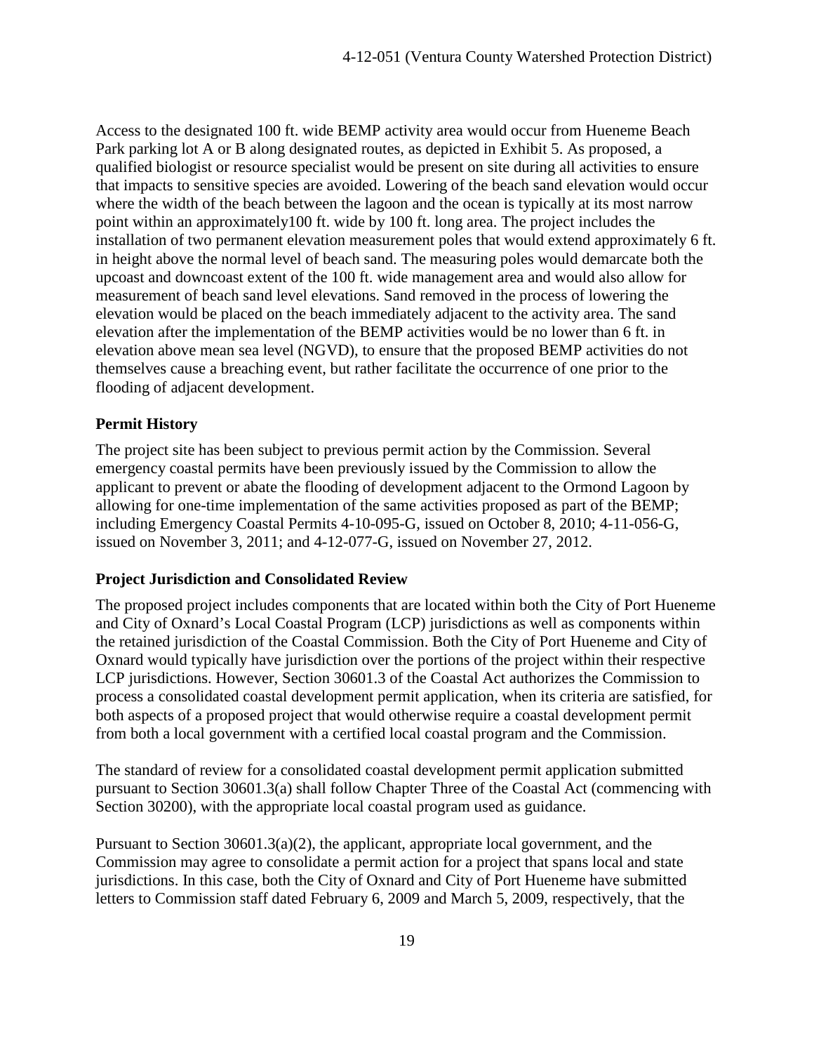Access to the designated 100 ft. wide BEMP activity area would occur from Hueneme Beach Park parking lot A or B along designated routes, as depicted in Exhibit 5. As proposed, a qualified biologist or resource specialist would be present on site during all activities to ensure that impacts to sensitive species are avoided. Lowering of the beach sand elevation would occur where the width of the beach between the lagoon and the ocean is typically at its most narrow point within an approximately100 ft. wide by 100 ft. long area. The project includes the installation of two permanent elevation measurement poles that would extend approximately 6 ft. in height above the normal level of beach sand. The measuring poles would demarcate both the upcoast and downcoast extent of the 100 ft. wide management area and would also allow for measurement of beach sand level elevations. Sand removed in the process of lowering the elevation would be placed on the beach immediately adjacent to the activity area. The sand elevation after the implementation of the BEMP activities would be no lower than 6 ft. in elevation above mean sea level (NGVD), to ensure that the proposed BEMP activities do not themselves cause a breaching event, but rather facilitate the occurrence of one prior to the flooding of adjacent development.

### Permit History

The project site has been subject to previous permit action by the Commission. Several emergency coastal permits have been previously issued by the Commission to allow the applicant to prevent or abate the flooding of development adjacent to the Ormond Lagoon by allowing for one-time implementation of the same activities proposed as part of the BEMP; including Emergency Coastal Permits 4-10-095-G, issued on October 8, 2010; 4-11-056-G, issued on November 3, 2011; and 4-12-077-G, issued on November 27, 2012.

### Project Jurisdiction and Consolidated Review

The proposed project includes components that are located within both the City of Port Hueneme and City of Oxnard's Local Coastal Program (LCP) jurisdictions as well as components within the retained jurisdiction of the Coastal Commission. Both the City of Port Hueneme and City of Oxnard would typically have jurisdiction over the portions of the project within their respective LCP jurisdictions. However, Section 30601.3 of the Coastal Act authorizes the Commission to process a consolidated coastal development permit application, when its criteria are satisfied, for both aspects of a proposed project that would otherwise require a coastal development permit from both a local government with a certified local coastal program and the Commission.

The standard of review for a consolidated coastal development permit application submitted pursuant to Section 30601.3(a) shall follow Chapter Three of the Coastal Act (commencing with Section 30200), with the appropriate local coastal program used as guidance.

Pursuant to Section 30601.3(a)(2), the applicant, appropriate local government, and the Commission may agree to consolidate a permit action for a project that spans local and state jurisdictions. In this case, both the City of Oxnard and City of Port Hueneme have submitted letters to Commission staff dated February 6, 2009 and March 5, 2009, respectively, that the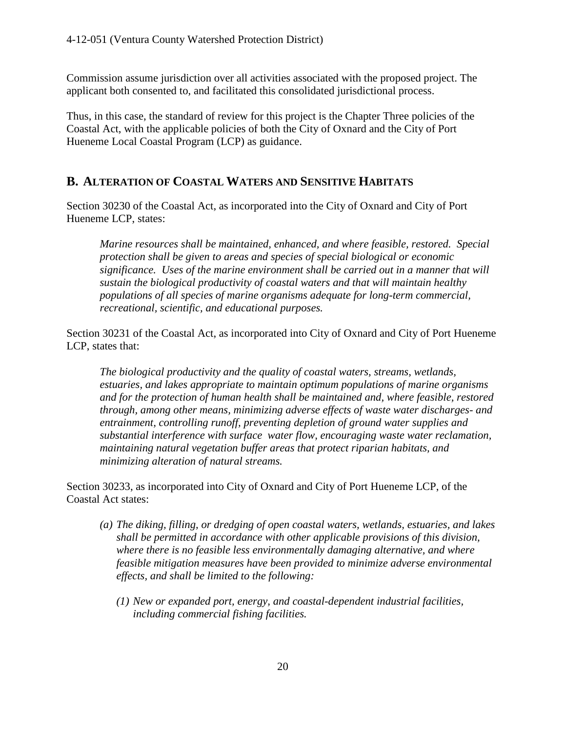Commission assume jurisdiction over all activities associated with the proposed project. The applicant both consented to, and facilitated this consolidated jurisdictional process.

Thus, in this case, the standard of review for this project is the Chapter Three policies of the Coastal Act, with the applicable policies of both the City of Oxnard and the City of Port Hueneme Local Coastal Program (LCP) as guidance.

## B. Alteration of Coastal Waters and Sensitive Habitats

Section 30230 of the Coastal Act, as incorporated into the City of Oxnard and City of Port Hueneme LCP, states:

> *Marine resources shall be maintained, enhanced, and where feasible, restored. Special protection shall be given to areas and species of special biological or economic significance. Uses of the marine environment shall be carried out in a manner that will sustain the biological productivity of coastal waters and that will maintain healthy populations of all species of marine organisms adequate for long-term commercial, recreational, scientific, and educational purposes.*

Section 30231 of the Coastal Act, as incorporated into City of Oxnard and City of Port Hueneme LCP, states that:

> *The biological productivity and the quality of coastal waters, streams, wetlands, estuaries, and lakes appropriate to maintain optimum populations of marine organisms and for the protection of human health shall be maintained and, where feasible, restored through, among other means, minimizing adverse effects of waste water discharges- and entrainment, controlling runoff, preventing depletion of ground water supplies and substantial interference with surface water flow, encouraging waste water reclamation, maintaining natural vegetation buffer areas that protect riparian habitats, and minimizing alteration of natural streams.*

Section 30233, as incorporated into City of Oxnard and City of Port Hueneme LCP, of the Coastal Act states:

> *(a) The diking, filling, or dredging of open coastal waters, wetlands, estuaries, and lakes shall be permitted in accordance with other applicable provisions of this division, where there is no feasible less environmentally damaging alternative, and where feasible mitigation measures have been provided to minimize adverse environmental effects, and shall be limited to the following:*
>
> > *(1) New or expanded port, energy, and coastal-dependent industrial facilities, including commercial fishing facilities.*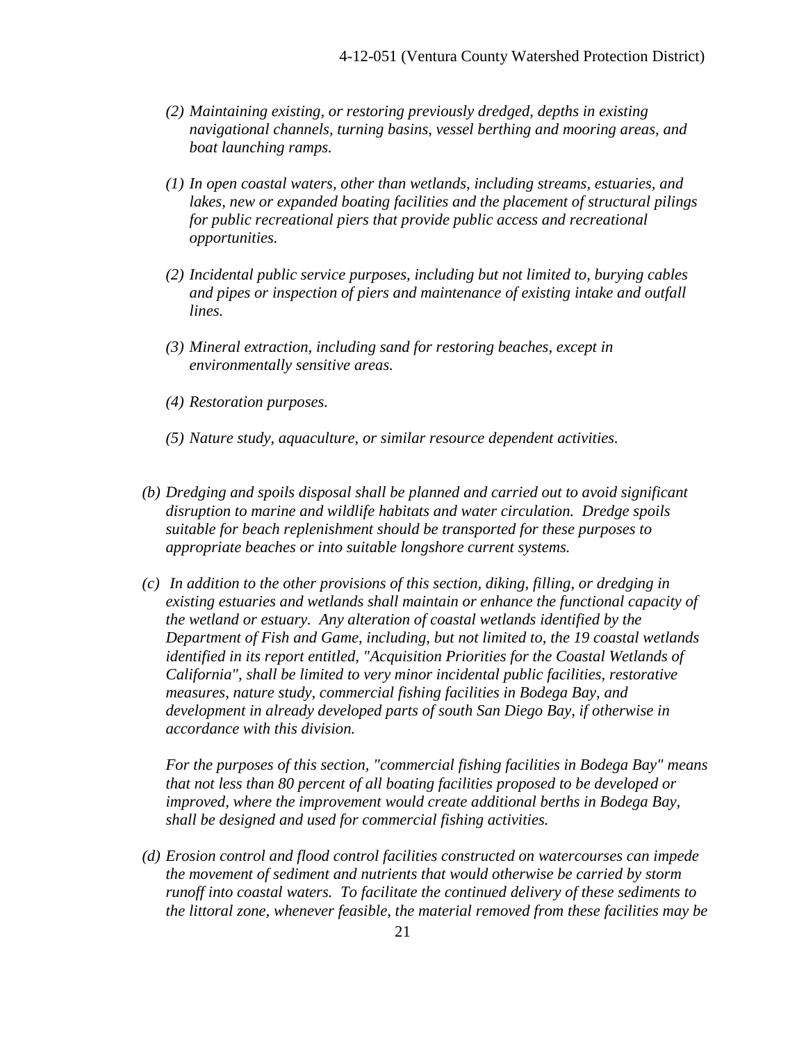*(2) Maintaining existing, or restoring previously dredged, depths in existing navigational channels, turning basins, vessel berthing and mooring areas, and boat launching ramps.*

*(1) In open coastal waters, other than wetlands, including streams, estuaries, and lakes, new or expanded boating facilities and the placement of structural pilings for public recreational piers that provide public access and recreational opportunities.*

*(2) Incidental public service purposes, including but not limited to, burying cables and pipes or inspection of piers and maintenance of existing intake and outfall lines.*

*(3) Mineral extraction, including sand for restoring beaches, except in environmentally sensitive areas.*

*(4) Restoration purposes.*

*(5) Nature study, aquaculture, or similar resource dependent activities.*

*(b) Dredging and spoils disposal shall be planned and carried out to avoid significant disruption to marine and wildlife habitats and water circulation. Dredge spoils suitable for beach replenishment should be transported for these purposes to appropriate beaches or into suitable longshore current systems.*

*(c) In addition to the other provisions of this section, diking, filling, or dredging in existing estuaries and wetlands shall maintain or enhance the functional capacity of the wetland or estuary. Any alteration of coastal wetlands identified by the Department of Fish and Game, including, but not limited to, the 19 coastal wetlands identified in its report entitled, "Acquisition Priorities for the Coastal Wetlands of California", shall be limited to very minor incidental public facilities, restorative measures, nature study, commercial fishing facilities in Bodega Bay, and development in already developed parts of south San Diego Bay, if otherwise in accordance with this division.*

*For the purposes of this section, "commercial fishing facilities in Bodega Bay" means that not less than 80 percent of all boating facilities proposed to be developed or improved, where the improvement would create additional berths in Bodega Bay, shall be designed and used for commercial fishing activities.*

*(d) Erosion control and flood control facilities constructed on watercourses can impede the movement of sediment and nutrients that would otherwise be carried by storm runoff into coastal waters. To facilitate the continued delivery of these sediments to the littoral zone, whenever feasible, the material removed from these facilities may be*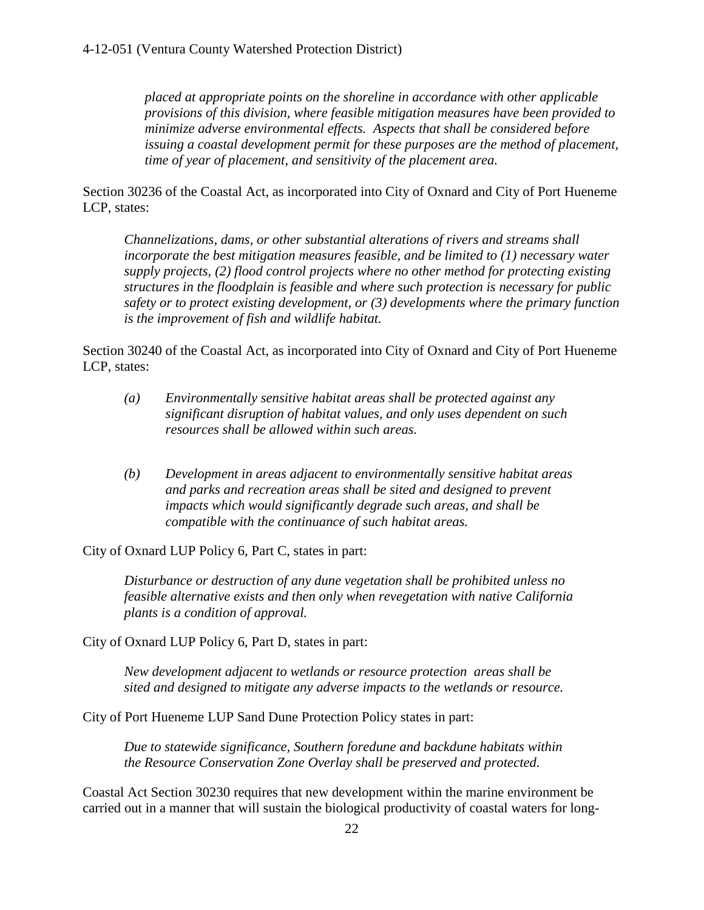*placed at appropriate points on the shoreline in accordance with other applicable provisions of this division, where feasible mitigation measures have been provided to minimize adverse environmental effects. Aspects that shall be considered before issuing a coastal development permit for these purposes are the method of placement, time of year of placement, and sensitivity of the placement area.*

Section 30236 of the Coastal Act, as incorporated into City of Oxnard and City of Port Hueneme LCP, states:

> *Channelizations, dams, or other substantial alterations of rivers and streams shall incorporate the best mitigation measures feasible, and be limited to (1) necessary water supply projects, (2) flood control projects where no other method for protecting existing structures in the floodplain is feasible and where such protection is necessary for public safety or to protect existing development, or (3) developments where the primary function is the improvement of fish and wildlife habitat.*

Section 30240 of the Coastal Act, as incorporated into City of Oxnard and City of Port Hueneme LCP, states:

> *(a) Environmentally sensitive habitat areas shall be protected against any significant disruption of habitat values, and only uses dependent on such resources shall be allowed within such areas.*
>
> *(b) Development in areas adjacent to environmentally sensitive habitat areas and parks and recreation areas shall be sited and designed to prevent impacts which would significantly degrade such areas, and shall be compatible with the continuance of such habitat areas.*

City of Oxnard LUP Policy 6, Part C, states in part:

> *Disturbance or destruction of any dune vegetation shall be prohibited unless no feasible alternative exists and then only when revegetation with native California plants is a condition of approval.*

City of Oxnard LUP Policy 6, Part D, states in part:

> *New development adjacent to wetlands or resource protection areas shall be sited and designed to mitigate any adverse impacts to the wetlands or resource.*

City of Port Hueneme LUP Sand Dune Protection Policy states in part:

> *Due to statewide significance, Southern foredune and backdune habitats within the Resource Conservation Zone Overlay shall be preserved and protected.*

Coastal Act Section 30230 requires that new development within the marine environment be carried out in a manner that will sustain the biological productivity of coastal waters for long-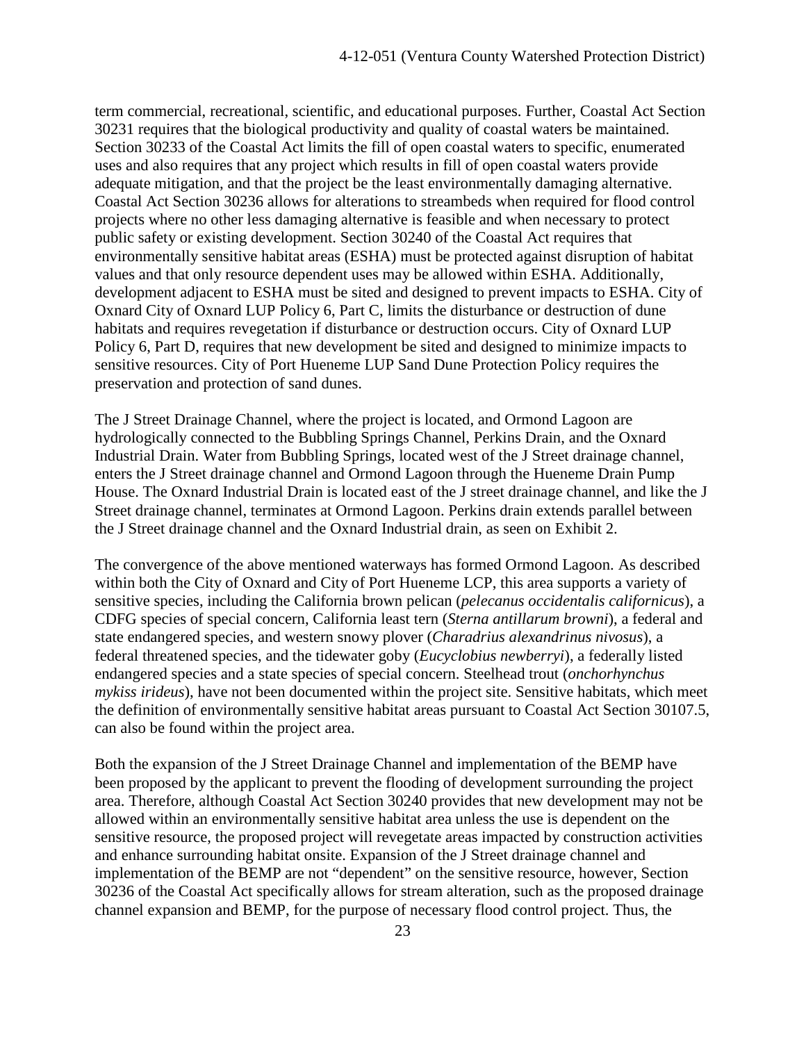term commercial, recreational, scientific, and educational purposes. Further, Coastal Act Section 30231 requires that the biological productivity and quality of coastal waters be maintained. Section 30233 of the Coastal Act limits the fill of open coastal waters to specific, enumerated uses and also requires that any project which results in fill of open coastal waters provide adequate mitigation, and that the project be the least environmentally damaging alternative. Coastal Act Section 30236 allows for alterations to streambeds when required for flood control projects where no other less damaging alternative is feasible and when necessary to protect public safety or existing development. Section 30240 of the Coastal Act requires that environmentally sensitive habitat areas (ESHA) must be protected against disruption of habitat values and that only resource dependent uses may be allowed within ESHA. Additionally, development adjacent to ESHA must be sited and designed to prevent impacts to ESHA. City of Oxnard City of Oxnard LUP Policy 6, Part C, limits the disturbance or destruction of dune habitats and requires revegetation if disturbance or destruction occurs. City of Oxnard LUP Policy 6, Part D, requires that new development be sited and designed to minimize impacts to sensitive resources. City of Port Hueneme LUP Sand Dune Protection Policy requires the preservation and protection of sand dunes.

The J Street Drainage Channel, where the project is located, and Ormond Lagoon are hydrologically connected to the Bubbling Springs Channel, Perkins Drain, and the Oxnard Industrial Drain. Water from Bubbling Springs, located west of the J Street drainage channel, enters the J Street drainage channel and Ormond Lagoon through the Hueneme Drain Pump House. The Oxnard Industrial Drain is located east of the J street drainage channel, and like the J Street drainage channel, terminates at Ormond Lagoon. Perkins drain extends parallel between the J Street drainage channel and the Oxnard Industrial drain, as seen on Exhibit 2.

The convergence of the above mentioned waterways has formed Ormond Lagoon. As described within both the City of Oxnard and City of Port Hueneme LCP, this area supports a variety of sensitive species, including the California brown pelican (*pelecanus occidentalis californicus*), a CDFG species of special concern, California least tern (*Sterna antillarum browni*), a federal and state endangered species, and western snowy plover (*Charadrius alexandrinus nivosus*), a federal threatened species, and the tidewater goby (*Eucyclobius newberryi*), a federally listed endangered species and a state species of special concern. Steelhead trout (*onchorhynchus mykiss irideus*), have not been documented within the project site. Sensitive habitats, which meet the definition of environmentally sensitive habitat areas pursuant to Coastal Act Section 30107.5, can also be found within the project area.

Both the expansion of the J Street Drainage Channel and implementation of the BEMP have been proposed by the applicant to prevent the flooding of development surrounding the project area. Therefore, although Coastal Act Section 30240 provides that new development may not be allowed within an environmentally sensitive habitat area unless the use is dependent on the sensitive resource, the proposed project will revegetate areas impacted by construction activities and enhance surrounding habitat onsite. Expansion of the J Street drainage channel and implementation of the BEMP are not "dependent" on the sensitive resource, however, Section 30236 of the Coastal Act specifically allows for stream alteration, such as the proposed drainage channel expansion and BEMP, for the purpose of necessary flood control project. Thus, the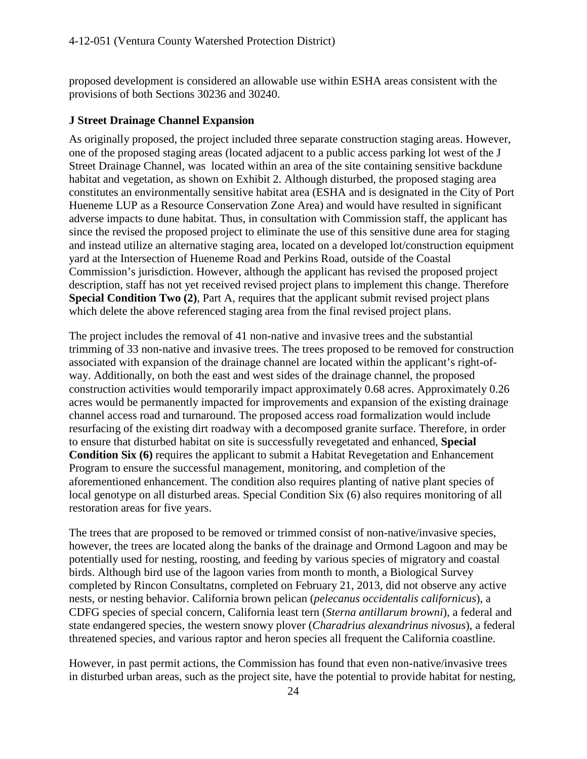proposed development is considered an allowable use within ESHA areas consistent with the provisions of both Sections 30236 and 30240.

**J Street Drainage Channel Expansion**

As originally proposed, the project included three separate construction staging areas. However, one of the proposed staging areas (located adjacent to a public access parking lot west of the J Street Drainage Channel, was located within an area of the site containing sensitive backdune habitat and vegetation, as shown on Exhibit 2. Although disturbed, the proposed staging area constitutes an environmentally sensitive habitat area (ESHA and is designated in the City of Port Hueneme LUP as a Resource Conservation Zone Area) and would have resulted in significant adverse impacts to dune habitat. Thus, in consultation with Commission staff, the applicant has since the revised the proposed project to eliminate the use of this sensitive dune area for staging and instead utilize an alternative staging area, located on a developed lot/construction equipment yard at the Intersection of Hueneme Road and Perkins Road, outside of the Coastal Commission's jurisdiction. However, although the applicant has revised the proposed project description, staff has not yet received revised project plans to implement this change. Therefore **Special Condition Two (2)**, Part A, requires that the applicant submit revised project plans which delete the above referenced staging area from the final revised project plans.

The project includes the removal of 41 non-native and invasive trees and the substantial trimming of 33 non-native and invasive trees. The trees proposed to be removed for construction associated with expansion of the drainage channel are located within the applicant's right-of-way. Additionally, on both the east and west sides of the drainage channel, the proposed construction activities would temporarily impact approximately 0.68 acres. Approximately 0.26 acres would be permanently impacted for improvements and expansion of the existing drainage channel access road and turnaround. The proposed access road formalization would include resurfacing of the existing dirt roadway with a decomposed granite surface. Therefore, in order to ensure that disturbed habitat on site is successfully revegetated and enhanced, **Special Condition Six (6)** requires the applicant to submit a Habitat Revegetation and Enhancement Program to ensure the successful management, monitoring, and completion of the aforementioned enhancement. The condition also requires planting of native plant species of local genotype on all disturbed areas. Special Condition Six (6) also requires monitoring of all restoration areas for five years.

The trees that are proposed to be removed or trimmed consist of non-native/invasive species, however, the trees are located along the banks of the drainage and Ormond Lagoon and may be potentially used for nesting, roosting, and feeding by various species of migratory and coastal birds. Although bird use of the lagoon varies from month to month, a Biological Survey completed by Rincon Consultatns, completed on February 21, 2013, did not observe any active nests, or nesting behavior. California brown pelican (*pelecanus occidentalis californicus*), a CDFG species of special concern, California least tern (*Sterna antillarum browni*), a federal and state endangered species, the western snowy plover (*Charadrius alexandrinus nivosus*), a federal threatened species, and various raptor and heron species all frequent the California coastline.

However, in past permit actions, the Commission has found that even non-native/invasive trees in disturbed urban areas, such as the project site, have the potential to provide habitat for nesting,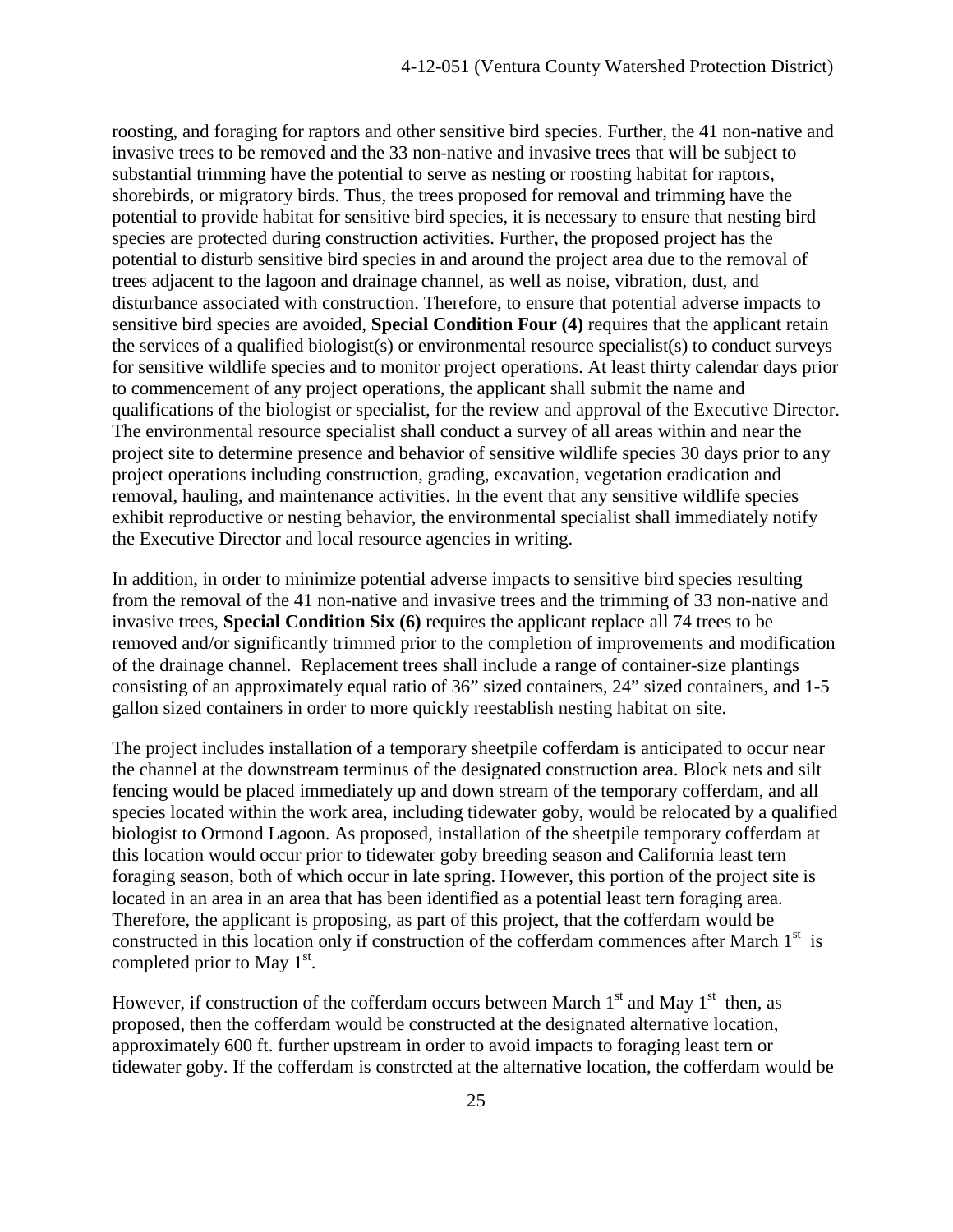roosting, and foraging for raptors and other sensitive bird species. Further, the 41 non-native and invasive trees to be removed and the 33 non-native and invasive trees that will be subject to substantial trimming have the potential to serve as nesting or roosting habitat for raptors, shorebirds, or migratory birds. Thus, the trees proposed for removal and trimming have the potential to provide habitat for sensitive bird species, it is necessary to ensure that nesting bird species are protected during construction activities. Further, the proposed project has the potential to disturb sensitive bird species in and around the project area due to the removal of trees adjacent to the lagoon and drainage channel, as well as noise, vibration, dust, and disturbance associated with construction. Therefore, to ensure that potential adverse impacts to sensitive bird species are avoided, **Special Condition Four (4)** requires that the applicant retain the services of a qualified biologist(s) or environmental resource specialist(s) to conduct surveys for sensitive wildlife species and to monitor project operations. At least thirty calendar days prior to commencement of any project operations, the applicant shall submit the name and qualifications of the biologist or specialist, for the review and approval of the Executive Director. The environmental resource specialist shall conduct a survey of all areas within and near the project site to determine presence and behavior of sensitive wildlife species 30 days prior to any project operations including construction, grading, excavation, vegetation eradication and removal, hauling, and maintenance activities. In the event that any sensitive wildlife species exhibit reproductive or nesting behavior, the environmental specialist shall immediately notify the Executive Director and local resource agencies in writing.

In addition, in order to minimize potential adverse impacts to sensitive bird species resulting from the removal of the 41 non-native and invasive trees and the trimming of 33 non-native and invasive trees, **Special Condition Six (6)** requires the applicant replace all 74 trees to be removed and/or significantly trimmed prior to the completion of improvements and modification of the drainage channel. Replacement trees shall include a range of container-size plantings consisting of an approximately equal ratio of 36" sized containers, 24" sized containers, and 1-5 gallon sized containers in order to more quickly reestablish nesting habitat on site.

The project includes installation of a temporary sheetpile cofferdam is anticipated to occur near the channel at the downstream terminus of the designated construction area. Block nets and silt fencing would be placed immediately up and down stream of the temporary cofferdam, and all species located within the work area, including tidewater goby, would be relocated by a qualified biologist to Ormond Lagoon. As proposed, installation of the sheetpile temporary cofferdam at this location would occur prior to tidewater goby breeding season and California least tern foraging season, both of which occur in late spring. However, this portion of the project site is located in an area in an area that has been identified as a potential least tern foraging area. Therefore, the applicant is proposing, as part of this project, that the cofferdam would be constructed in this location only if construction of the cofferdam commences after March 1st is completed prior to May 1st.

However, if construction of the cofferdam occurs between March 1st and May 1st then, as proposed, then the cofferdam would be constructed at the designated alternative location, approximately 600 ft. further upstream in order to avoid impacts to foraging least tern or tidewater goby. If the cofferdam is constrcted at the alternative location, the cofferdam would be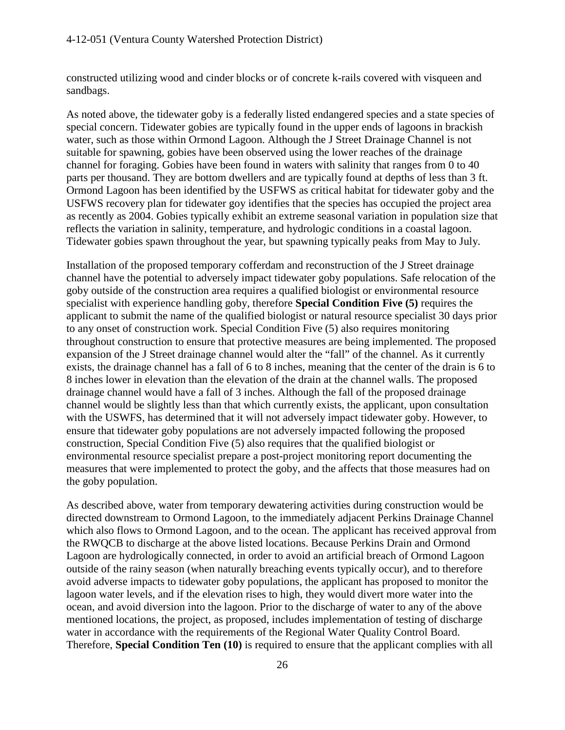constructed utilizing wood and cinder blocks or of concrete k-rails covered with visqueen and sandbags.

As noted above, the tidewater goby is a federally listed endangered species and a state species of special concern. Tidewater gobies are typically found in the upper ends of lagoons in brackish water, such as those within Ormond Lagoon. Although the J Street Drainage Channel is not suitable for spawning, gobies have been observed using the lower reaches of the drainage channel for foraging. Gobies have been found in waters with salinity that ranges from 0 to 40 parts per thousand. They are bottom dwellers and are typically found at depths of less than 3 ft. Ormond Lagoon has been identified by the USFWS as critical habitat for tidewater goby and the USFWS recovery plan for tidewater goy identifies that the species has occupied the project area as recently as 2004. Gobies typically exhibit an extreme seasonal variation in population size that reflects the variation in salinity, temperature, and hydrologic conditions in a coastal lagoon. Tidewater gobies spawn throughout the year, but spawning typically peaks from May to July.

Installation of the proposed temporary cofferdam and reconstruction of the J Street drainage channel have the potential to adversely impact tidewater goby populations. Safe relocation of the goby outside of the construction area requires a qualified biologist or environmental resource specialist with experience handling goby, therefore **Special Condition Five (5)** requires the applicant to submit the name of the qualified biologist or natural resource specialist 30 days prior to any onset of construction work. Special Condition Five (5) also requires monitoring throughout construction to ensure that protective measures are being implemented. The proposed expansion of the J Street drainage channel would alter the "fall" of the channel. As it currently exists, the drainage channel has a fall of 6 to 8 inches, meaning that the center of the drain is 6 to 8 inches lower in elevation than the elevation of the drain at the channel walls. The proposed drainage channel would have a fall of 3 inches. Although the fall of the proposed drainage channel would be slightly less than that which currently exists, the applicant, upon consultation with the USWFS, has determined that it will not adversely impact tidewater goby. However, to ensure that tidewater goby populations are not adversely impacted following the proposed construction, Special Condition Five (5) also requires that the qualified biologist or environmental resource specialist prepare a post-project monitoring report documenting the measures that were implemented to protect the goby, and the affects that those measures had on the goby population.

As described above, water from temporary dewatering activities during construction would be directed downstream to Ormond Lagoon, to the immediately adjacent Perkins Drainage Channel which also flows to Ormond Lagoon, and to the ocean. The applicant has received approval from the RWQCB to discharge at the above listed locations. Because Perkins Drain and Ormond Lagoon are hydrologically connected, in order to avoid an artificial breach of Ormond Lagoon outside of the rainy season (when naturally breaching events typically occur), and to therefore avoid adverse impacts to tidewater goby populations, the applicant has proposed to monitor the lagoon water levels, and if the elevation rises to high, they would divert more water into the ocean, and avoid diversion into the lagoon. Prior to the discharge of water to any of the above mentioned locations, the project, as proposed, includes implementation of testing of discharge water in accordance with the requirements of the Regional Water Quality Control Board. Therefore, **Special Condition Ten (10)** is required to ensure that the applicant complies with all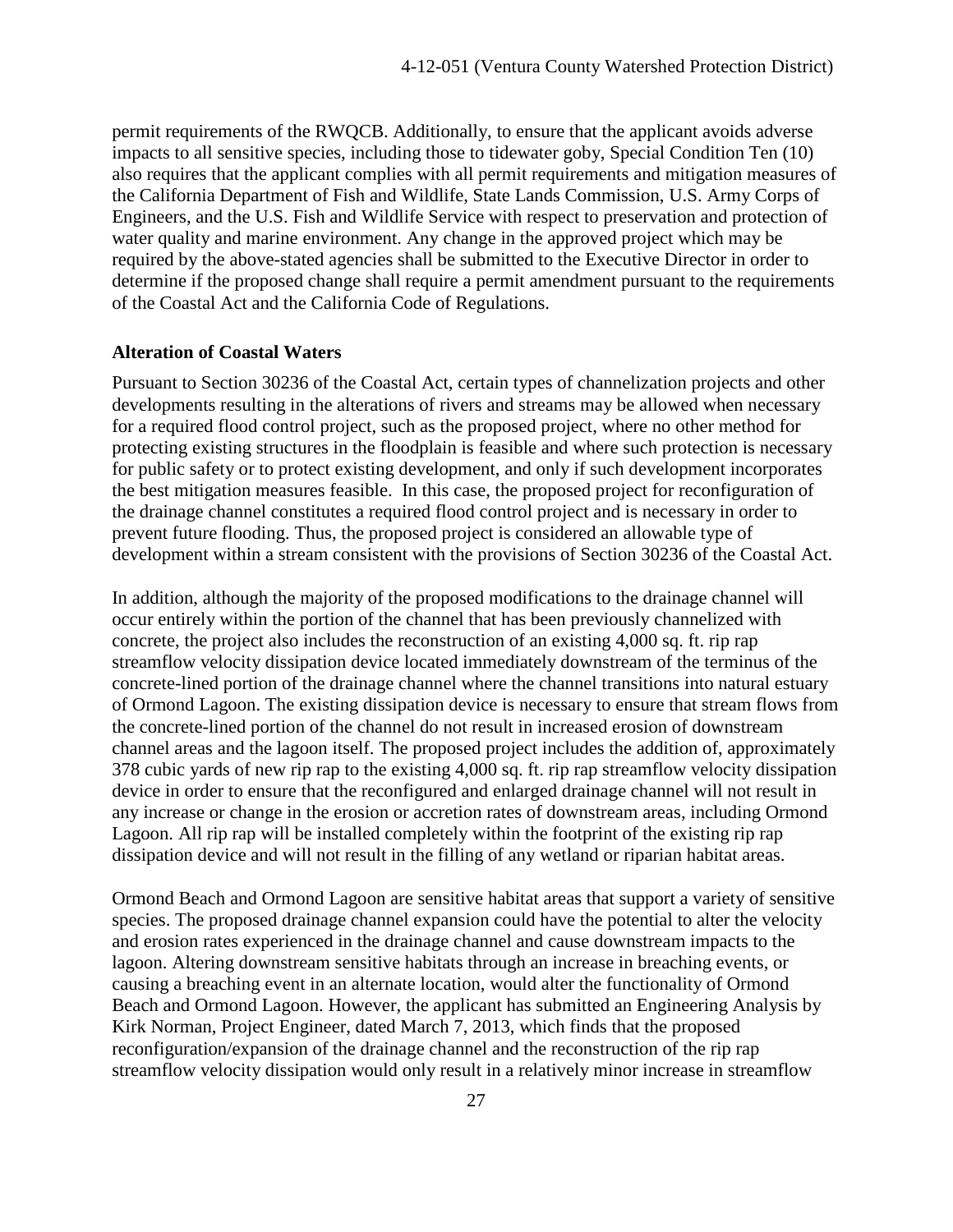permit requirements of the RWQCB. Additionally, to ensure that the applicant avoids adverse impacts to all sensitive species, including those to tidewater goby, Special Condition Ten (10) also requires that the applicant complies with all permit requirements and mitigation measures of the California Department of Fish and Wildlife, State Lands Commission, U.S. Army Corps of Engineers, and the U.S. Fish and Wildlife Service with respect to preservation and protection of water quality and marine environment. Any change in the approved project which may be required by the above-stated agencies shall be submitted to the Executive Director in order to determine if the proposed change shall require a permit amendment pursuant to the requirements of the Coastal Act and the California Code of Regulations.

**Alteration of Coastal Waters**

Pursuant to Section 30236 of the Coastal Act, certain types of channelization projects and other developments resulting in the alterations of rivers and streams may be allowed when necessary for a required flood control project, such as the proposed project, where no other method for protecting existing structures in the floodplain is feasible and where such protection is necessary for public safety or to protect existing development, and only if such development incorporates the best mitigation measures feasible. In this case, the proposed project for reconfiguration of the drainage channel constitutes a required flood control project and is necessary in order to prevent future flooding. Thus, the proposed project is considered an allowable type of development within a stream consistent with the provisions of Section 30236 of the Coastal Act.

In addition, although the majority of the proposed modifications to the drainage channel will occur entirely within the portion of the channel that has been previously channelized with concrete, the project also includes the reconstruction of an existing 4,000 sq. ft. rip rap streamflow velocity dissipation device located immediately downstream of the terminus of the concrete-lined portion of the drainage channel where the channel transitions into natural estuary of Ormond Lagoon. The existing dissipation device is necessary to ensure that stream flows from the concrete-lined portion of the channel do not result in increased erosion of downstream channel areas and the lagoon itself. The proposed project includes the addition of, approximately 378 cubic yards of new rip rap to the existing 4,000 sq. ft. rip rap streamflow velocity dissipation device in order to ensure that the reconfigured and enlarged drainage channel will not result in any increase or change in the erosion or accretion rates of downstream areas, including Ormond Lagoon. All rip rap will be installed completely within the footprint of the existing rip rap dissipation device and will not result in the filling of any wetland or riparian habitat areas.

Ormond Beach and Ormond Lagoon are sensitive habitat areas that support a variety of sensitive species. The proposed drainage channel expansion could have the potential to alter the velocity and erosion rates experienced in the drainage channel and cause downstream impacts to the lagoon. Altering downstream sensitive habitats through an increase in breaching events, or causing a breaching event in an alternate location, would alter the functionality of Ormond Beach and Ormond Lagoon. However, the applicant has submitted an Engineering Analysis by Kirk Norman, Project Engineer, dated March 7, 2013, which finds that the proposed reconfiguration/expansion of the drainage channel and the reconstruction of the rip rap streamflow velocity dissipation would only result in a relatively minor increase in streamflow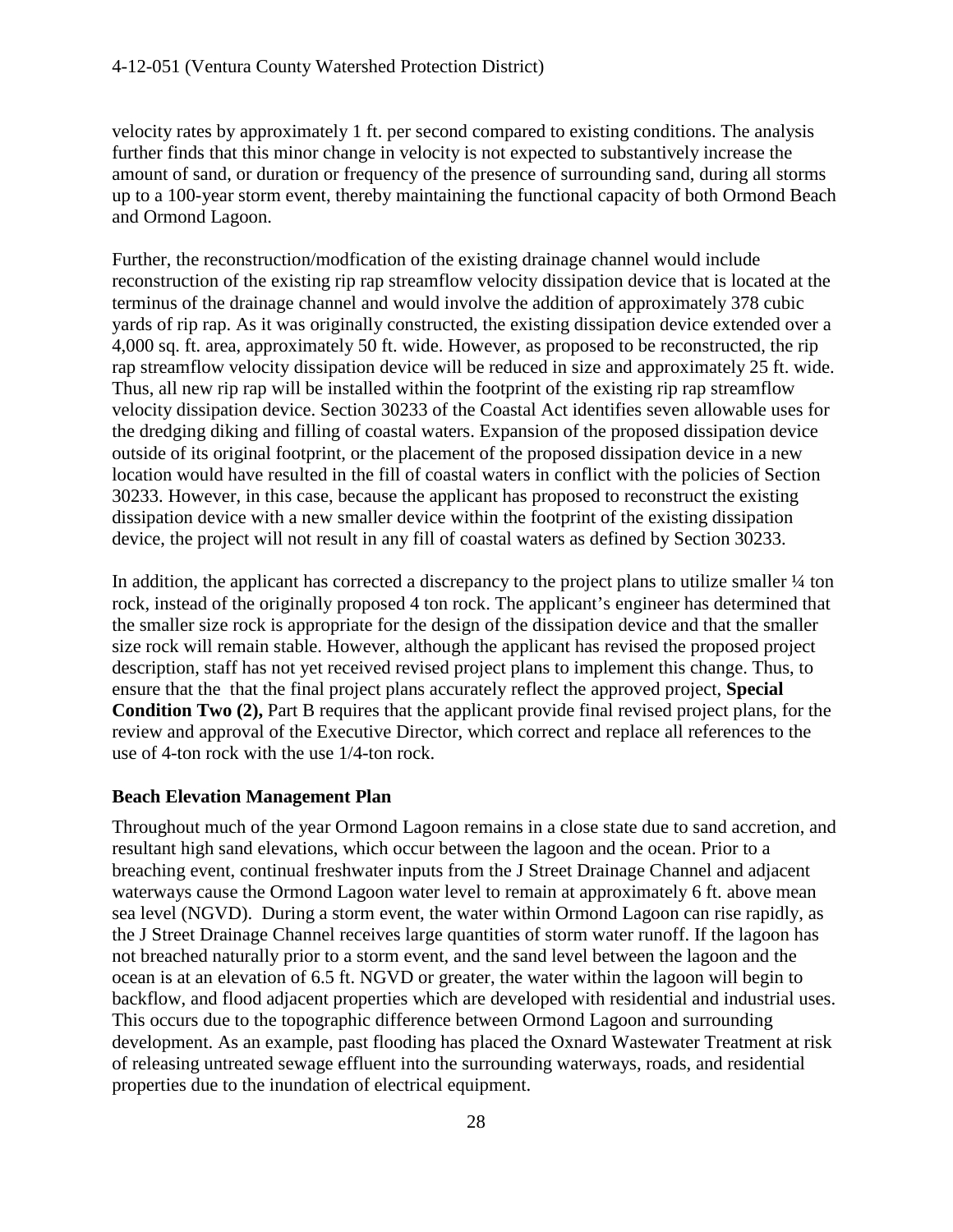velocity rates by approximately 1 ft. per second compared to existing conditions. The analysis further finds that this minor change in velocity is not expected to substantively increase the amount of sand, or duration or frequency of the presence of surrounding sand, during all storms up to a 100-year storm event, thereby maintaining the functional capacity of both Ormond Beach and Ormond Lagoon.

Further, the reconstruction/modfication of the existing drainage channel would include reconstruction of the existing rip rap streamflow velocity dissipation device that is located at the terminus of the drainage channel and would involve the addition of approximately 378 cubic yards of rip rap. As it was originally constructed, the existing dissipation device extended over a 4,000 sq. ft. area, approximately 50 ft. wide. However, as proposed to be reconstructed, the rip rap streamflow velocity dissipation device will be reduced in size and approximately 25 ft. wide. Thus, all new rip rap will be installed within the footprint of the existing rip rap streamflow velocity dissipation device. Section 30233 of the Coastal Act identifies seven allowable uses for the dredging diking and filling of coastal waters. Expansion of the proposed dissipation device outside of its original footprint, or the placement of the proposed dissipation device in a new location would have resulted in the fill of coastal waters in conflict with the policies of Section 30233. However, in this case, because the applicant has proposed to reconstruct the existing dissipation device with a new smaller device within the footprint of the existing dissipation device, the project will not result in any fill of coastal waters as defined by Section 30233.

In addition, the applicant has corrected a discrepancy to the project plans to utilize smaller ¼ ton rock, instead of the originally proposed 4 ton rock. The applicant's engineer has determined that the smaller size rock is appropriate for the design of the dissipation device and that the smaller size rock will remain stable. However, although the applicant has revised the proposed project description, staff has not yet received revised project plans to implement this change. Thus, to ensure that the that the final project plans accurately reflect the approved project, **Special Condition Two (2),** Part B requires that the applicant provide final revised project plans, for the review and approval of the Executive Director, which correct and replace all references to the use of 4-ton rock with the use 1/4-ton rock.

### Beach Elevation Management Plan

Throughout much of the year Ormond Lagoon remains in a close state due to sand accretion, and resultant high sand elevations, which occur between the lagoon and the ocean. Prior to a breaching event, continual freshwater inputs from the J Street Drainage Channel and adjacent waterways cause the Ormond Lagoon water level to remain at approximately 6 ft. above mean sea level (NGVD). During a storm event, the water within Ormond Lagoon can rise rapidly, as the J Street Drainage Channel receives large quantities of storm water runoff. If the lagoon has not breached naturally prior to a storm event, and the sand level between the lagoon and the ocean is at an elevation of 6.5 ft. NGVD or greater, the water within the lagoon will begin to backflow, and flood adjacent properties which are developed with residential and industrial uses. This occurs due to the topographic difference between Ormond Lagoon and surrounding development. As an example, past flooding has placed the Oxnard Wastewater Treatment at risk of releasing untreated sewage effluent into the surrounding waterways, roads, and residential properties due to the inundation of electrical equipment.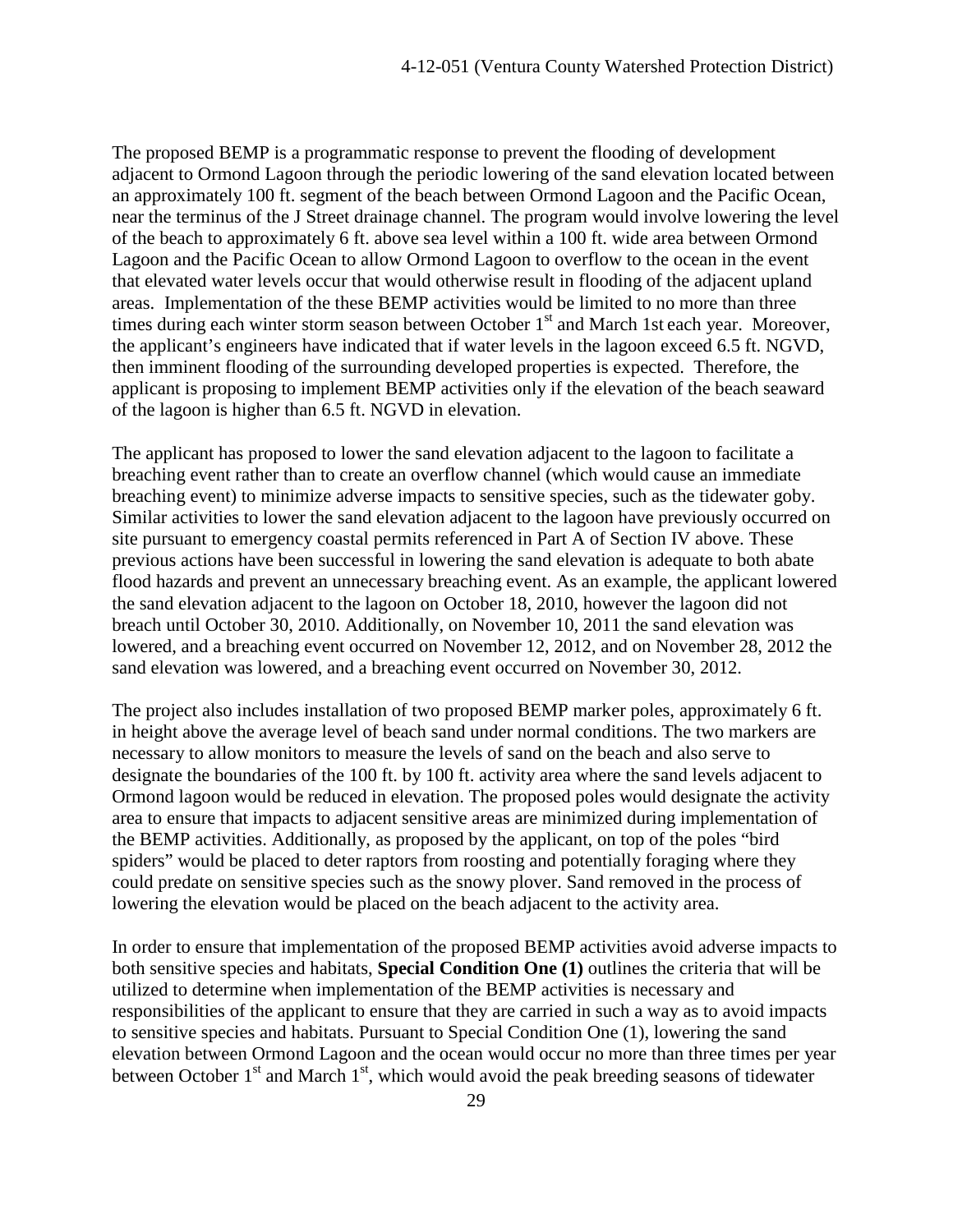The proposed BEMP is a programmatic response to prevent the flooding of development adjacent to Ormond Lagoon through the periodic lowering of the sand elevation located between an approximately 100 ft. segment of the beach between Ormond Lagoon and the Pacific Ocean, near the terminus of the J Street drainage channel. The program would involve lowering the level of the beach to approximately 6 ft. above sea level within a 100 ft. wide area between Ormond Lagoon and the Pacific Ocean to allow Ormond Lagoon to overflow to the ocean in the event that elevated water levels occur that would otherwise result in flooding of the adjacent upland areas. Implementation of the these BEMP activities would be limited to no more than three times during each winter storm season between October 1st and March 1st each year. Moreover, the applicant's engineers have indicated that if water levels in the lagoon exceed 6.5 ft. NGVD, then imminent flooding of the surrounding developed properties is expected. Therefore, the applicant is proposing to implement BEMP activities only if the elevation of the beach seaward of the lagoon is higher than 6.5 ft. NGVD in elevation.

The applicant has proposed to lower the sand elevation adjacent to the lagoon to facilitate a breaching event rather than to create an overflow channel (which would cause an immediate breaching event) to minimize adverse impacts to sensitive species, such as the tidewater goby. Similar activities to lower the sand elevation adjacent to the lagoon have previously occurred on site pursuant to emergency coastal permits referenced in Part A of Section IV above. These previous actions have been successful in lowering the sand elevation is adequate to both abate flood hazards and prevent an unnecessary breaching event. As an example, the applicant lowered the sand elevation adjacent to the lagoon on October 18, 2010, however the lagoon did not breach until October 30, 2010. Additionally, on November 10, 2011 the sand elevation was lowered, and a breaching event occurred on November 12, 2012, and on November 28, 2012 the sand elevation was lowered, and a breaching event occurred on November 30, 2012.

The project also includes installation of two proposed BEMP marker poles, approximately 6 ft. in height above the average level of beach sand under normal conditions. The two markers are necessary to allow monitors to measure the levels of sand on the beach and also serve to designate the boundaries of the 100 ft. by 100 ft. activity area where the sand levels adjacent to Ormond lagoon would be reduced in elevation. The proposed poles would designate the activity area to ensure that impacts to adjacent sensitive areas are minimized during implementation of the BEMP activities. Additionally, as proposed by the applicant, on top of the poles "bird spiders" would be placed to deter raptors from roosting and potentially foraging where they could predate on sensitive species such as the snowy plover. Sand removed in the process of lowering the elevation would be placed on the beach adjacent to the activity area.

In order to ensure that implementation of the proposed BEMP activities avoid adverse impacts to both sensitive species and habitats, **Special Condition One (1)** outlines the criteria that will be utilized to determine when implementation of the BEMP activities is necessary and responsibilities of the applicant to ensure that they are carried in such a way as to avoid impacts to sensitive species and habitats. Pursuant to Special Condition One (1), lowering the sand elevation between Ormond Lagoon and the ocean would occur no more than three times per year between October 1st and March 1st, which would avoid the peak breeding seasons of tidewater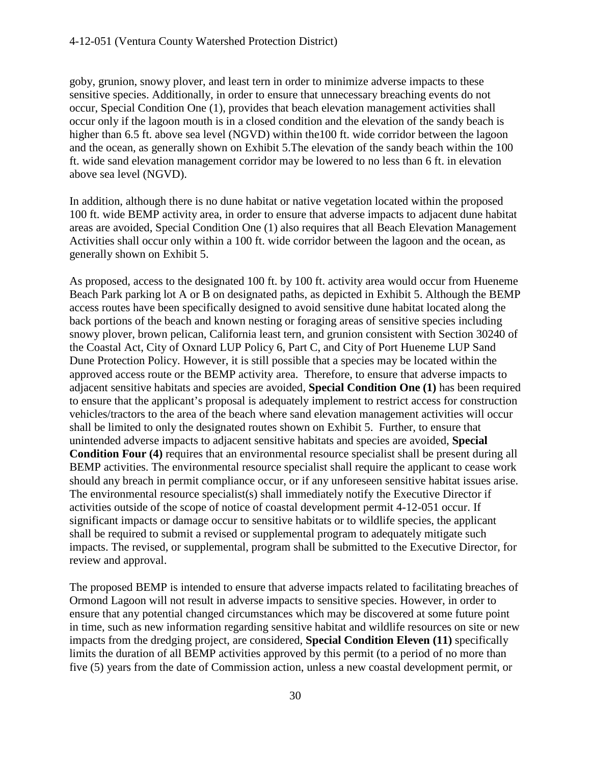goby, grunion, snowy plover, and least tern in order to minimize adverse impacts to these sensitive species. Additionally, in order to ensure that unnecessary breaching events do not occur, Special Condition One (1), provides that beach elevation management activities shall occur only if the lagoon mouth is in a closed condition and the elevation of the sandy beach is higher than 6.5 ft. above sea level (NGVD) within the100 ft. wide corridor between the lagoon and the ocean, as generally shown on Exhibit 5.The elevation of the sandy beach within the 100 ft. wide sand elevation management corridor may be lowered to no less than 6 ft. in elevation above sea level (NGVD).

In addition, although there is no dune habitat or native vegetation located within the proposed 100 ft. wide BEMP activity area, in order to ensure that adverse impacts to adjacent dune habitat areas are avoided, Special Condition One (1) also requires that all Beach Elevation Management Activities shall occur only within a 100 ft. wide corridor between the lagoon and the ocean, as generally shown on Exhibit 5.

As proposed, access to the designated 100 ft. by 100 ft. activity area would occur from Hueneme Beach Park parking lot A or B on designated paths, as depicted in Exhibit 5. Although the BEMP access routes have been specifically designed to avoid sensitive dune habitat located along the back portions of the beach and known nesting or foraging areas of sensitive species including snowy plover, brown pelican, California least tern, and grunion consistent with Section 30240 of the Coastal Act, City of Oxnard LUP Policy 6, Part C, and City of Port Hueneme LUP Sand Dune Protection Policy. However, it is still possible that a species may be located within the approved access route or the BEMP activity area. Therefore, to ensure that adverse impacts to adjacent sensitive habitats and species are avoided, **Special Condition One (1)** has been required to ensure that the applicant's proposal is adequately implement to restrict access for construction vehicles/tractors to the area of the beach where sand elevation management activities will occur shall be limited to only the designated routes shown on Exhibit 5. Further, to ensure that unintended adverse impacts to adjacent sensitive habitats and species are avoided, **Special Condition Four (4)** requires that an environmental resource specialist shall be present during all BEMP activities. The environmental resource specialist shall require the applicant to cease work should any breach in permit compliance occur, or if any unforeseen sensitive habitat issues arise. The environmental resource specialist(s) shall immediately notify the Executive Director if activities outside of the scope of notice of coastal development permit 4-12-051 occur. If significant impacts or damage occur to sensitive habitats or to wildlife species, the applicant shall be required to submit a revised or supplemental program to adequately mitigate such impacts. The revised, or supplemental, program shall be submitted to the Executive Director, for review and approval.

The proposed BEMP is intended to ensure that adverse impacts related to facilitating breaches of Ormond Lagoon will not result in adverse impacts to sensitive species. However, in order to ensure that any potential changed circumstances which may be discovered at some future point in time, such as new information regarding sensitive habitat and wildlife resources on site or new impacts from the dredging project, are considered, **Special Condition Eleven (11)** specifically limits the duration of all BEMP activities approved by this permit (to a period of no more than five (5) years from the date of Commission action, unless a new coastal development permit, or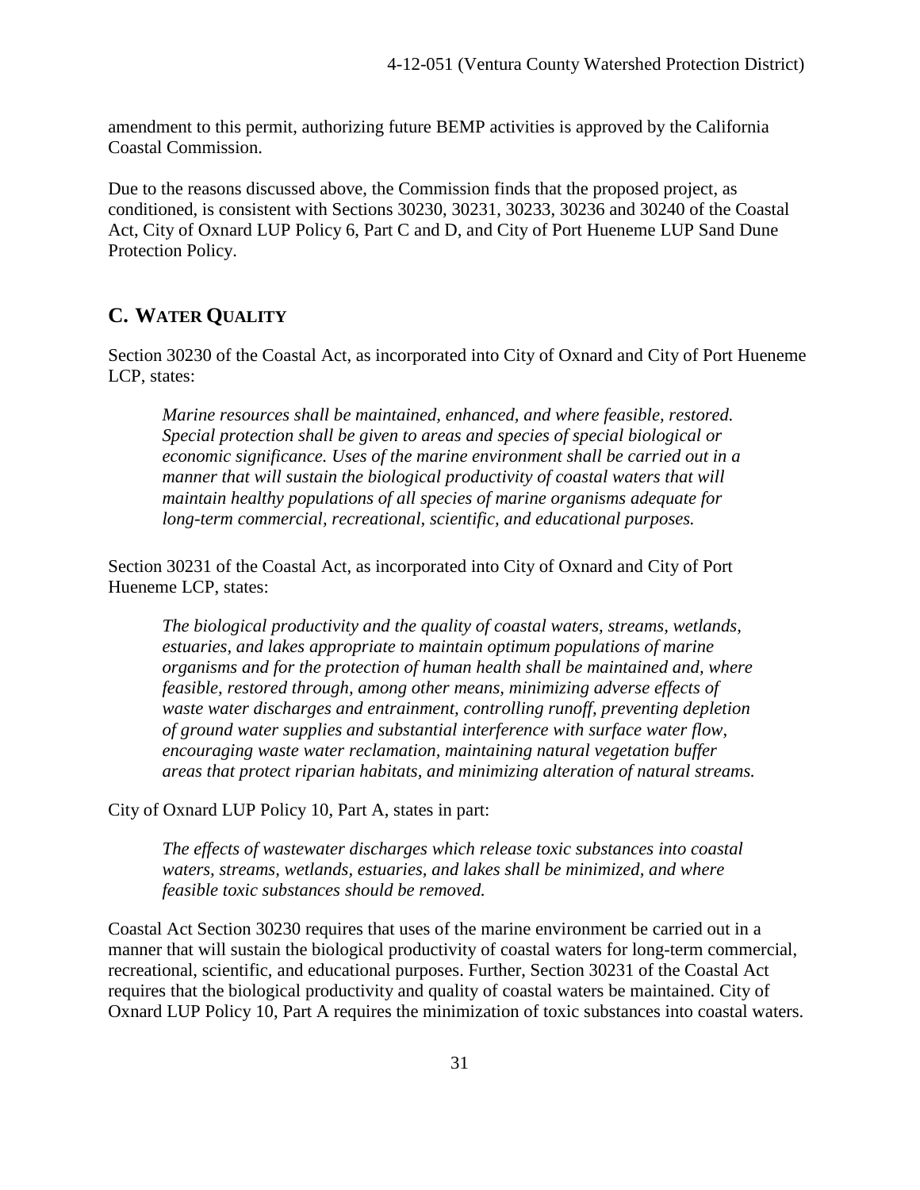amendment to this permit, authorizing future BEMP activities is approved by the California Coastal Commission.

Due to the reasons discussed above, the Commission finds that the proposed project, as conditioned, is consistent with Sections 30230, 30231, 30233, 30236 and 30240 of the Coastal Act, City of Oxnard LUP Policy 6, Part C and D, and City of Port Hueneme LUP Sand Dune Protection Policy.

## C. WATER QUALITY

Section 30230 of the Coastal Act, as incorporated into City of Oxnard and City of Port Hueneme LCP, states:

> *Marine resources shall be maintained, enhanced, and where feasible, restored. Special protection shall be given to areas and species of special biological or economic significance. Uses of the marine environment shall be carried out in a manner that will sustain the biological productivity of coastal waters that will maintain healthy populations of all species of marine organisms adequate for long-term commercial, recreational, scientific, and educational purposes.*

Section 30231 of the Coastal Act, as incorporated into City of Oxnard and City of Port Hueneme LCP, states:

> *The biological productivity and the quality of coastal waters, streams, wetlands, estuaries, and lakes appropriate to maintain optimum populations of marine organisms and for the protection of human health shall be maintained and, where feasible, restored through, among other means, minimizing adverse effects of waste water discharges and entrainment, controlling runoff, preventing depletion of ground water supplies and substantial interference with surface water flow, encouraging waste water reclamation, maintaining natural vegetation buffer areas that protect riparian habitats, and minimizing alteration of natural streams.*

City of Oxnard LUP Policy 10, Part A, states in part:

> *The effects of wastewater discharges which release toxic substances into coastal waters, streams, wetlands, estuaries, and lakes shall be minimized, and where feasible toxic substances should be removed.*

Coastal Act Section 30230 requires that uses of the marine environment be carried out in a manner that will sustain the biological productivity of coastal waters for long-term commercial, recreational, scientific, and educational purposes. Further, Section 30231 of the Coastal Act requires that the biological productivity and quality of coastal waters be maintained. City of Oxnard LUP Policy 10, Part A requires the minimization of toxic substances into coastal waters.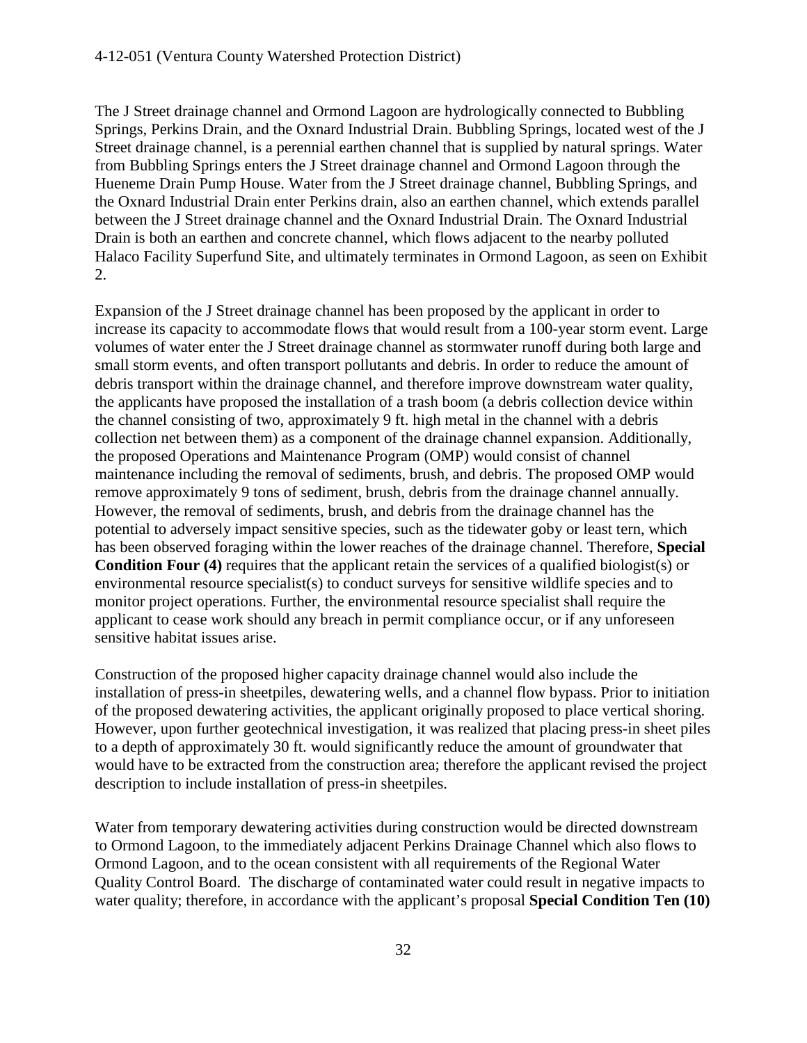The J Street drainage channel and Ormond Lagoon are hydrologically connected to Bubbling Springs, Perkins Drain, and the Oxnard Industrial Drain. Bubbling Springs, located west of the J Street drainage channel, is a perennial earthen channel that is supplied by natural springs. Water from Bubbling Springs enters the J Street drainage channel and Ormond Lagoon through the Hueneme Drain Pump House. Water from the J Street drainage channel, Bubbling Springs, and the Oxnard Industrial Drain enter Perkins drain, also an earthen channel, which extends parallel between the J Street drainage channel and the Oxnard Industrial Drain. The Oxnard Industrial Drain is both an earthen and concrete channel, which flows adjacent to the nearby polluted Halaco Facility Superfund Site, and ultimately terminates in Ormond Lagoon, as seen on Exhibit 2.

Expansion of the J Street drainage channel has been proposed by the applicant in order to increase its capacity to accommodate flows that would result from a 100-year storm event. Large volumes of water enter the J Street drainage channel as stormwater runoff during both large and small storm events, and often transport pollutants and debris. In order to reduce the amount of debris transport within the drainage channel, and therefore improve downstream water quality, the applicants have proposed the installation of a trash boom (a debris collection device within the channel consisting of two, approximately 9 ft. high metal in the channel with a debris collection net between them) as a component of the drainage channel expansion. Additionally, the proposed Operations and Maintenance Program (OMP) would consist of channel maintenance including the removal of sediments, brush, and debris. The proposed OMP would remove approximately 9 tons of sediment, brush, debris from the drainage channel annually. However, the removal of sediments, brush, and debris from the drainage channel has the potential to adversely impact sensitive species, such as the tidewater goby or least tern, which has been observed foraging within the lower reaches of the drainage channel. Therefore, **Special Condition Four (4)** requires that the applicant retain the services of a qualified biologist(s) or environmental resource specialist(s) to conduct surveys for sensitive wildlife species and to monitor project operations. Further, the environmental resource specialist shall require the applicant to cease work should any breach in permit compliance occur, or if any unforeseen sensitive habitat issues arise.

Construction of the proposed higher capacity drainage channel would also include the installation of press-in sheetpiles, dewatering wells, and a channel flow bypass. Prior to initiation of the proposed dewatering activities, the applicant originally proposed to place vertical shoring. However, upon further geotechnical investigation, it was realized that placing press-in sheet piles to a depth of approximately 30 ft. would significantly reduce the amount of groundwater that would have to be extracted from the construction area; therefore the applicant revised the project description to include installation of press-in sheetpiles.

Water from temporary dewatering activities during construction would be directed downstream to Ormond Lagoon, to the immediately adjacent Perkins Drainage Channel which also flows to Ormond Lagoon, and to the ocean consistent with all requirements of the Regional Water Quality Control Board. The discharge of contaminated water could result in negative impacts to water quality; therefore, in accordance with the applicant's proposal **Special Condition Ten (10)**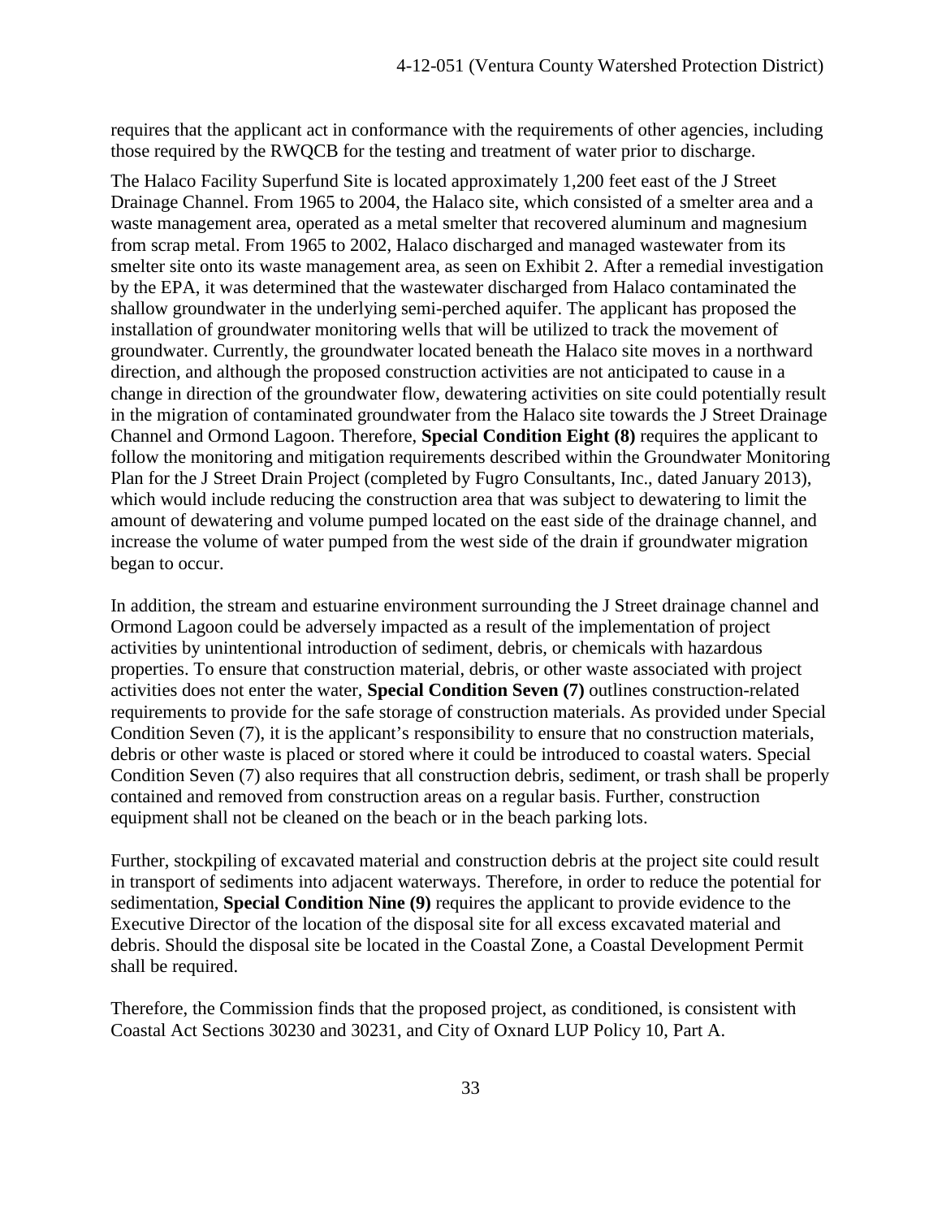requires that the applicant act in conformance with the requirements of other agencies, including those required by the RWQCB for the testing and treatment of water prior to discharge.

The Halaco Facility Superfund Site is located approximately 1,200 feet east of the J Street Drainage Channel. From 1965 to 2004, the Halaco site, which consisted of a smelter area and a waste management area, operated as a metal smelter that recovered aluminum and magnesium from scrap metal. From 1965 to 2002, Halaco discharged and managed wastewater from its smelter site onto its waste management area, as seen on Exhibit 2. After a remedial investigation by the EPA, it was determined that the wastewater discharged from Halaco contaminated the shallow groundwater in the underlying semi-perched aquifer. The applicant has proposed the installation of groundwater monitoring wells that will be utilized to track the movement of groundwater. Currently, the groundwater located beneath the Halaco site moves in a northward direction, and although the proposed construction activities are not anticipated to cause in a change in direction of the groundwater flow, dewatering activities on site could potentially result in the migration of contaminated groundwater from the Halaco site towards the J Street Drainage Channel and Ormond Lagoon. Therefore, **Special Condition Eight (8)** requires the applicant to follow the monitoring and mitigation requirements described within the Groundwater Monitoring Plan for the J Street Drain Project (completed by Fugro Consultants, Inc., dated January 2013), which would include reducing the construction area that was subject to dewatering to limit the amount of dewatering and volume pumped located on the east side of the drainage channel, and increase the volume of water pumped from the west side of the drain if groundwater migration began to occur.

In addition, the stream and estuarine environment surrounding the J Street drainage channel and Ormond Lagoon could be adversely impacted as a result of the implementation of project activities by unintentional introduction of sediment, debris, or chemicals with hazardous properties. To ensure that construction material, debris, or other waste associated with project activities does not enter the water, **Special Condition Seven (7)** outlines construction-related requirements to provide for the safe storage of construction materials. As provided under Special Condition Seven (7), it is the applicant's responsibility to ensure that no construction materials, debris or other waste is placed or stored where it could be introduced to coastal waters. Special Condition Seven (7) also requires that all construction debris, sediment, or trash shall be properly contained and removed from construction areas on a regular basis. Further, construction equipment shall not be cleaned on the beach or in the beach parking lots.

Further, stockpiling of excavated material and construction debris at the project site could result in transport of sediments into adjacent waterways. Therefore, in order to reduce the potential for sedimentation, **Special Condition Nine (9)** requires the applicant to provide evidence to the Executive Director of the location of the disposal site for all excess excavated material and debris. Should the disposal site be located in the Coastal Zone, a Coastal Development Permit shall be required.

Therefore, the Commission finds that the proposed project, as conditioned, is consistent with Coastal Act Sections 30230 and 30231, and City of Oxnard LUP Policy 10, Part A.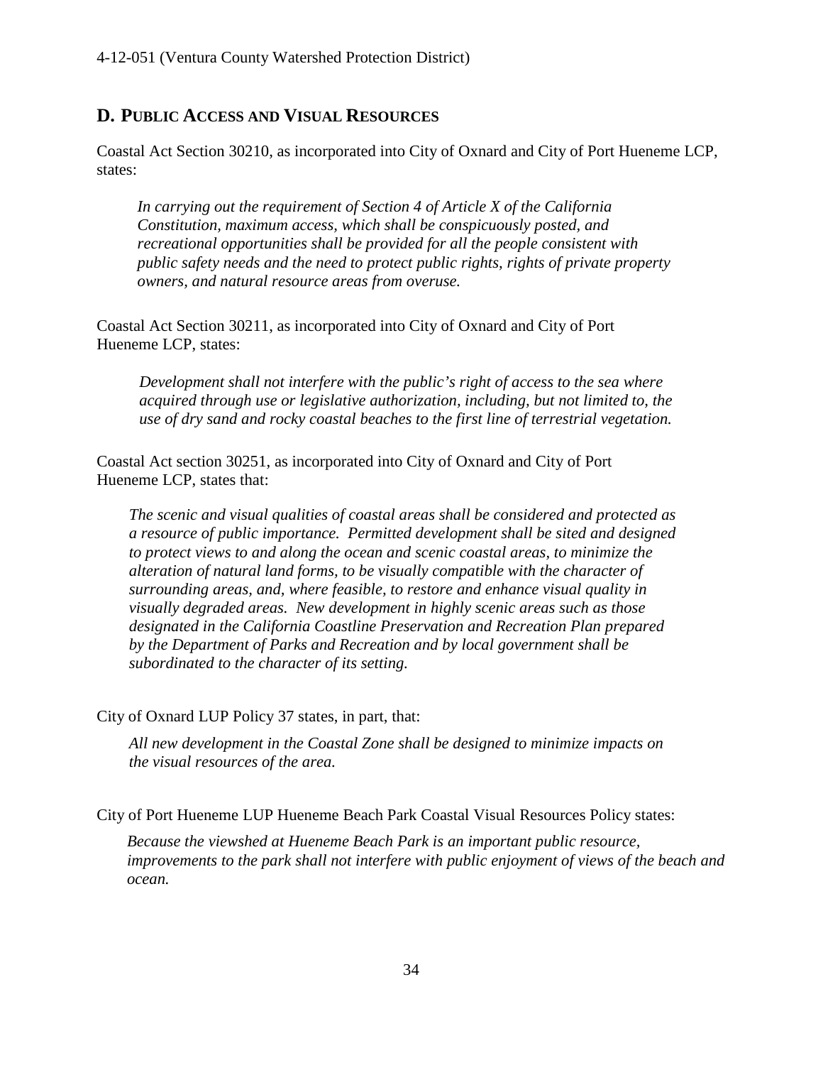## D. PUBLIC ACCESS AND VISUAL RESOURCES

Coastal Act Section 30210, as incorporated into City of Oxnard and City of Port Hueneme LCP, states:

> *In carrying out the requirement of Section 4 of Article X of the California Constitution, maximum access, which shall be conspicuously posted, and recreational opportunities shall be provided for all the people consistent with public safety needs and the need to protect public rights, rights of private property owners, and natural resource areas from overuse.*

Coastal Act Section 30211, as incorporated into City of Oxnard and City of Port Hueneme LCP, states:

> *Development shall not interfere with the public's right of access to the sea where acquired through use or legislative authorization, including, but not limited to, the use of dry sand and rocky coastal beaches to the first line of terrestrial vegetation.*

Coastal Act section 30251, as incorporated into City of Oxnard and City of Port Hueneme LCP, states that:

> *The scenic and visual qualities of coastal areas shall be considered and protected as a resource of public importance. Permitted development shall be sited and designed to protect views to and along the ocean and scenic coastal areas, to minimize the alteration of natural land forms, to be visually compatible with the character of surrounding areas, and, where feasible, to restore and enhance visual quality in visually degraded areas. New development in highly scenic areas such as those designated in the California Coastline Preservation and Recreation Plan prepared by the Department of Parks and Recreation and by local government shall be subordinated to the character of its setting.*

City of Oxnard LUP Policy 37 states, in part, that:

> *All new development in the Coastal Zone shall be designed to minimize impacts on the visual resources of the area.*

City of Port Hueneme LUP Hueneme Beach Park Coastal Visual Resources Policy states:

> *Because the viewshed at Hueneme Beach Park is an important public resource, improvements to the park shall not interfere with public enjoyment of views of the beach and ocean.*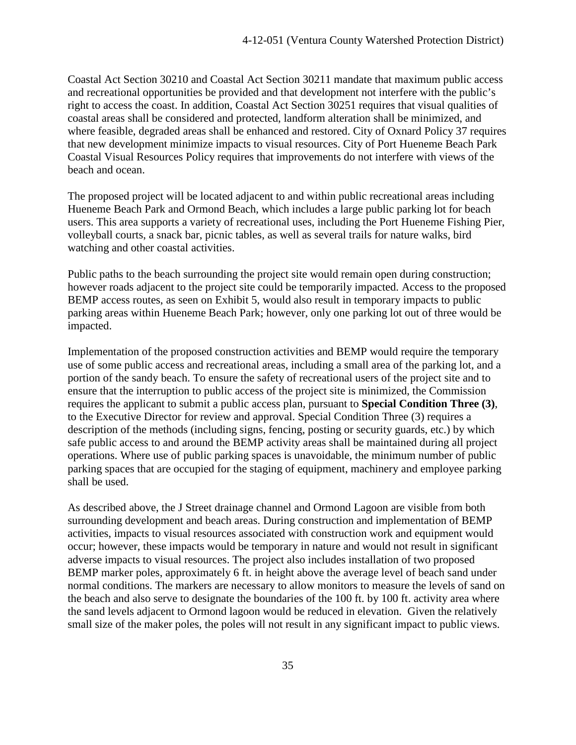Coastal Act Section 30210 and Coastal Act Section 30211 mandate that maximum public access and recreational opportunities be provided and that development not interfere with the public's right to access the coast. In addition, Coastal Act Section 30251 requires that visual qualities of coastal areas shall be considered and protected, landform alteration shall be minimized, and where feasible, degraded areas shall be enhanced and restored. City of Oxnard Policy 37 requires that new development minimize impacts to visual resources. City of Port Hueneme Beach Park Coastal Visual Resources Policy requires that improvements do not interfere with views of the beach and ocean.

The proposed project will be located adjacent to and within public recreational areas including Hueneme Beach Park and Ormond Beach, which includes a large public parking lot for beach users. This area supports a variety of recreational uses, including the Port Hueneme Fishing Pier, volleyball courts, a snack bar, picnic tables, as well as several trails for nature walks, bird watching and other coastal activities.

Public paths to the beach surrounding the project site would remain open during construction; however roads adjacent to the project site could be temporarily impacted. Access to the proposed BEMP access routes, as seen on Exhibit 5, would also result in temporary impacts to public parking areas within Hueneme Beach Park; however, only one parking lot out of three would be impacted.

Implementation of the proposed construction activities and BEMP would require the temporary use of some public access and recreational areas, including a small area of the parking lot, and a portion of the sandy beach. To ensure the safety of recreational users of the project site and to ensure that the interruption to public access of the project site is minimized, the Commission requires the applicant to submit a public access plan, pursuant to **Special Condition Three (3)**, to the Executive Director for review and approval. Special Condition Three (3) requires a description of the methods (including signs, fencing, posting or security guards, etc.) by which safe public access to and around the BEMP activity areas shall be maintained during all project operations. Where use of public parking spaces is unavoidable, the minimum number of public parking spaces that are occupied for the staging of equipment, machinery and employee parking shall be used.

As described above, the J Street drainage channel and Ormond Lagoon are visible from both surrounding development and beach areas. During construction and implementation of BEMP activities, impacts to visual resources associated with construction work and equipment would occur; however, these impacts would be temporary in nature and would not result in significant adverse impacts to visual resources. The project also includes installation of two proposed BEMP marker poles, approximately 6 ft. in height above the average level of beach sand under normal conditions. The markers are necessary to allow monitors to measure the levels of sand on the beach and also serve to designate the boundaries of the 100 ft. by 100 ft. activity area where the sand levels adjacent to Ormond lagoon would be reduced in elevation. Given the relatively small size of the maker poles, the poles will not result in any significant impact to public views.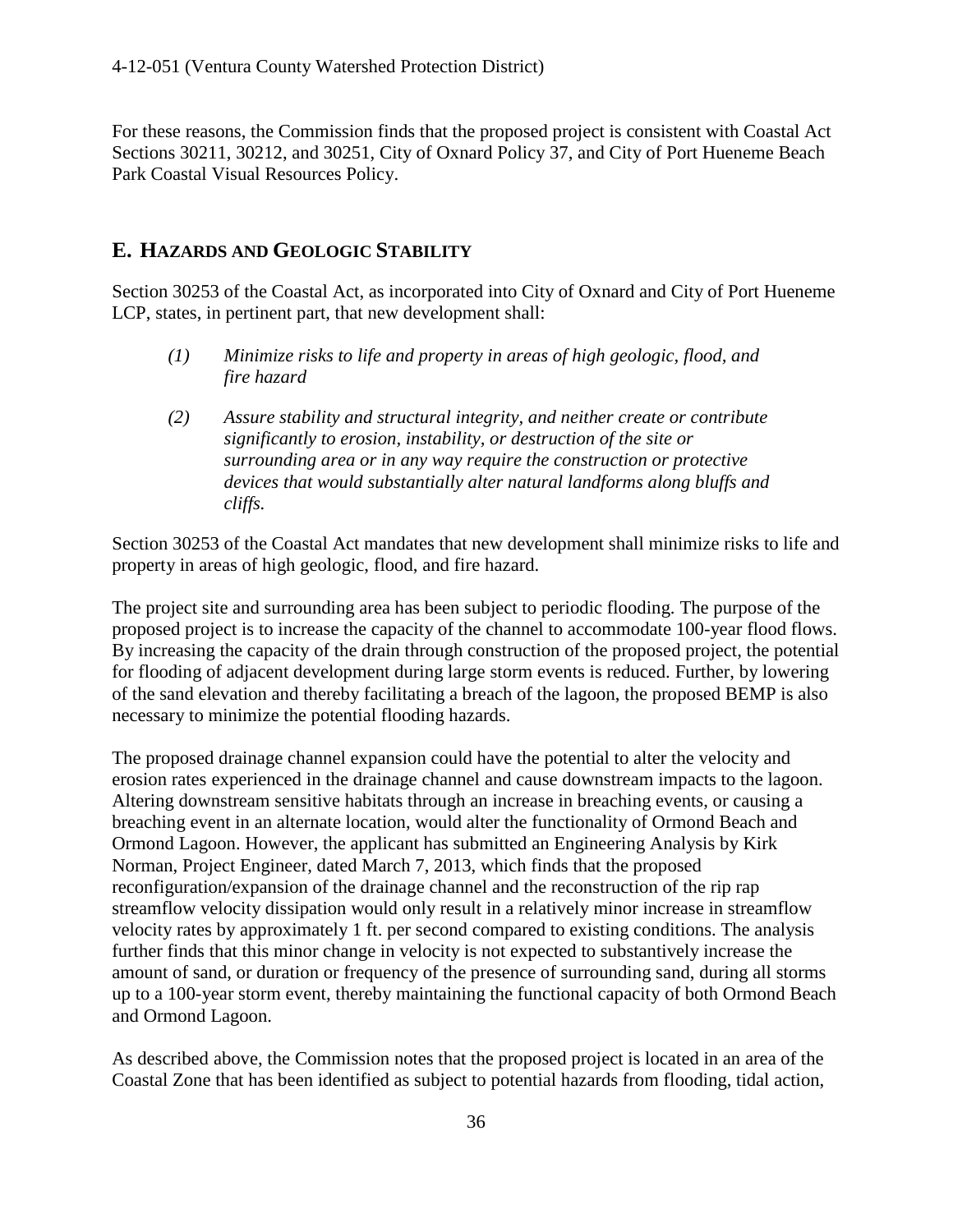For these reasons, the Commission finds that the proposed project is consistent with Coastal Act Sections 30211, 30212, and 30251, City of Oxnard Policy 37, and City of Port Hueneme Beach Park Coastal Visual Resources Policy.

## E. HAZARDS AND GEOLOGIC STABILITY

Section 30253 of the Coastal Act, as incorporated into City of Oxnard and City of Port Hueneme LCP, states, in pertinent part, that new development shall:

> *(1) Minimize risks to life and property in areas of high geologic, flood, and fire hazard*
>
> *(2) Assure stability and structural integrity, and neither create or contribute significantly to erosion, instability, or destruction of the site or surrounding area or in any way require the construction or protective devices that would substantially alter natural landforms along bluffs and cliffs.*

Section 30253 of the Coastal Act mandates that new development shall minimize risks to life and property in areas of high geologic, flood, and fire hazard.

The project site and surrounding area has been subject to periodic flooding. The purpose of the proposed project is to increase the capacity of the channel to accommodate 100-year flood flows. By increasing the capacity of the drain through construction of the proposed project, the potential for flooding of adjacent development during large storm events is reduced. Further, by lowering of the sand elevation and thereby facilitating a breach of the lagoon, the proposed BEMP is also necessary to minimize the potential flooding hazards.

The proposed drainage channel expansion could have the potential to alter the velocity and erosion rates experienced in the drainage channel and cause downstream impacts to the lagoon. Altering downstream sensitive habitats through an increase in breaching events, or causing a breaching event in an alternate location, would alter the functionality of Ormond Beach and Ormond Lagoon. However, the applicant has submitted an Engineering Analysis by Kirk Norman, Project Engineer, dated March 7, 2013, which finds that the proposed reconfiguration/expansion of the drainage channel and the reconstruction of the rip rap streamflow velocity dissipation would only result in a relatively minor increase in streamflow velocity rates by approximately 1 ft. per second compared to existing conditions. The analysis further finds that this minor change in velocity is not expected to substantively increase the amount of sand, or duration or frequency of the presence of surrounding sand, during all storms up to a 100-year storm event, thereby maintaining the functional capacity of both Ormond Beach and Ormond Lagoon.

As described above, the Commission notes that the proposed project is located in an area of the Coastal Zone that has been identified as subject to potential hazards from flooding, tidal action,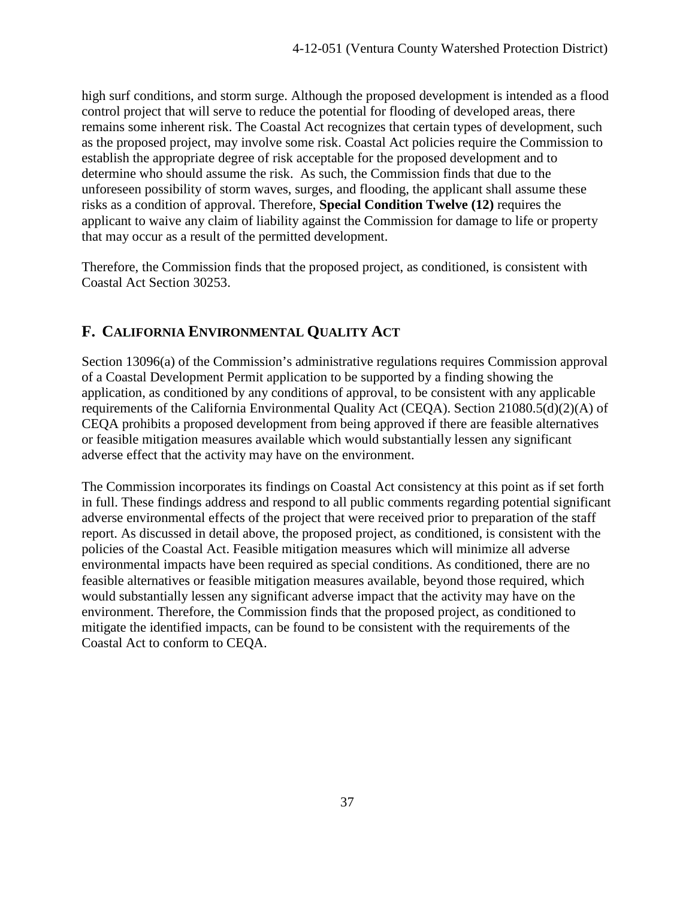high surf conditions, and storm surge. Although the proposed development is intended as a flood control project that will serve to reduce the potential for flooding of developed areas, there remains some inherent risk. The Coastal Act recognizes that certain types of development, such as the proposed project, may involve some risk. Coastal Act policies require the Commission to establish the appropriate degree of risk acceptable for the proposed development and to determine who should assume the risk. As such, the Commission finds that due to the unforeseen possibility of storm waves, surges, and flooding, the applicant shall assume these risks as a condition of approval. Therefore, **Special Condition Twelve (12)** requires the applicant to waive any claim of liability against the Commission for damage to life or property that may occur as a result of the permitted development.

Therefore, the Commission finds that the proposed project, as conditioned, is consistent with Coastal Act Section 30253.

## F. California Environmental Quality Act

Section 13096(a) of the Commission's administrative regulations requires Commission approval of a Coastal Development Permit application to be supported by a finding showing the application, as conditioned by any conditions of approval, to be consistent with any applicable requirements of the California Environmental Quality Act (CEQA). Section 21080.5(d)(2)(A) of CEQA prohibits a proposed development from being approved if there are feasible alternatives or feasible mitigation measures available which would substantially lessen any significant adverse effect that the activity may have on the environment.

The Commission incorporates its findings on Coastal Act consistency at this point as if set forth in full. These findings address and respond to all public comments regarding potential significant adverse environmental effects of the project that were received prior to preparation of the staff report. As discussed in detail above, the proposed project, as conditioned, is consistent with the policies of the Coastal Act. Feasible mitigation measures which will minimize all adverse environmental impacts have been required as special conditions. As conditioned, there are no feasible alternatives or feasible mitigation measures available, beyond those required, which would substantially lessen any significant adverse impact that the activity may have on the environment. Therefore, the Commission finds that the proposed project, as conditioned to mitigate the identified impacts, can be found to be consistent with the requirements of the Coastal Act to conform to CEQA.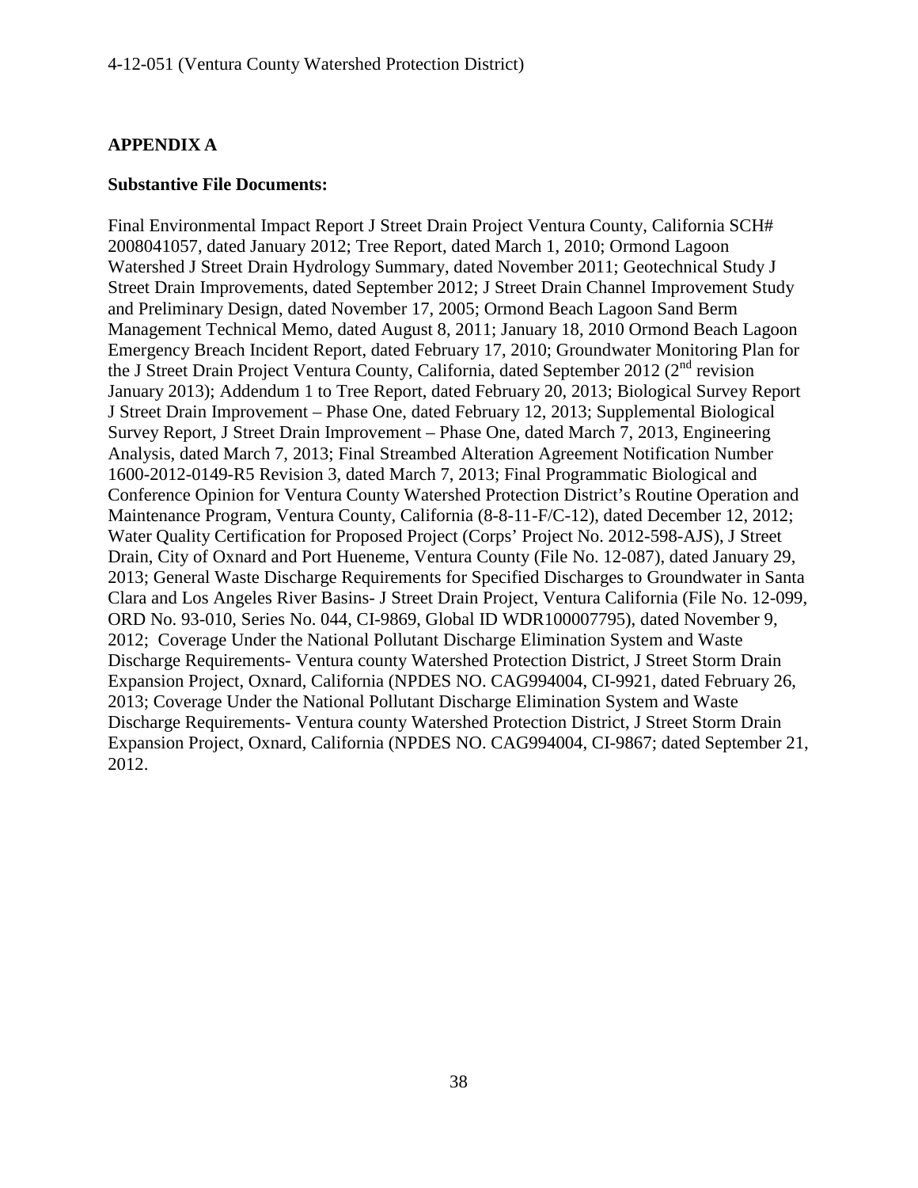## APPENDIX A

**Substantive File Documents:**

Final Environmental Impact Report J Street Drain Project Ventura County, California SCH# 2008041057, dated January 2012; Tree Report, dated March 1, 2010; Ormond Lagoon Watershed J Street Drain Hydrology Summary, dated November 2011; Geotechnical Study J Street Drain Improvements, dated September 2012; J Street Drain Channel Improvement Study and Preliminary Design, dated November 17, 2005; Ormond Beach Lagoon Sand Berm Management Technical Memo, dated August 8, 2011; January 18, 2010 Ormond Beach Lagoon Emergency Breach Incident Report, dated February 17, 2010; Groundwater Monitoring Plan for the J Street Drain Project Ventura County, California, dated September 2012 (2nd revision January 2013); Addendum 1 to Tree Report, dated February 20, 2013; Biological Survey Report J Street Drain Improvement – Phase One, dated February 12, 2013; Supplemental Biological Survey Report, J Street Drain Improvement – Phase One, dated March 7, 2013, Engineering Analysis, dated March 7, 2013; Final Streambed Alteration Agreement Notification Number 1600-2012-0149-R5 Revision 3, dated March 7, 2013; Final Programmatic Biological and Conference Opinion for Ventura County Watershed Protection District's Routine Operation and Maintenance Program, Ventura County, California (8-8-11-F/C-12), dated December 12, 2012; Water Quality Certification for Proposed Project (Corps' Project No. 2012-598-AJS), J Street Drain, City of Oxnard and Port Hueneme, Ventura County (File No. 12-087), dated January 29, 2013; General Waste Discharge Requirements for Specified Discharges to Groundwater in Santa Clara and Los Angeles River Basins- J Street Drain Project, Ventura California (File No. 12-099, ORD No. 93-010, Series No. 044, CI-9869, Global ID WDR100007795), dated November 9, 2012; Coverage Under the National Pollutant Discharge Elimination System and Waste Discharge Requirements- Ventura county Watershed Protection District, J Street Storm Drain Expansion Project, Oxnard, California (NPDES NO. CAG994004, CI-9921, dated February 26, 2013; Coverage Under the National Pollutant Discharge Elimination System and Waste Discharge Requirements- Ventura county Watershed Protection District, J Street Storm Drain Expansion Project, Oxnard, California (NPDES NO. CAG994004, CI-9867; dated September 21, 2012.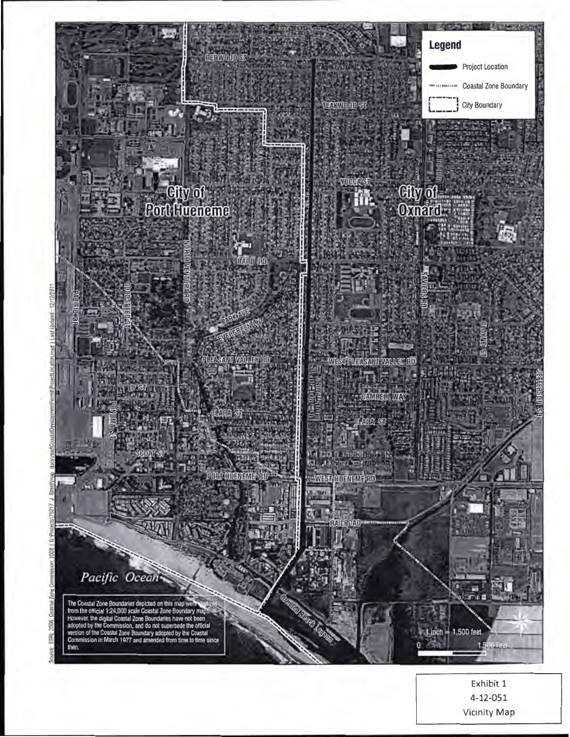Legend

- Project Location
- Coastal Zone Boundary
- City Boundary

City of Port Hueneme

City of Oxnard

Pacific Ocean

The Coastal Zone Boundaries depicted on this map were digitized from the official 1:24,000 scale Coastal Zone Boundary maps. However, the digital Coastal Zone Boundaries have not been adopted by the Commission, and do not supersede the official version of the Coastal Zone Boundary adopted by the Coastal Commission in March 1977 and amended from time to time since then.

1 inch = 1,500 feet

Exhibit 1
4-12-051
Vicinity Map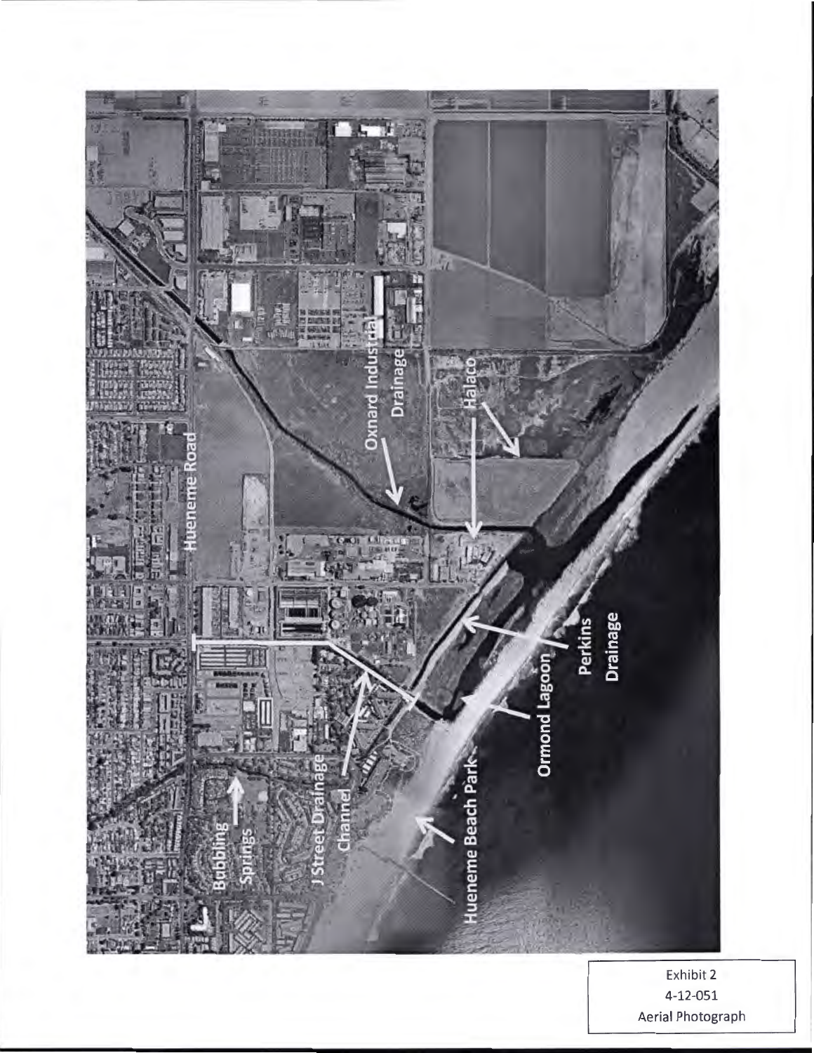Hueneme Road

Oxnard Industrial Drainage

Halaco

Perkins Drainage

Ormond Lagoon

J Street Drainage Channel

Bubbling Springs

Hueneme Beach Park

Exhibit 2
4-12-051
Aerial Photograph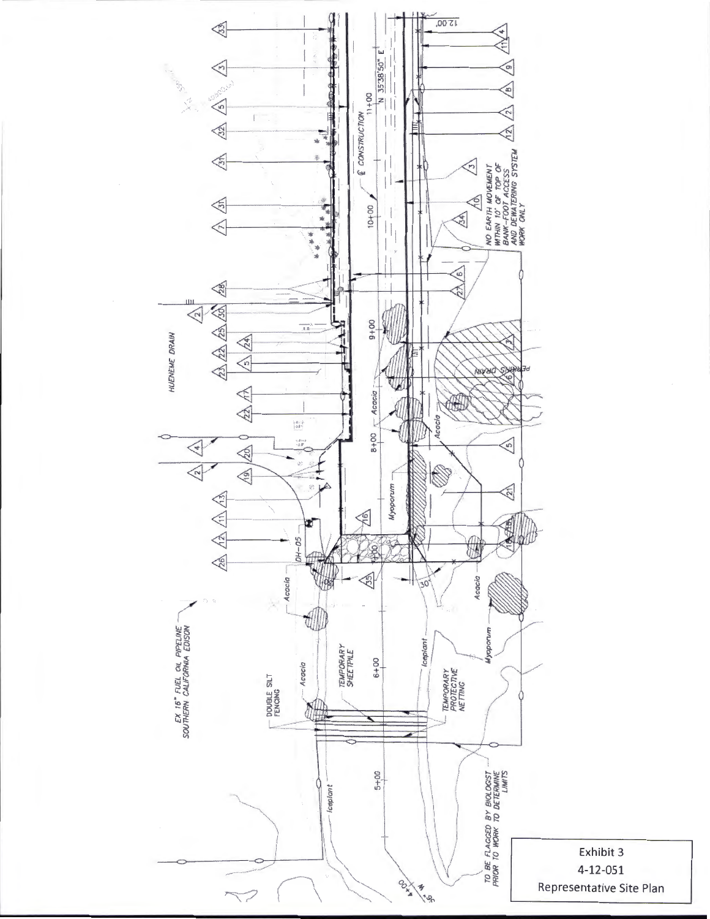Exhibit 3

4-12-051

Representative Site Plan

HUENEME DRAIN

PERKINS DRAIN

EX 16" FUEL OIL PIPELINE SOUTHERN CALIFORNIA EDISON

DOUBLE SILT FENCING

TEMPORARY SHEETPILE

TEMPORARY PROTECTIVE NETTING

TO BE FLAGGED BY BIOLOGIST PRIOR TO WORK TO DETERMINE LIMITS

NO EARTH MOVEMENT WITHIN 10' OF TOP OF BANK—FOOT ACCESS AND DEWATERING SYSTEM WORK ONLY

℄ CONSTRUCTION

N 35°38'50" E

12.00'

Acacia

Myoporum

Iceplant

DH-05

5+00

6+00

8+00

9+00

10+00

11+00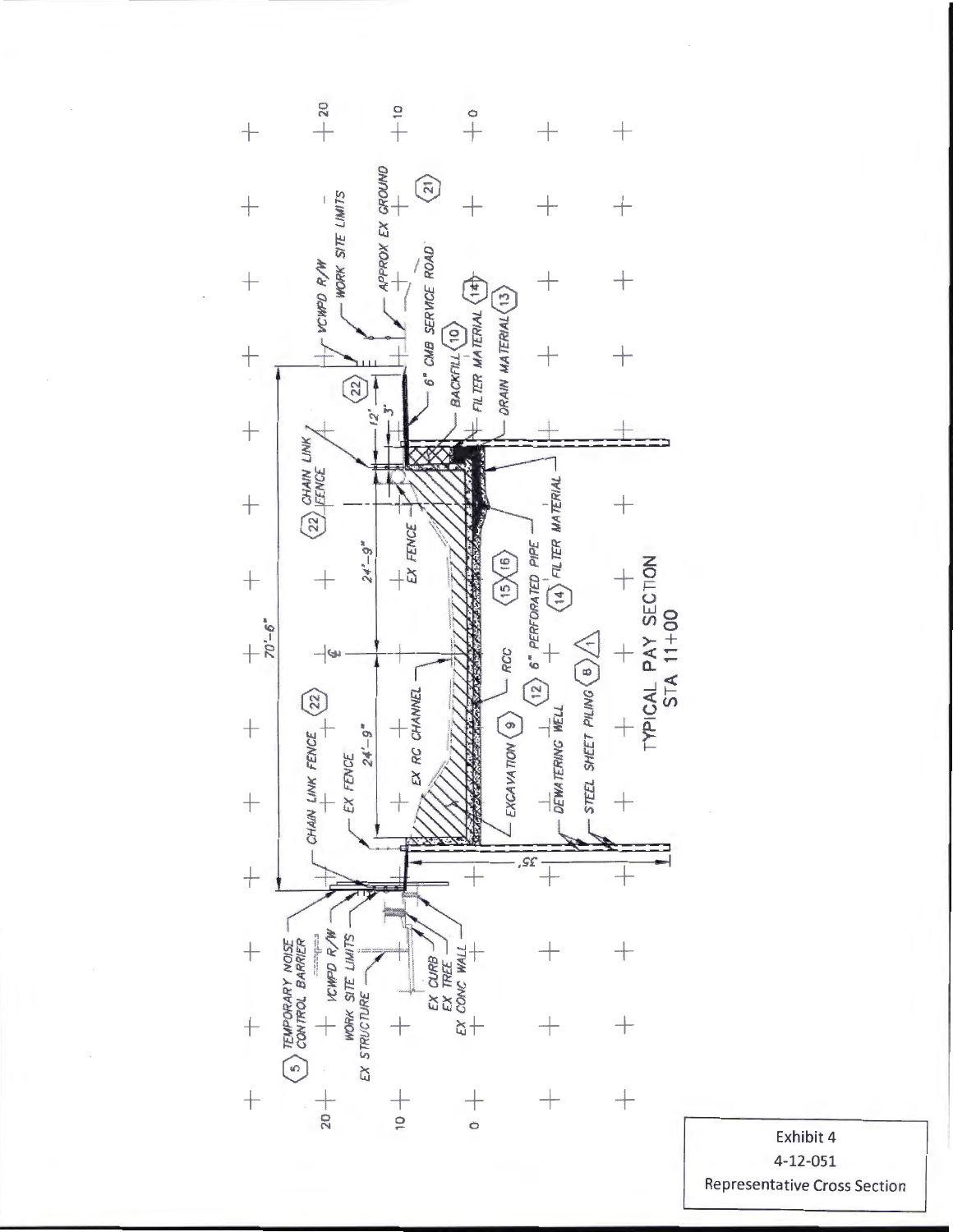TYPICAL PAY SECTION
STA 11+00

(5) TEMPORARY NOISE CONTROL BARRIER

VCWPD R/W

WORK SITE LIMITS

EX STRUCTURE

EX CURB

EX TREE

EX CONC WALL

CHAIN LINK FENCE (22)

EX FENCE

EX RC CHANNEL

EXCAVATION (9)

DEWATERING WELL

STEEL SHEET PILING (8) △1

RCC

(12) 6" PERFORATED PIPE

(14) FILTER MATERIAL

(15) (16)

(22) CHAIN LINK FENCE

EX FENCE

(22)

6" CMB SERVICE ROAD

BACKFILL (10)

FILTER MATERIAL (14)

DRAIN MATERIAL (13)

APPROX EX GROUND

(21)

VCWPD R/W

WORK SITE LIMITS

70'-6"

24'-9"

24'-9"

12'

3'

35'

℄

20

10

0

Exhibit 4
4-12-051
Representative Cross Section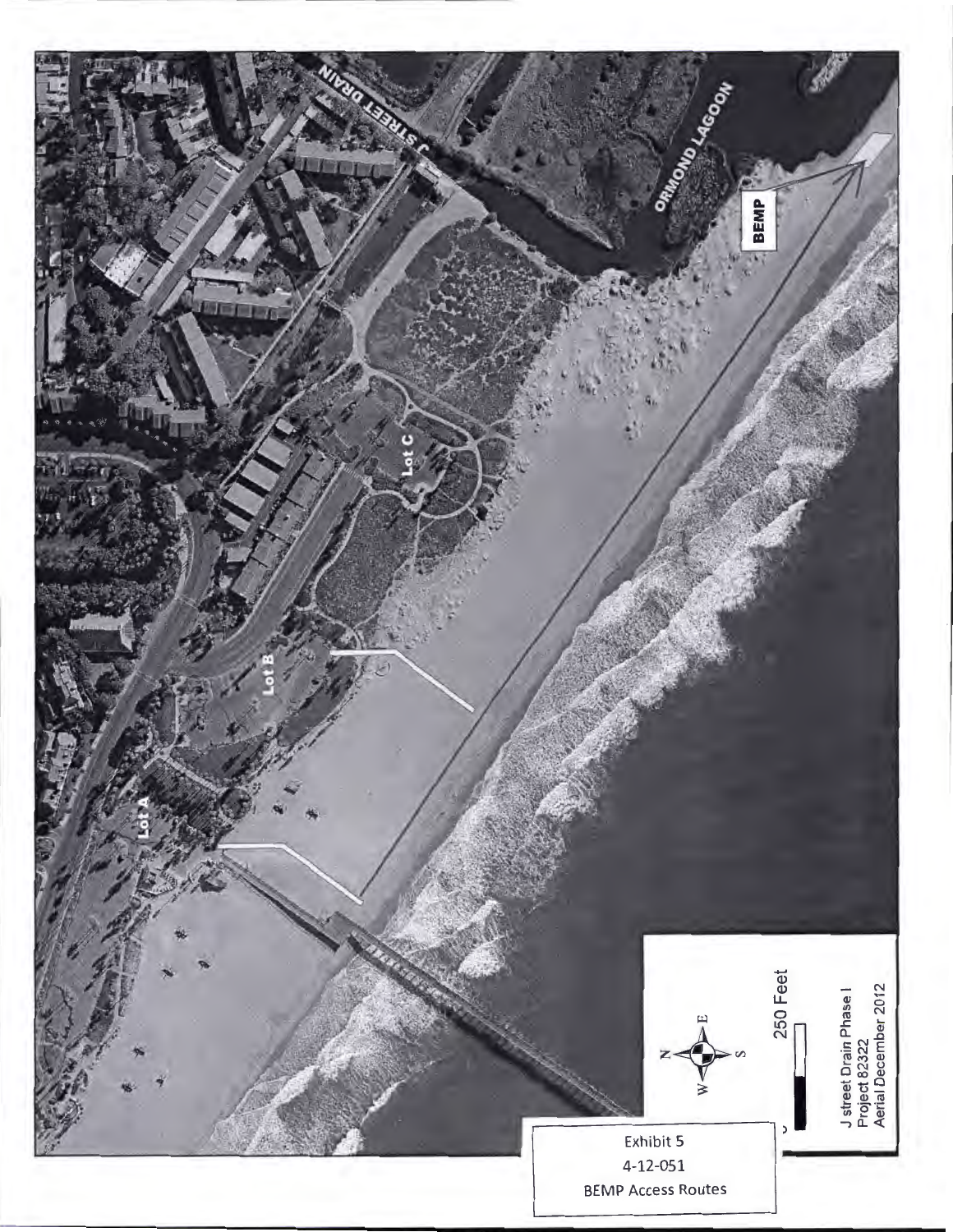J STREET DRAIN

ORMOND LAGOON

BEMP

Lot C

Lot B

Lot A

N
E
S
W

250 Feet

J street Drain Phase I
Project 82322
Aerial December 2012

Exhibit 5
4-12-051
BEMP Access Routes